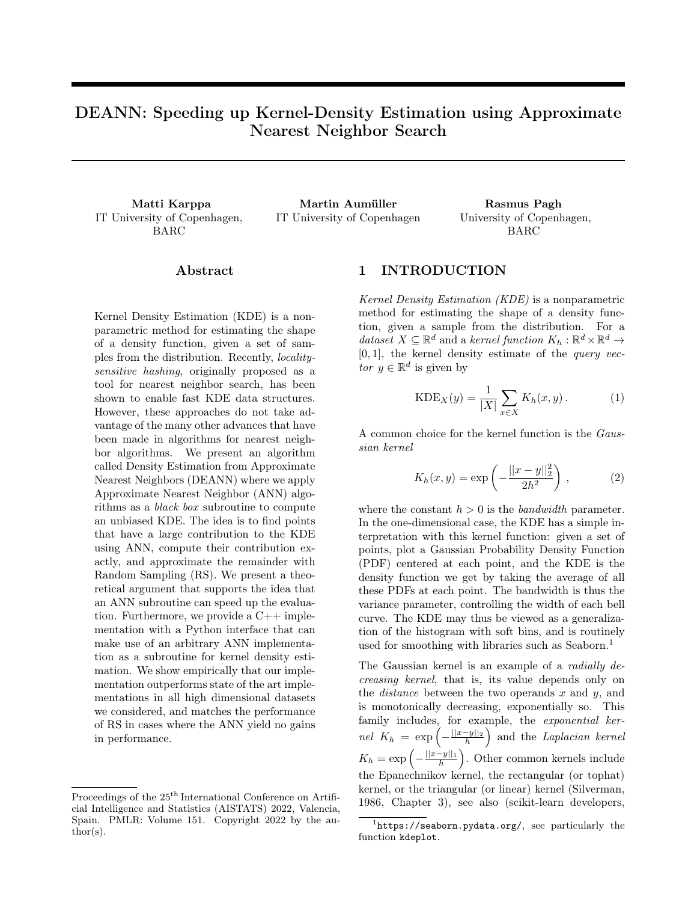# DEANN: Speeding up Kernel-Density Estimation using Approximate Nearest Neighbor Search

**Matti Karppa**
IT University of Copenhagen, BARC

**Martin Aumüller**
IT University of Copenhagen

**Rasmus Pagh**
University of Copenhagen, BARC

## Abstract

Kernel Density Estimation (KDE) is a nonparametric method for estimating the shape of a density function, given a set of samples from the distribution. Recently, *locality-sensitive hashing*, originally proposed as a tool for nearest neighbor search, has been shown to enable fast KDE data structures. However, these approaches do not take advantage of the many other advances that have been made in algorithms for nearest neighbor algorithms. We present an algorithm called Density Estimation from Approximate Nearest Neighbors (DEANN) where we apply Approximate Nearest Neighbor (ANN) algorithms as a *black box* subroutine to compute an unbiased KDE. The idea is to find points that have a large contribution to the KDE using ANN, compute their contribution exactly, and approximate the remainder with Random Sampling (RS). We present a theoretical argument that supports the idea that an ANN subroutine can speed up the evaluation. Furthermore, we provide a C++ implementation with a Python interface that can make use of an arbitrary ANN implementation as a subroutine for kernel density estimation. We show empirically that our implementation outperforms state of the art implementations in all high dimensional datasets we considered, and matches the performance of RS in cases where the ANN yield no gains in performance.

## 1 INTRODUCTION

*Kernel Density Estimation (KDE)* is a nonparametric method for estimating the shape of a density function, given a sample from the distribution. For a *dataset* $X \subseteq \mathbb{R}^d$ and a *kernel function* $K_h : \mathbb{R}^d \times \mathbb{R}^d \to [0, 1]$, the kernel density estimate of the *query vector* $y \in \mathbb{R}^d$ is given by

$$\mathrm{KDE}_X(y) = \frac{1}{|X|} \sum_{x \in X} K_h(x, y) \,. \tag{1}$$

A common choice for the kernel function is the *Gaussian kernel*

$$K_h(x, y) = \exp\left(-\frac{||x - y||_2^2}{2h^2}\right) , \tag{2}$$

where the constant $h > 0$ is the *bandwidth* parameter. In the one-dimensional case, the KDE has a simple interpretation with this kernel function: given a set of points, plot a Gaussian Probability Density Function (PDF) centered at each point, and the KDE is the density function we get by taking the average of all these PDFs at each point. The bandwidth is thus the variance parameter, controlling the width of each bell curve. The KDE may thus be viewed as a generalization of the histogram with soft bins, and is routinely used for smoothing with libraries such as Seaborn.[1]

The Gaussian kernel is an example of a *radially decreasing kernel*, that is, its value depends only on the *distance* between the two operands $x$ and $y$, and is monotonically decreasing, exponentially so. This family includes, for example, the *exponential kernel* $K_h = \exp\left(-\frac{||x-y||_2}{h}\right)$ and the *Laplacian kernel* $K_h = \exp\left(-\frac{||x-y||_1}{h}\right)$. Other common kernels include the Epanechnikov kernel, the rectangular (or tophat) kernel, or the triangular (or linear) kernel (Silverman, 1986, Chapter 3), see also (scikit-learn developers,

[1] `https://seaborn.pydata.org/`, see particularly the function `kdeplot`.

Proceedings of the 25[th] International Conference on Artificial Intelligence and Statistics (AISTATS) 2022, Valencia, Spain. PMLR: Volume 151. Copyright 2022 by the author(s).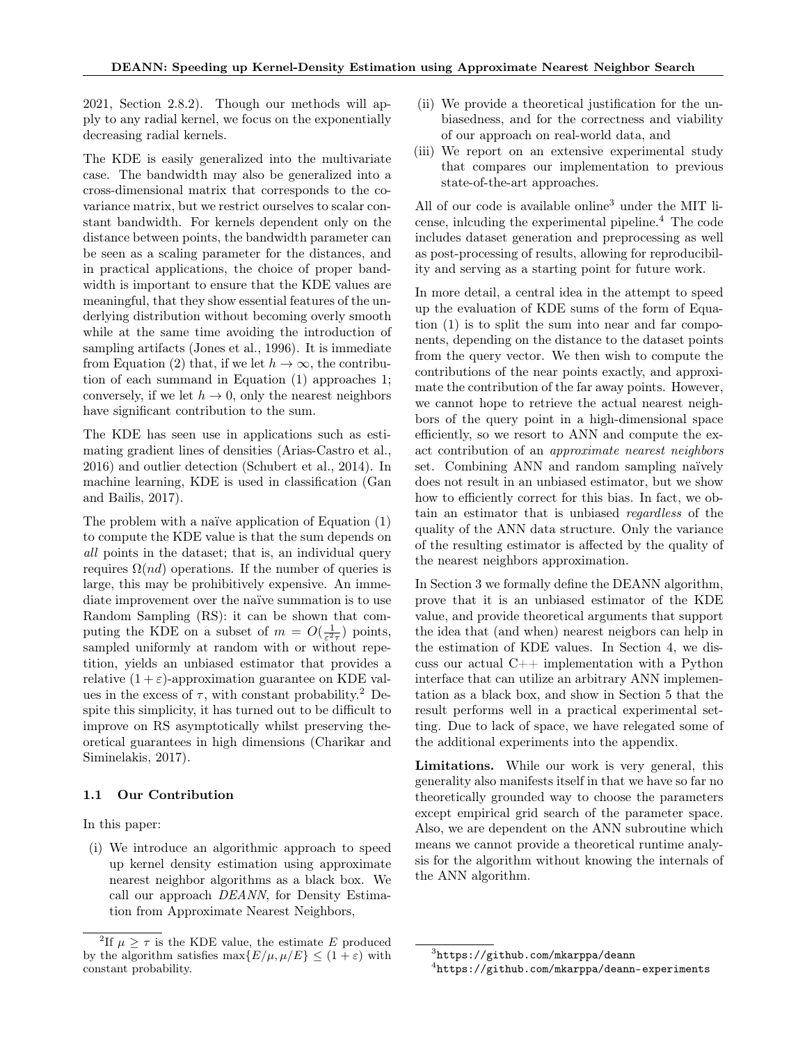2021, Section 2.8.2). Though our methods will apply to any radial kernel, we focus on the exponentially decreasing radial kernels.

The KDE is easily generalized into the multivariate case. The bandwidth may also be generalized into a cross-dimensional matrix that corresponds to the covariance matrix, but we restrict ourselves to scalar constant bandwidth. For kernels dependent only on the distance between points, the bandwidth parameter can be seen as a scaling parameter for the distances, and in practical applications, the choice of proper bandwidth is important to ensure that the KDE values are meaningful, that they show essential features of the underlying distribution without becoming overly smooth while at the same time avoiding the introduction of sampling artifacts (Jones et al., 1996). It is immediate from Equation (2) that, if we let $h \to \infty$, the contribution of each summand in Equation (1) approaches 1; conversely, if we let $h \to 0$, only the nearest neighbors have significant contribution to the sum.

The KDE has seen use in applications such as estimating gradient lines of densities (Arias-Castro et al., 2016) and outlier detection (Schubert et al., 2014). In machine learning, KDE is used in classification (Gan and Bailis, 2017).

The problem with a naïve application of Equation (1) to compute the KDE value is that the sum depends on *all* points in the dataset; that is, an individual query requires $\Omega(nd)$ operations. If the number of queries is large, this may be prohibitively expensive. An immediate improvement over the naïve summation is to use Random Sampling (RS): it can be shown that computing the KDE on a subset of $m = O(\frac{1}{\varepsilon^2 \tau})$ points, sampled uniformly at random with or without repetition, yields an unbiased estimator that provides a relative $(1+\varepsilon)$-approximation guarantee on KDE values in the excess of $\tau$, with constant probability.[2] Despite this simplicity, it has turned out to be difficult to improve on RS asymptotically whilst preserving theoretical guarantees in high dimensions (Charikar and Siminelakis, 2017).

### 1.1 Our Contribution

In this paper:

(i) We introduce an algorithmic approach to speed up kernel density estimation using approximate nearest neighbor algorithms as a black box. We call our approach *DEANN*, for Density Estimation from Approximate Nearest Neighbors,

(ii) We provide a theoretical justification for the unbiasedness, and for the correctness and viability of our approach on real-world data, and

(iii) We report on an extensive experimental study that compares our implementation to previous state-of-the-art approaches.

All of our code is available online[3] under the MIT license, inlcuding the experimental pipeline.[4] The code includes dataset generation and preprocessing as well as post-processing of results, allowing for reproducibility and serving as a starting point for future work.

In more detail, a central idea in the attempt to speed up the evaluation of KDE sums of the form of Equation (1) is to split the sum into near and far components, depending on the distance to the dataset points from the query vector. We then wish to compute the contributions of the near points exactly, and approximate the contribution of the far away points. However, we cannot hope to retrieve the actual nearest neighbors of the query point in a high-dimensional space efficiently, so we resort to ANN and compute the exact contribution of an *approximate nearest neighbors* set. Combining ANN and random sampling naïvely does not result in an unbiased estimator, but we show how to efficiently correct for this bias. In fact, we obtain an estimator that is unbiased *regardless* of the quality of the ANN data structure. Only the variance of the resulting estimator is affected by the quality of the nearest neighbors approximation.

In Section 3 we formally define the DEANN algorithm, prove that it is an unbiased estimator of the KDE value, and provide theoretical arguments that support the idea that (and when) nearest neigbors can help in the estimation of KDE values. In Section 4, we discuss our actual C++ implementation with a Python interface that can utilize an arbitrary ANN implementation as a black box, and show in Section 5 that the result performs well in a practical experimental setting. Due to lack of space, we have relegated some of the additional experiments into the appendix.

**Limitations.** While our work is very general, this generality also manifests itself in that we have so far no theoretically grounded way to choose the parameters except empirical grid search of the parameter space. Also, we are dependent on the ANN subroutine which means we cannot provide a theoretical runtime analysis for the algorithm without knowing the internals of the ANN algorithm.

---

[2] If $\mu \geq \tau$ is the KDE value, the estimate $E$ produced by the algorithm satisfies $\max\{E/\mu, \mu/E\} \leq (1+\varepsilon)$ with constant probability.

[3] https://github.com/mkarppa/deann

[4] https://github.com/mkarppa/deann-experiments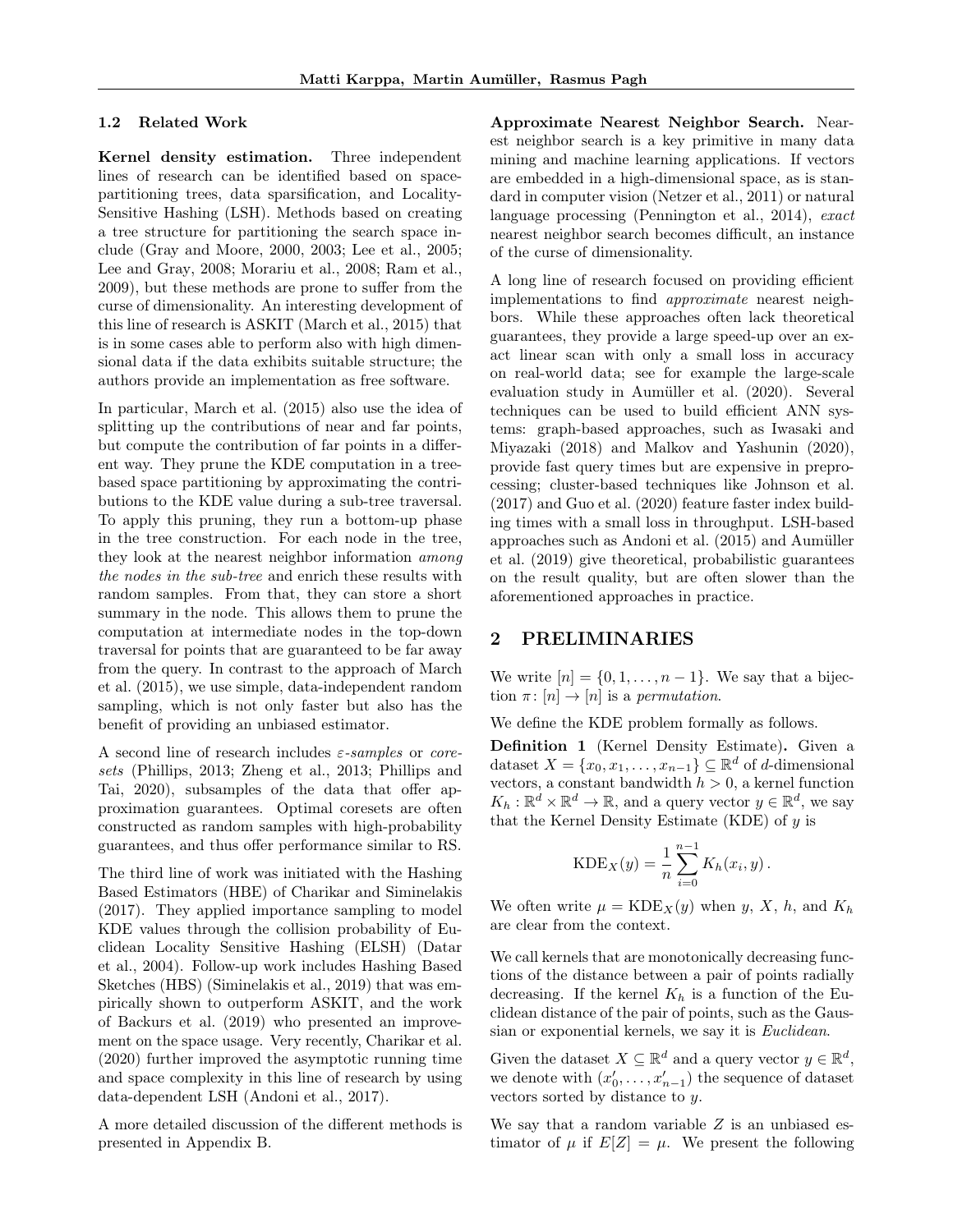### 1.2 Related Work

**Kernel density estimation.** Three independent lines of research can be identified based on space-partitioning trees, data sparsification, and Locality-Sensitive Hashing (LSH). Methods based on creating a tree structure for partitioning the search space include (Gray and Moore, 2000, 2003; Lee et al., 2005; Lee and Gray, 2008; Morariu et al., 2008; Ram et al., 2009), but these methods are prone to suffer from the curse of dimensionality. An interesting development of this line of research is ASKIT (March et al., 2015) that is in some cases able to perform also with high dimensional data if the data exhibits suitable structure; the authors provide an implementation as free software.

In particular, March et al. (2015) also use the idea of splitting up the contributions of near and far points, but compute the contribution of far points in a different way. They prune the KDE computation in a tree-based space partitioning by approximating the contributions to the KDE value during a sub-tree traversal. To apply this pruning, they run a bottom-up phase in the tree construction. For each node in the tree, they look at the nearest neighbor information *among the nodes in the sub-tree* and enrich these results with random samples. From that, they can store a short summary in the node. This allows them to prune the computation at intermediate nodes in the top-down traversal for points that are guaranteed to be far away from the query. In contrast to the approach of March et al. (2015), we use simple, data-independent random sampling, which is not only faster but also has the benefit of providing an unbiased estimator.

A second line of research includes *ε-samples* or *coresets* (Phillips, 2013; Zheng et al., 2013; Phillips and Tai, 2020), subsamples of the data that offer approximation guarantees. Optimal coresets are often constructed as random samples with high-probability guarantees, and thus offer performance similar to RS.

The third line of work was initiated with the Hashing Based Estimators (HBE) of Charikar and Siminelakis (2017). They applied importance sampling to model KDE values through the collision probability of Euclidean Locality Sensitive Hashing (ELSH) (Datar et al., 2004). Follow-up work includes Hashing Based Sketches (HBS) (Siminelakis et al., 2019) that was empirically shown to outperform ASKIT, and the work of Backurs et al. (2019) who presented an improvement on the space usage. Very recently, Charikar et al. (2020) further improved the asymptotic running time and space complexity in this line of research by using data-dependent LSH (Andoni et al., 2017).

A more detailed discussion of the different methods is presented in Appendix B.

**Approximate Nearest Neighbor Search.** Nearest neighbor search is a key primitive in many data mining and machine learning applications. If vectors are embedded in a high-dimensional space, as is standard in computer vision (Netzer et al., 2011) or natural language processing (Pennington et al., 2014), *exact* nearest neighbor search becomes difficult, an instance of the curse of dimensionality.

A long line of research focused on providing efficient implementations to find *approximate* nearest neighbors. While these approaches often lack theoretical guarantees, they provide a large speed-up over an exact linear scan with only a small loss in accuracy on real-world data; see for example the large-scale evaluation study in Aumüller et al. (2020). Several techniques can be used to build efficient ANN systems: graph-based approaches, such as Iwasaki and Miyazaki (2018) and Malkov and Yashunin (2020), provide fast query times but are expensive in preprocessing; cluster-based techniques like Johnson et al. (2017) and Guo et al. (2020) feature faster index building times with a small loss in throughput. LSH-based approaches such as Andoni et al. (2015) and Aumüller et al. (2019) give theoretical, probabilistic guarantees on the result quality, but are often slower than the aforementioned approaches in practice.

## 2 PRELIMINARIES

We write $[n] = \{0, 1, \ldots, n-1\}$. We say that a bijection $\pi \colon [n] \to [n]$ is a *permutation*.

We define the KDE problem formally as follows.

**Definition 1** (Kernel Density Estimate)**.** Given a dataset $X = \{x_0, x_1, \ldots, x_{n-1}\} \subseteq \mathbb{R}^d$ of $d$-dimensional vectors, a constant bandwidth $h > 0$, a kernel function $K_h : \mathbb{R}^d \times \mathbb{R}^d \to \mathbb{R}$, and a query vector $y \in \mathbb{R}^d$, we say that the Kernel Density Estimate (KDE) of $y$ is

$$\mathrm{KDE}_X(y) = \frac{1}{n} \sum_{i=0}^{n-1} K_h(x_i, y)\,.$$

We often write $\mu = \mathrm{KDE}_X(y)$ when $y$, $X$, $h$, and $K_h$ are clear from the context.

We call kernels that are monotonically decreasing functions of the distance between a pair of points radially decreasing. If the kernel $K_h$ is a function of the Euclidean distance of the pair of points, such as the Gaussian or exponential kernels, we say it is *Euclidean*.

Given the dataset $X \subseteq \mathbb{R}^d$ and a query vector $y \in \mathbb{R}^d$, we denote with $(x'_0, \ldots, x'_{n-1})$ the sequence of dataset vectors sorted by distance to $y$.

We say that a random variable $Z$ is an unbiased estimator of $\mu$ if $E[Z] = \mu$. We present the following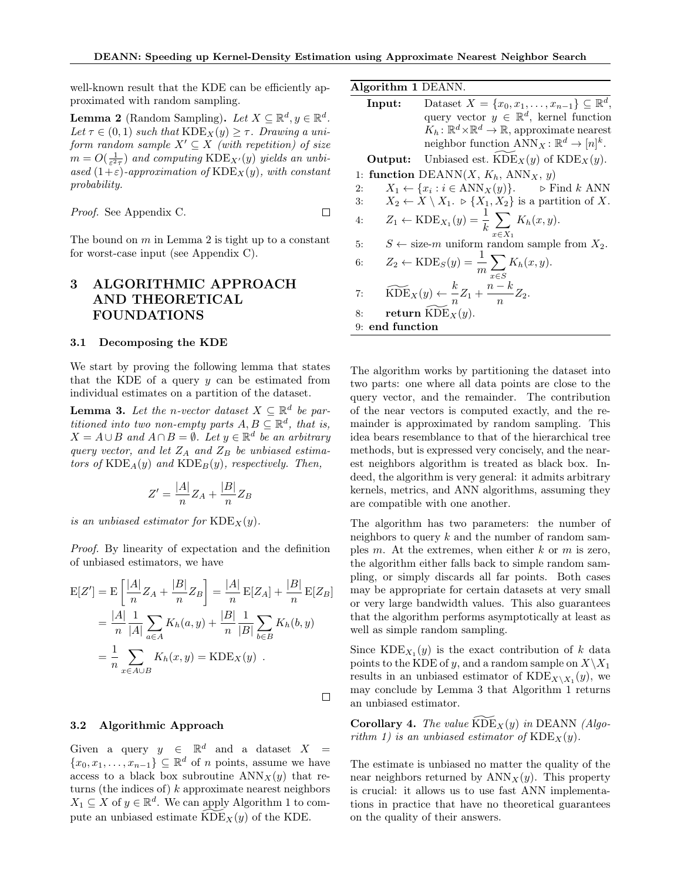well-known result that the KDE can be efficiently approximated with random sampling.

**Lemma 2** (Random Sampling)**.** *Let $X \subseteq \mathbb{R}^d, y \in \mathbb{R}^d$. Let $\tau \in (0,1)$ such that $\mathrm{KDE}_X(y) \geq \tau$. Drawing a uniform random sample $X' \subseteq X$ (with repetition) of size $m = O(\frac{1}{\varepsilon^2 \tau})$ and computing $\mathrm{KDE}_{X'}(y)$ yields an unbiased $(1+\varepsilon)$-approximation of $\mathrm{KDE}_X(y)$, with constant probability.*

*Proof.* See Appendix C. □

The bound on $m$ in Lemma 2 is tight up to a constant for worst-case input (see Appendix C).

## 3 ALGORITHMIC APPROACH AND THEORETICAL FOUNDATIONS

### 3.1 Decomposing the KDE

We start by proving the following lemma that states that the KDE of a query $y$ can be estimated from individual estimates on a partition of the dataset.

**Lemma 3.** *Let the $n$-vector dataset $X \subseteq \mathbb{R}^d$ be partitioned into two non-empty parts $A, B \subseteq \mathbb{R}^d$, that is, $X = A \cup B$ and $A \cap B = \emptyset$. Let $y \in \mathbb{R}^d$ be an arbitrary query vector, and let $Z_A$ and $Z_B$ be unbiased estimators of $\mathrm{KDE}_A(y)$ and $\mathrm{KDE}_B(y)$, respectively. Then,*

$$Z' = \frac{|A|}{n} Z_A + \frac{|B|}{n} Z_B$$

*is an unbiased estimator for $\mathrm{KDE}_X(y)$.*

*Proof.* By linearity of expectation and the definition of unbiased estimators, we have

$$\begin{aligned}
\mathrm{E}[Z'] &= \mathrm{E}\left[\frac{|A|}{n} Z_A + \frac{|B|}{n} Z_B\right] = \frac{|A|}{n}\mathrm{E}[Z_A] + \frac{|B|}{n}\mathrm{E}[Z_B] \\
&= \frac{|A|}{n}\frac{1}{|A|}\sum_{a \in A} K_h(a, y) + \frac{|B|}{n}\frac{1}{|B|}\sum_{b \in B} K_h(b, y) \\
&= \frac{1}{n}\sum_{x \in A \cup B} K_h(x, y) = \mathrm{KDE}_X(y) \ .
\end{aligned}$$

□

### 3.2 Algorithmic Approach

Given a query $y \in \mathbb{R}^d$ and a dataset $X = \{x_0, x_1, \ldots, x_{n-1}\} \subseteq \mathbb{R}^d$ of $n$ points, assume we have access to a black box subroutine $\mathrm{ANN}_X(y)$ that returns (the indices of) $k$ approximate nearest neighbors $X_1 \subseteq X$ of $y \in \mathbb{R}^d$. We can apply Algorithm 1 to compute an unbiased estimate $\widetilde{\mathrm{KDE}}_X(y)$ of the KDE.

**Algorithm 1** DEANN.

**Input:** Dataset $X = \{x_0, x_1, \ldots, x_{n-1}\} \subseteq \mathbb{R}^d$, query vector $y \in \mathbb{R}^d$, kernel function $K_h \colon \mathbb{R}^d \times \mathbb{R}^d \to \mathbb{R}$, approximate nearest neighbor function $\mathrm{ANN}_X \colon \mathbb{R}^d \to [n]^k$.

**Output:** Unbiased est. $\widetilde{\mathrm{KDE}}_X(y)$ of $\mathrm{KDE}_X(y)$.

```
1: function DEANN(X, K_h, ANN_X, y)
2:     X_1 ← {x_i : i ∈ ANN_X(y)}.            ▷ Find k ANN
3:     X_2 ← X \ X_1.  ▷ {X_1, X_2} is a partition of X.
4:     Z_1 ← KDE_{X_1}(y) = (1/k) Σ_{x∈X_1} K_h(x, y).
5:     S ← size-m uniform random sample from X_2.
6:     Z_2 ← KDE_S(y) = (1/m) Σ_{x∈S} K_h(x, y).
7:     KDE~_X(y) ← (k/n) Z_1 + ((n−k)/n) Z_2.
8:     return KDE~_X(y).
9: end function
```

The algorithm works by partitioning the dataset into two parts: one where all data points are close to the query vector, and the remainder. The contribution of the near vectors is computed exactly, and the remainder is approximated by random sampling. This idea bears resemblance to that of the hierarchical tree methods, but is expressed very concisely, and the nearest neighbors algorithm is treated as black box. Indeed, the algorithm is very general: it admits arbitrary kernels, metrics, and ANN algorithms, assuming they are compatible with one another.

The algorithm has two parameters: the number of neighbors to query $k$ and the number of random samples $m$. At the extremes, when either $k$ or $m$ is zero, the algorithm either falls back to simple random sampling, or simply discards all far points. Both cases may be appropriate for certain datasets at very small or very large bandwidth values. This also guarantees that the algorithm performs asymptotically at least as well as simple random sampling.

Since $\mathrm{KDE}_{X_1}(y)$ is the exact contribution of $k$ data points to the KDE of $y$, and a random sample on $X \setminus X_1$ results in an unbiased estimator of $\mathrm{KDE}_{X \setminus X_1}(y)$, we may conclude by Lemma 3 that Algorithm 1 returns an unbiased estimator.

**Corollary 4.** *The value $\widetilde{\mathrm{KDE}}_X(y)$ in* DEANN *(Algorithm 1) is an unbiased estimator of $\mathrm{KDE}_X(y)$.*

The estimate is unbiased no matter the quality of the near neighbors returned by $\mathrm{ANN}_X(y)$. This property is crucial: it allows us to use fast ANN implementations in practice that have no theoretical guarantees on the quality of their answers.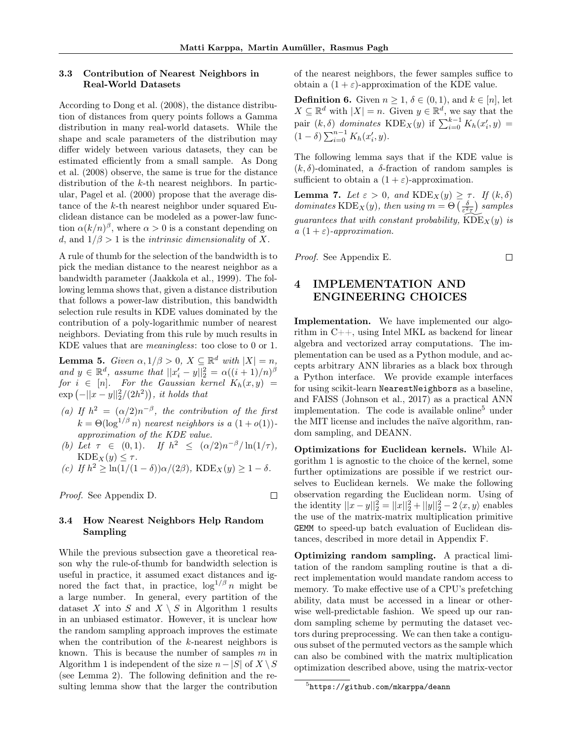### 3.3 Contribution of Nearest Neighbors in Real-World Datasets

According to Dong et al. (2008), the distance distribution of distances from query points follows a Gamma distribution in many real-world datasets. While the shape and scale parameters of the distribution may differ widely between various datasets, they can be estimated efficiently from a small sample. As Dong et al. (2008) observe, the same is true for the distance distribution of the $k$-th nearest neighbors. In particular, Pagel et al. (2000) propose that the average distance of the $k$-th nearest neighbor under squared Euclidean distance can be modeled as a power-law function $\alpha(k/n)^\beta$, where $\alpha > 0$ is a constant depending on $d$, and $1/\beta > 1$ is the *intrinsic dimensionality* of $X$.

A rule of thumb for the selection of the bandwidth is to pick the median distance to the nearest neighbor as a bandwidth parameter (Jaakkola et al., 1999). The following lemma shows that, given a distance distribution that follows a power-law distribution, this bandwidth selection rule results in KDE values dominated by the contribution of a poly-logarithmic number of nearest neighbors. Deviating from this rule by much results in KDE values that are *meaningless*: too close to 0 or 1.

**Lemma 5.** *Given $\alpha, 1/\beta > 0$, $X \subseteq \mathbb{R}^d$ with $|X| = n$, and $y \in \mathbb{R}^d$, assume that $||x_i' - y||_2^2 = \alpha((i+1)/n)^\beta$ for $i \in [n]$. For the Gaussian kernel $K_h(x,y) = \exp\left(-||x-y||_2^2/(2h^2)\right)$, it holds that*

- *(a) If $h^2 = (\alpha/2)n^{-\beta}$, the contribution of the first $k = \Theta(\log^{1/\beta} n)$ nearest neighbors is a $(1+o(1))$-approximation of the KDE value.*
- *(b) Let $\tau \in (0,1)$. If $h^2 \le (\alpha/2)n^{-\beta}/\ln(1/\tau)$, $\mathrm{KDE}_X(y) \le \tau$.*
- *(c) If $h^2 \ge \ln(1/(1-\delta))\alpha/(2\beta)$, $\mathrm{KDE}_X(y) \ge 1-\delta$.*

*Proof.* See Appendix D. □

### 3.4 How Nearest Neighbors Help Random Sampling

While the previous subsection gave a theoretical reason why the rule-of-thumb for bandwidth selection is useful in practice, it assumed exact distances and ignored the fact that, in practice, $\log^{1/\beta} n$ might be a large number. In general, every partition of the dataset $X$ into $S$ and $X \setminus S$ in Algorithm 1 results in an unbiased estimator. However, it is unclear how the random sampling approach improves the estimate when the contribution of the $k$-nearest neighbors is known. This is because the number of samples $m$ in Algorithm 1 is independent of the size $n - |S|$ of $X \setminus S$ (see Lemma 2). The following definition and the resulting lemma show that the larger the contribution of the nearest neighbors, the fewer samples suffice to obtain a $(1+\varepsilon)$-approximation of the KDE value.

**Definition 6.** Given $n \ge 1$, $\delta \in (0,1)$, and $k \in [n]$, let $X \subseteq \mathbb{R}^d$ with $|X| = n$. Given $y \in \mathbb{R}^d$, we say that the pair $(k, \delta)$ *dominates* $\mathrm{KDE}_X(y)$ if $\sum_{i=0}^{k-1} K_h(x_i', y) = (1-\delta)\sum_{i=0}^{n-1} K_h(x_i', y)$.

The following lemma says that if the KDE value is $(k,\delta)$-dominated, a $\delta$-fraction of random samples is sufficient to obtain a $(1+\varepsilon)$-approximation.

**Lemma 7.** *Let $\varepsilon > 0$, and $\mathrm{KDE}_X(y) \ge \tau$. If $(k,\delta)$ dominates $\mathrm{KDE}_X(y)$, then using $m = \Theta\left(\frac{\delta}{\varepsilon^2\tau}\right)$ samples guarantees that with constant probability, $\widetilde{\mathrm{KDE}}_X(y)$ is a $(1+\varepsilon)$-approximation.*

*Proof.* See Appendix E. □

## 4 IMPLEMENTATION AND ENGINEERING CHOICES

**Implementation.** We have implemented our algorithm in C++, using Intel MKL as backend for linear algebra and vectorized array computations. The implementation can be used as a Python module, and accepts arbitrary ANN libraries as a black box through a Python interface. We provide example interfaces for using scikit-learn `NearestNeighbors` as a baseline, and FAISS (Johnson et al., 2017) as a practical ANN implementation. The code is available online[5] under the MIT license and includes the naïve algorithm, random sampling, and DEANN.

**Optimizations for Euclidean kernels.** While Algorithm 1 is agnostic to the choice of the kernel, some further optimizations are possible if we restrict ourselves to Euclidean kernels. We make the following observation regarding the Euclidean norm. Using of the identity $||x-y||_2^2 = ||x||_2^2 + ||y||_2^2 - 2\langle x, y\rangle$ enables the use of the matrix-matrix multiplication primitive `GEMM` to speed-up batch evaluation of Euclidean distances, described in more detail in Appendix F.

**Optimizing random sampling.** A practical limitation of the random sampling routine is that a direct implementation would mandate random access to memory. To make effective use of a CPU's prefetching ability, data must be accessed in a linear or otherwise well-predictable fashion. We speed up our random sampling scheme by permuting the dataset vectors during preprocessing. We can then take a contiguous subset of the permuted vectors as the sample which can also be combined with the matrix multiplication optimization described above, using the matrix-vector

[5] `https://github.com/mkarppa/deann`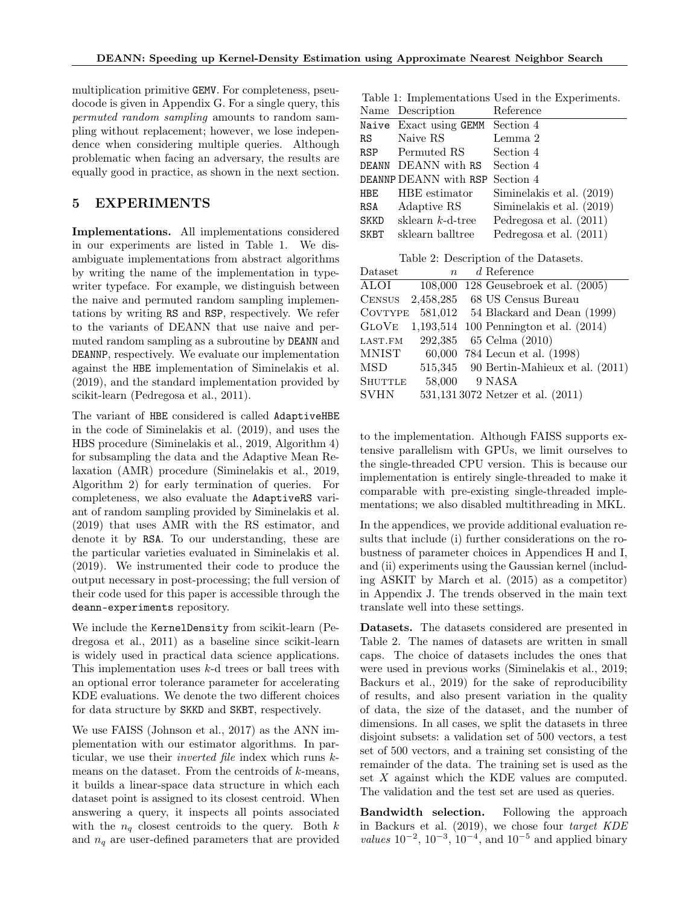multiplication primitive GEMV. For completeness, pseudocode is given in Appendix G. For a single query, this *permuted random sampling* amounts to random sampling without replacement; however, we lose independence when considering multiple queries. Although problematic when facing an adversary, the results are equally good in practice, as shown in the next section.

## 5 EXPERIMENTS

**Implementations.** All implementations considered in our experiments are listed in Table 1. We disambiguate implementations from abstract algorithms by writing the name of the implementation in typewriter typeface. For example, we distinguish between the naive and permuted random sampling implementations by writing `RS` and `RSP`, respectively. We refer to the variants of DEANN that use naive and permuted random sampling as a subroutine by `DEANN` and `DEANNP`, respectively. We evaluate our implementation against the `HBE` implementation of Siminelakis et al. (2019), and the standard implementation provided by scikit-learn (Pedregosa et al., 2011).

The variant of `HBE` considered is called `AdaptiveHBE` in the code of Siminelakis et al. (2019), and uses the HBS procedure (Siminelakis et al., 2019, Algorithm 4) for subsampling the data and the Adaptive Mean Relaxation (AMR) procedure (Siminelakis et al., 2019, Algorithm 2) for early termination of queries. For completeness, we also evaluate the `AdaptiveRS` variant of random sampling provided by Siminelakis et al. (2019) that uses AMR with the RS estimator, and denote it by `RSA`. To our understanding, these are the particular varieties evaluated in Siminelakis et al. (2019). We instrumented their code to produce the output necessary in post-processing; the full version of their code used for this paper is accessible through the `deann-experiments` repository.

We include the `KernelDensity` from scikit-learn (Pedregosa et al., 2011) as a baseline since scikit-learn is widely used in practical data science applications. This implementation uses $k$-d trees or ball trees with an optional error tolerance parameter for accelerating KDE evaluations. We denote the two different choices for data structure by `SKKD` and `SKBT`, respectively.

We use FAISS (Johnson et al., 2017) as the ANN implementation with our estimator algorithms. In particular, we use their *inverted file* index which runs $k$-means on the dataset. From the centroids of $k$-means, it builds a linear-space data structure in which each dataset point is assigned to its closest centroid. When answering a query, it inspects all points associated with the $n_q$ closest centroids to the query. Both $k$ and $n_q$ are user-defined parameters that are provided to the implementation. Although FAISS supports extensive parallelism with GPUs, we limit ourselves to the single-threaded CPU version. This is because our implementation is entirely single-threaded to make it comparable with pre-existing single-threaded implementations; we also disabled multithreading in MKL.

Table 1: Implementations Used in the Experiments.

| Name | Description | Reference |
|---|---|---|
| `Naive` | Exact using `GEMM` | Section 4 |
| `RS` | Naive RS | Lemma 2 |
| `RSP` | Permuted RS | Section 4 |
| `DEANN` | DEANN with `RS` | Section 4 |
| `DEANNP` | DEANN with `RSP` | Section 4 |
| `HBE` | HBE estimator | Siminelakis et al. (2019) |
| `RSA` | Adaptive RS | Siminelakis et al. (2019) |
| `SKKD` | sklearn $k$-d-tree | Pedregosa et al. (2011) |
| `SKBT` | sklearn balltree | Pedregosa et al. (2011) |

Table 2: Description of the Datasets.

| Dataset | $n$ | $d$ | Reference |
|---|---|---|---|
| ALOI | 108,000 | 128 | Geusebroek et al. (2005) |
| CENSUS | 2,458,285 | 68 | US Census Bureau |
| COVTYPE | 581,012 | 54 | Blackard and Dean (1999) |
| GLOVE | 1,193,514 | 100 | Pennington et al. (2014) |
| LAST.FM | 292,385 | 65 | Celma (2010) |
| MNIST | 60,000 | 784 | Lecun et al. (1998) |
| MSD | 515,345 | 90 | Bertin-Mahieux et al. (2011) |
| SHUTTLE | 58,000 | 9 | NASA |
| SVHN | 531,131 | 3072 | Netzer et al. (2011) |

In the appendices, we provide additional evaluation results that include (i) further considerations on the robustness of parameter choices in Appendices H and I, and (ii) experiments using the Gaussian kernel (including ASKIT by March et al. (2015) as a competitor) in Appendix J. The trends observed in the main text translate well into these settings.

**Datasets.** The datasets considered are presented in Table 2. The names of datasets are written in small caps. The choice of datasets includes the ones that were used in previous works (Siminelakis et al., 2019; Backurs et al., 2019) for the sake of reproducibility of results, and also present variation in the quality of data, the size of the dataset, and the number of dimensions. In all cases, we split the datasets in three disjoint subsets: a validation set of 500 vectors, a test set of 500 vectors, and a training set consisting of the remainder of the data. The training set is used as the set $X$ against which the KDE values are computed. The validation and the test set are used as queries.

**Bandwidth selection.** Following the approach in Backurs et al. (2019), we chose four *target KDE values* $10^{-2}$, $10^{-3}$, $10^{-4}$, and $10^{-5}$ and applied binary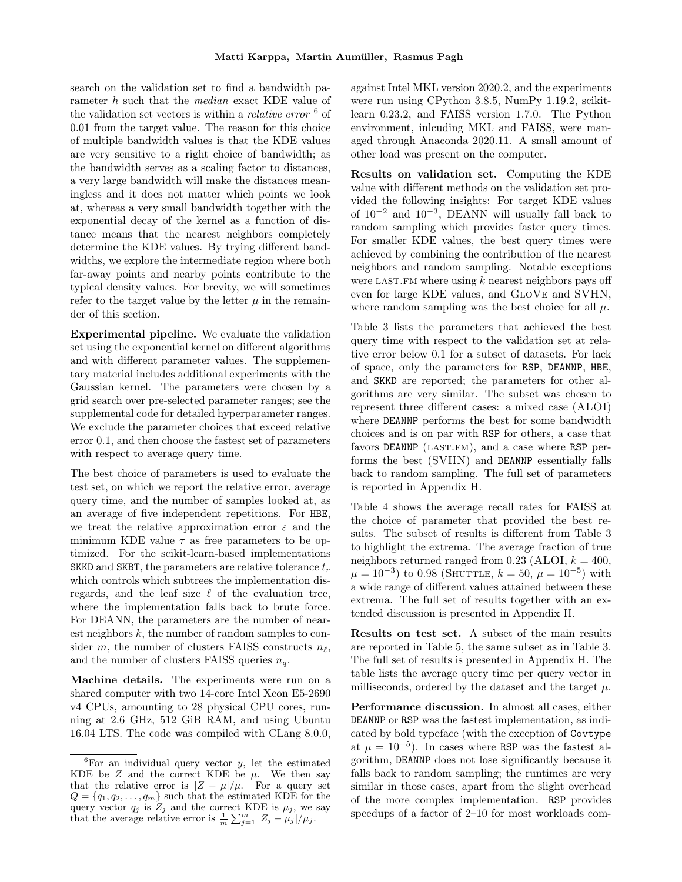search on the validation set to find a bandwidth parameter $h$ such that the *median* exact KDE value of the validation set vectors is within a *relative error* [6] of 0.01 from the target value. The reason for this choice of multiple bandwidth values is that the KDE values are very sensitive to a right choice of bandwidth; as the bandwidth serves as a scaling factor to distances, a very large bandwidth will make the distances meaningless and it does not matter which points we look at, whereas a very small bandwidth together with the exponential decay of the kernel as a function of distance means that the nearest neighbors completely determine the KDE values. By trying different bandwidths, we explore the intermediate region where both far-away points and nearby points contribute to the typical density values. For brevity, we will sometimes refer to the target value by the letter $\mu$ in the remainder of this section.

**Experimental pipeline.** We evaluate the validation set using the exponential kernel on different algorithms and with different parameter values. The supplementary material includes additional experiments with the Gaussian kernel. The parameters were chosen by a grid search over pre-selected parameter ranges; see the supplemental code for detailed hyperparameter ranges. We exclude the parameter choices that exceed relative error 0.1, and then choose the fastest set of parameters with respect to average query time.

The best choice of parameters is used to evaluate the test set, on which we report the relative error, average query time, and the number of samples looked at, as an average of five independent repetitions. For HBE, we treat the relative approximation error $\varepsilon$ and the minimum KDE value $\tau$ as free parameters to be optimized. For the scikit-learn-based implementations SKKD and SKBT, the parameters are relative tolerance $t_r$ which controls which subtrees the implementation disregards, and the leaf size $\ell$ of the evaluation tree, where the implementation falls back to brute force. For DEANN, the parameters are the number of nearest neighbors $k$, the number of random samples to consider $m$, the number of clusters FAISS constructs $n_\ell$, and the number of clusters FAISS queries $n_q$.

**Machine details.** The experiments were run on a shared computer with two 14-core Intel Xeon E5-2690 v4 CPUs, amounting to 28 physical CPU cores, running at 2.6 GHz, 512 GiB RAM, and using Ubuntu 16.04 LTS. The code was compiled with CLang 8.0.0, against Intel MKL version 2020.2, and the experiments were run using CPython 3.8.5, NumPy 1.19.2, scikit-learn 0.23.2, and FAISS version 1.7.0. The Python environment, inlcuding MKL and FAISS, were managed through Anaconda 2020.11. A small amount of other load was present on the computer.

**Results on validation set.** Computing the KDE value with different methods on the validation set provided the following insights: For target KDE values of $10^{-2}$ and $10^{-3}$, DEANN will usually fall back to random sampling which provides faster query times. For smaller KDE values, the best query times were achieved by combining the contribution of the nearest neighbors and random sampling. Notable exceptions were LAST.FM where using $k$ nearest neighbors pays off even for large KDE values, and GloVe and SVHN, where random sampling was the best choice for all $\mu$.

Table 3 lists the parameters that achieved the best query time with respect to the validation set at relative error below 0.1 for a subset of datasets. For lack of space, only the parameters for RSP, DEANNP, HBE, and SKKD are reported; the parameters for other algorithms are very similar. The subset was chosen to represent three different cases: a mixed case (ALOI) where DEANNP performs the best for some bandwidth choices and is on par with RSP for others, a case that favors DEANNP (LAST.FM), and a case where RSP performs the best (SVHN) and DEANNP essentially falls back to random sampling. The full set of parameters is reported in Appendix H.

Table 4 shows the average recall rates for FAISS at the choice of parameter that provided the best results. The subset of results is different from Table 3 to highlight the extrema. The average fraction of true neighbors returned ranged from 0.23 (ALOI, $k = 400$, $\mu = 10^{-3}$) to 0.98 (Shuttle, $k = 50$, $\mu = 10^{-5}$) with a wide range of different values attained between these extrema. The full set of results together with an extended discussion is presented in Appendix H.

**Results on test set.** A subset of the main results are reported in Table 5, the same subset as in Table 3. The full set of results is presented in Appendix H. The table lists the average query time per query vector in milliseconds, ordered by the dataset and the target $\mu$.

**Performance discussion.** In almost all cases, either DEANNP or RSP was the fastest implementation, as indicated by bold typeface (with the exception of Covtype at $\mu = 10^{-5}$). In cases where RSP was the fastest algorithm, DEANNP does not lose significantly because it falls back to random sampling; the runtimes are very similar in those cases, apart from the slight overhead of the more complex implementation. RSP provides speedups of a factor of 2–10 for most workloads com-

[6] For an individual query vector $y$, let the estimated KDE be $Z$ and the correct KDE be $\mu$. We then say that the relative error is $|Z - \mu|/\mu$. For a query set $Q = \{q_1, q_2, \ldots, q_m\}$ such that the estimated KDE for the query vector $q_j$ is $Z_j$ and the correct KDE is $\mu_j$, we say that the average relative error is $\frac{1}{m}\sum_{j=1}^{m} |Z_j - \mu_j|/\mu_j$.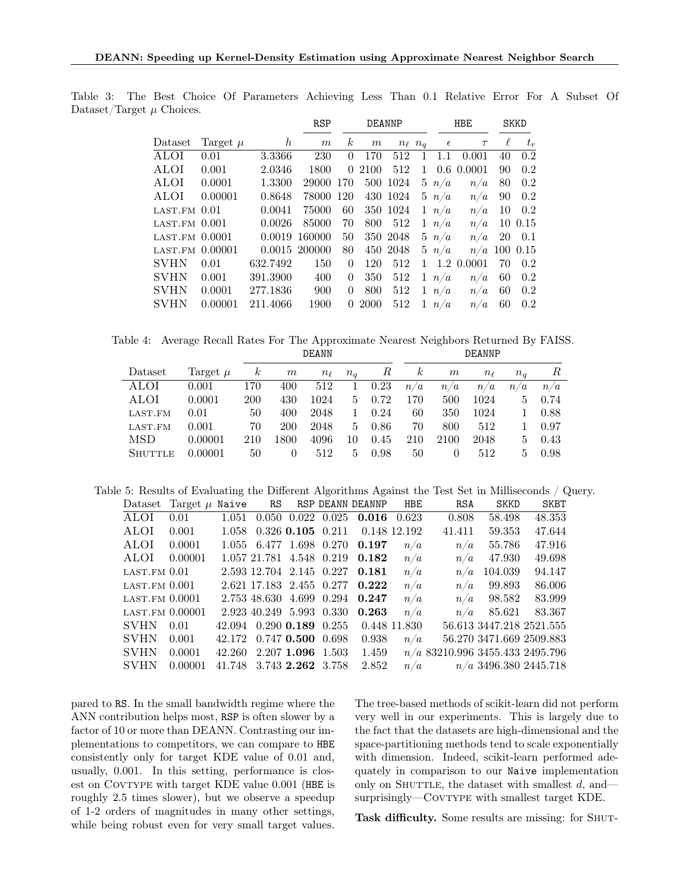Table 3: The Best Choice Of Parameters Achieving Less Than 0.1 Relative Error For A Subset Of Dataset/Target $\mu$ Choices.

| | | | RSP | DEANNP | | | | HBE | | SKKD | |
|---|---|---|---|---|---|---|---|---|---|---|---|
| Dataset | Target $\mu$ | $h$ | $m$ | $k$ | $m$ | $n_\ell$ | $n_q$ | $\epsilon$ | $\tau$ | $\ell$ | $t_r$ |
| ALOI | 0.01 | 3.3366 | 230 | 0 | 170 | 512 | 1 | 1.1 | 0.001 | 40 | 0.2 |
| ALOI | 0.001 | 2.0346 | 1800 | 0 | 2100 | 512 | 1 | 0.6 | 0.0001 | 90 | 0.2 |
| ALOI | 0.0001 | 1.3300 | 29000 | 170 | 500 | 1024 | 5 | $n/a$ | $n/a$ | 80 | 0.2 |
| ALOI | 0.00001 | 0.8648 | 78000 | 120 | 430 | 1024 | 5 | $n/a$ | $n/a$ | 90 | 0.2 |
| LAST.FM | 0.01 | 0.0041 | 75000 | 60 | 350 | 1024 | 1 | $n/a$ | $n/a$ | 10 | 0.2 |
| LAST.FM | 0.001 | 0.0026 | 85000 | 70 | 800 | 512 | 1 | $n/a$ | $n/a$ | 10 | 0.15 |
| LAST.FM | 0.0001 | 0.0019 | 160000 | 50 | 350 | 2048 | 5 | $n/a$ | $n/a$ | 20 | 0.1 |
| LAST.FM | 0.00001 | 0.0015 | 200000 | 80 | 450 | 2048 | 5 | $n/a$ | $n/a$ | 100 | 0.15 |
| SVHN | 0.01 | 632.7492 | 150 | 0 | 120 | 512 | 1 | 1.2 | 0.0001 | 70 | 0.2 |
| SVHN | 0.001 | 391.3900 | 400 | 0 | 350 | 512 | 1 | $n/a$ | $n/a$ | 60 | 0.2 |
| SVHN | 0.0001 | 277.1836 | 900 | 0 | 800 | 512 | 1 | $n/a$ | $n/a$ | 60 | 0.2 |
| SVHN | 0.00001 | 211.4066 | 1900 | 0 | 2000 | 512 | 1 | $n/a$ | $n/a$ | 60 | 0.2 |

Table 4: Average Recall Rates For The Approximate Nearest Neighbors Returned By FAISS.

| | | DEANN | | | | | DEANNP | | | | |
|---|---|---|---|---|---|---|---|---|---|---|---|
| Dataset | Target $\mu$ | $k$ | $m$ | $n_\ell$ | $n_q$ | $R$ | $k$ | $m$ | $n_\ell$ | $n_q$ | $R$ |
| ALOI | 0.001 | 170 | 400 | 512 | 1 | 0.23 | $n/a$ | $n/a$ | $n/a$ | $n/a$ | $n/a$ |
| ALOI | 0.0001 | 200 | 430 | 1024 | 5 | 0.72 | 170 | 500 | 1024 | 5 | 0.74 |
| LAST.FM | 0.01 | 50 | 400 | 2048 | 1 | 0.24 | 60 | 350 | 1024 | 1 | 0.88 |
| LAST.FM | 0.001 | 70 | 200 | 2048 | 5 | 0.86 | 70 | 800 | 512 | 1 | 0.97 |
| MSD | 0.00001 | 210 | 1800 | 4096 | 10 | 0.45 | 210 | 2100 | 2048 | 5 | 0.43 |
| SHUTTLE | 0.00001 | 50 | 0 | 512 | 5 | 0.98 | 50 | 0 | 512 | 5 | 0.98 |

Table 5: Results of Evaluating the Different Algorithms Against the Test Set in Milliseconds / Query.

| Dataset | Target $\mu$ | Naive | RS | RSP | DEANN | DEANNP | HBE | RSA | SKKD | SKBT |
|---|---|---|---|---|---|---|---|---|---|---|
| ALOI | 0.01 | 1.051 | 0.050 | 0.022 | 0.025 | **0.016** | 0.623 | 0.808 | 58.498 | 48.353 |
| ALOI | 0.001 | 1.058 | 0.326 | **0.105** | 0.211 | 0.148 | 12.192 | 41.411 | 59.353 | 47.644 |
| ALOI | 0.0001 | 1.055 | 6.477 | 1.698 | 0.270 | **0.197** | $n/a$ | $n/a$ | 55.786 | 47.916 |
| ALOI | 0.00001 | 1.057 | 21.781 | 4.548 | 0.219 | **0.182** | $n/a$ | $n/a$ | 47.930 | 49.698 |
| LAST.FM | 0.01 | 2.593 | 12.704 | 2.145 | 0.227 | **0.181** | $n/a$ | $n/a$ | 104.039 | 94.147 |
| LAST.FM | 0.001 | 2.621 | 17.183 | 2.455 | 0.277 | **0.222** | $n/a$ | $n/a$ | 99.893 | 86.006 |
| LAST.FM | 0.0001 | 2.753 | 48.630 | 4.699 | 0.294 | **0.247** | $n/a$ | $n/a$ | 98.582 | 83.999 |
| LAST.FM | 0.00001 | 2.923 | 40.249 | 5.993 | 0.330 | **0.263** | $n/a$ | $n/a$ | 85.621 | 83.367 |
| SVHN | 0.01 | 42.094 | 0.290 | **0.189** | 0.255 | 0.448 | 11.830 | 56.613 | 3447.218 | 2521.555 |
| SVHN | 0.001 | 42.172 | 0.747 | **0.500** | 0.698 | 0.938 | $n/a$ | 56.270 | 3471.669 | 2509.883 |
| SVHN | 0.0001 | 42.260 | 2.207 | **1.096** | 1.503 | 1.459 | $n/a$ | 83210.996 | 3455.433 | 2495.796 |
| SVHN | 0.00001 | 41.748 | 3.743 | **2.262** | 3.758 | 2.852 | $n/a$ | $n/a$ | 3496.380 | 2445.718 |

pared to RS. In the small bandwidth regime where the ANN contribution helps most, RSP is often slower by a factor of 10 or more than DEANN. Contrasting our implementations to competitors, we can compare to HBE consistently only for target KDE value of 0.01 and, usually, 0.001. In this setting, performance is closest on COVTYPE with target KDE value 0.001 (HBE is roughly 2.5 times slower), but we observe a speedup of 1-2 orders of magnitudes in many other settings, while being robust even for very small target values.

The tree-based methods of scikit-learn did not perform very well in our experiments. This is largely due to the fact that the datasets are high-dimensional and the space-partitioning methods tend to scale exponentially with dimension. Indeed, scikit-learn performed adequately in comparison to our Naive implementation only on SHUTTLE, the dataset with smallest $d$, and—surprisingly—COVTYPE with smallest target KDE.

**Task difficulty.** Some results are missing: for SHUT-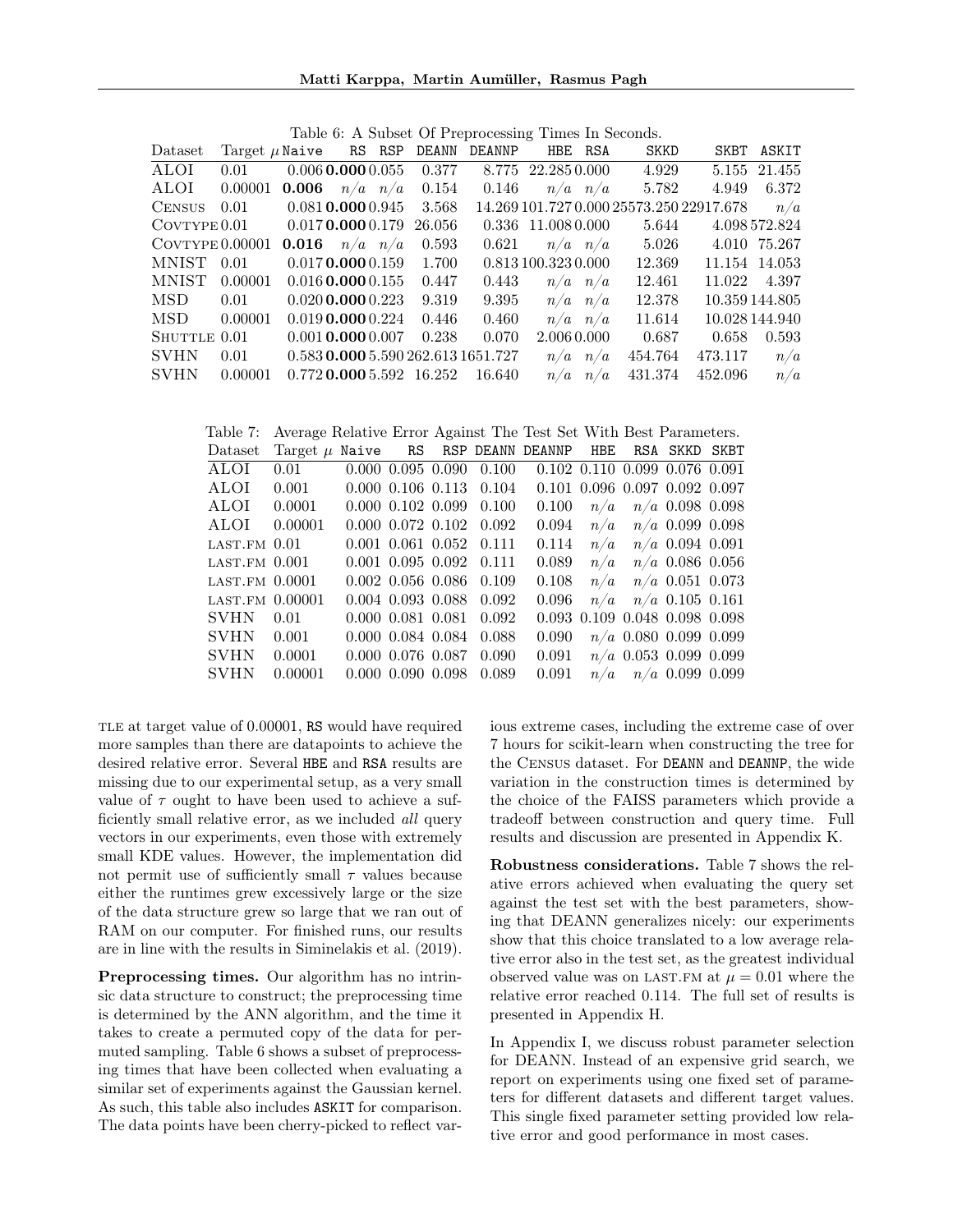Table 6: A Subset Of Preprocessing Times In Seconds.

| Dataset | Target $\mu$ | Naive | RS | RSP | DEANN | DEANNP | HBE | RSA | SKKD | SKBT | ASKIT |
|---|---|---|---|---|---|---|---|---|---|---|---|
| ALOI | 0.01 | 0.006 | **0.000** | 0.055 | 0.377 | 8.775 | 22.285 | 0.000 | 4.929 | 5.155 | 21.455 |
| ALOI | 0.00001 | **0.006** | $n/a$ | $n/a$ | 0.154 | 0.146 | $n/a$ | $n/a$ | 5.782 | 4.949 | 6.372 |
| Census | 0.01 | 0.081 | **0.000** | 0.945 | 3.568 | 14.269 | 101.727 | 0.000 | 25573.250 | 22917.678 | $n/a$ |
| Covtype | 0.01 | 0.017 | **0.000** | 0.179 | 26.056 | 0.336 | 11.008 | 0.000 | 5.644 | 4.098 | 572.824 |
| Covtype | 0.00001 | **0.016** | $n/a$ | $n/a$ | 0.593 | 0.621 | $n/a$ | $n/a$ | 5.026 | 4.010 | 75.267 |
| MNIST | 0.01 | 0.017 | **0.000** | 0.159 | 1.700 | 0.813 | 100.323 | 0.000 | 12.369 | 11.154 | 14.053 |
| MNIST | 0.00001 | 0.016 | **0.000** | 0.155 | 0.447 | 0.443 | $n/a$ | $n/a$ | 12.461 | 11.022 | 4.397 |
| MSD | 0.01 | 0.020 | **0.000** | 0.223 | 9.319 | 9.395 | $n/a$ | $n/a$ | 12.378 | 10.359 | 144.805 |
| MSD | 0.00001 | 0.019 | **0.000** | 0.224 | 0.446 | 0.460 | $n/a$ | $n/a$ | 11.614 | 10.028 | 144.940 |
| Shuttle | 0.01 | 0.001 | **0.000** | 0.007 | 0.238 | 0.070 | 2.006 | 0.000 | 0.687 | 0.658 | 0.593 |
| SVHN | 0.01 | 0.583 | **0.000** | 5.590 | 262.613 | 1651.727 | $n/a$ | $n/a$ | 454.764 | 473.117 | $n/a$ |
| SVHN | 0.00001 | 0.772 | **0.000** | 5.592 | 16.252 | 16.640 | $n/a$ | $n/a$ | 431.374 | 452.096 | $n/a$ |

Table 7: Average Relative Error Against The Test Set With Best Parameters.

| Dataset | Target $\mu$ | Naive | RS | RSP | DEANN | DEANNP | HBE | RSA | SKKD | SKBT |
|---|---|---|---|---|---|---|---|---|---|---|
| ALOI | 0.01 | 0.000 | 0.095 | 0.090 | 0.100 | 0.102 | 0.110 | 0.099 | 0.076 | 0.091 |
| ALOI | 0.001 | 0.000 | 0.106 | 0.113 | 0.104 | 0.101 | 0.096 | 0.097 | 0.092 | 0.097 |
| ALOI | 0.0001 | 0.000 | 0.102 | 0.099 | 0.100 | 0.100 | $n/a$ | $n/a$ | 0.098 | 0.098 |
| ALOI | 0.00001 | 0.000 | 0.072 | 0.102 | 0.092 | 0.094 | $n/a$ | $n/a$ | 0.099 | 0.098 |
| last.fm | 0.01 | 0.001 | 0.061 | 0.052 | 0.111 | 0.114 | $n/a$ | $n/a$ | 0.094 | 0.091 |
| last.fm | 0.001 | 0.001 | 0.095 | 0.092 | 0.111 | 0.089 | $n/a$ | $n/a$ | 0.086 | 0.056 |
| last.fm | 0.0001 | 0.002 | 0.056 | 0.086 | 0.109 | 0.108 | $n/a$ | $n/a$ | 0.051 | 0.073 |
| last.fm | 0.00001 | 0.004 | 0.093 | 0.088 | 0.092 | 0.096 | $n/a$ | $n/a$ | 0.105 | 0.161 |
| SVHN | 0.01 | 0.000 | 0.081 | 0.081 | 0.092 | 0.093 | 0.109 | 0.048 | 0.098 | 0.098 |
| SVHN | 0.001 | 0.000 | 0.084 | 0.084 | 0.088 | 0.090 | $n/a$ | 0.080 | 0.099 | 0.099 |
| SVHN | 0.0001 | 0.000 | 0.076 | 0.087 | 0.090 | 0.091 | $n/a$ | 0.053 | 0.099 | 0.099 |
| SVHN | 0.00001 | 0.000 | 0.090 | 0.098 | 0.089 | 0.091 | $n/a$ | $n/a$ | 0.099 | 0.099 |

tle at target value of 0.00001, RS would have required more samples than there are datapoints to achieve the desired relative error. Several HBE and RSA results are missing due to our experimental setup, as a very small value of $\tau$ ought to have been used to achieve a sufficiently small relative error, as we included *all* query vectors in our experiments, even those with extremely small KDE values. However, the implementation did not permit use of sufficiently small $\tau$ values because either the runtimes grew excessively large or the size of the data structure grew so large that we ran out of RAM on our computer. For finished runs, our results are in line with the results in Siminelakis et al. (2019).

**Preprocessing times.** Our algorithm has no intrinsic data structure to construct; the preprocessing time is determined by the ANN algorithm, and the time it takes to create a permuted copy of the data for permuted sampling. Table 6 shows a subset of preprocessing times that have been collected when evaluating a similar set of experiments against the Gaussian kernel. As such, this table also includes ASKIT for comparison. The data points have been cherry-picked to reflect various extreme cases, including the extreme case of over 7 hours for scikit-learn when constructing the tree for the Census dataset. For DEANN and DEANNP, the wide variation in the construction times is determined by the choice of the FAISS parameters which provide a tradeoff between construction and query time. Full results and discussion are presented in Appendix K.

**Robustness considerations.** Table 7 shows the relative errors achieved when evaluating the query set against the test set with the best parameters, showing that DEANN generalizes nicely: our experiments show that this choice translated to a low average relative error also in the test set, as the greatest individual observed value was on last.fm at $\mu = 0.01$ where the relative error reached 0.114. The full set of results is presented in Appendix H.

In Appendix I, we discuss robust parameter selection for DEANN. Instead of an expensive grid search, we report on experiments using one fixed set of parameters for different datasets and different target values. This single fixed parameter setting provided low relative error and good performance in most cases.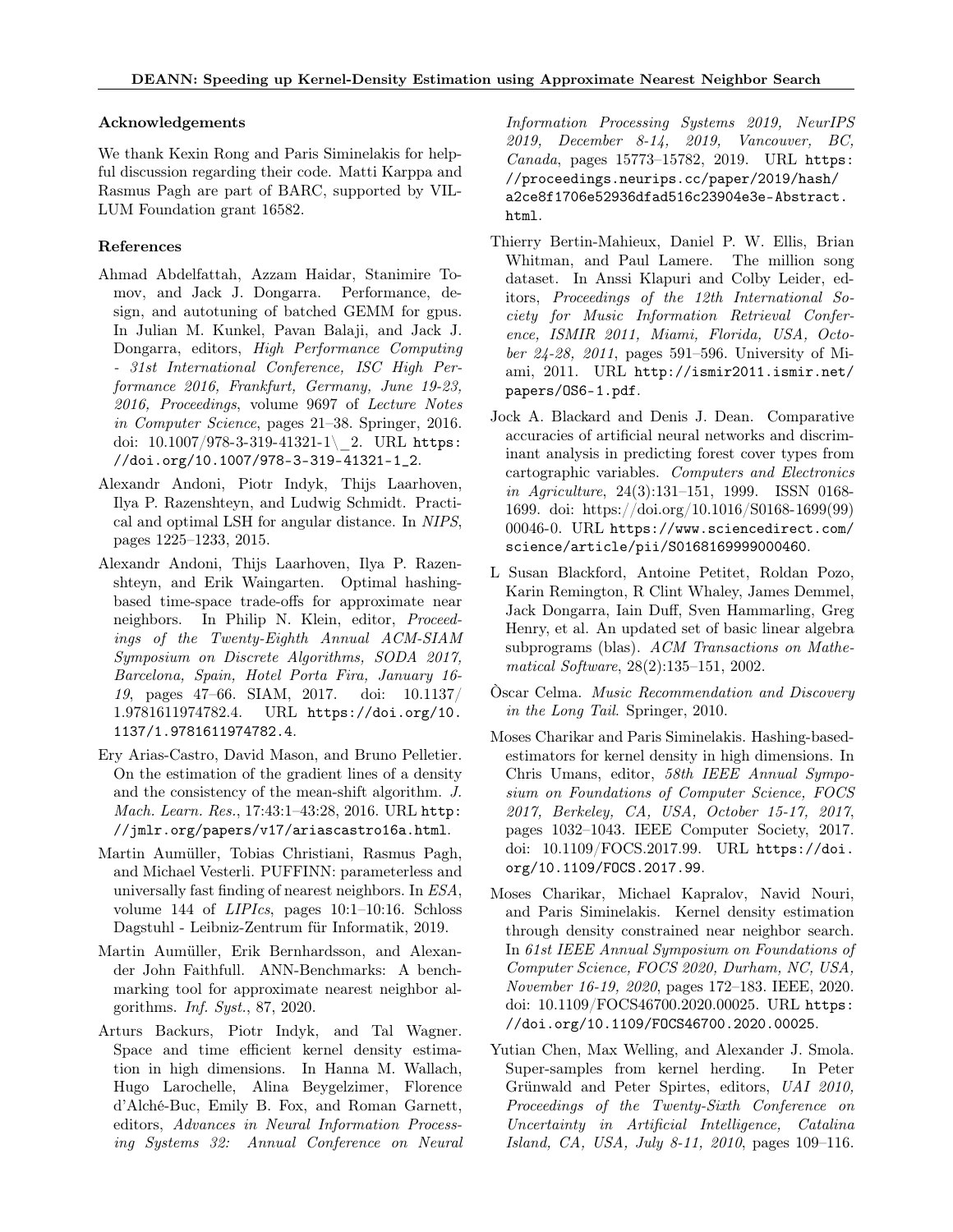### Acknowledgements

We thank Kexin Rong and Paris Siminelakis for helpful discussion regarding their code. Matti Karppa and Rasmus Pagh are part of BARC, supported by VILLUM Foundation grant 16582.

### References

Ahmad Abdelfattah, Azzam Haidar, Stanimire Tomov, and Jack J. Dongarra. Performance, design, and autotuning of batched GEMM for gpus. In Julian M. Kunkel, Pavan Balaji, and Jack J. Dongarra, editors, *High Performance Computing - 31st International Conference, ISC High Performance 2016, Frankfurt, Germany, June 19-23, 2016, Proceedings*, volume 9697 of *Lecture Notes in Computer Science*, pages 21–38. Springer, 2016. doi: 10.1007/978-3-319-41321-1\_2. URL https://doi.org/10.1007/978-3-319-41321-1_2.

Alexandr Andoni, Piotr Indyk, Thijs Laarhoven, Ilya P. Razenshteyn, and Ludwig Schmidt. Practical and optimal LSH for angular distance. In *NIPS*, pages 1225–1233, 2015.

Alexandr Andoni, Thijs Laarhoven, Ilya P. Razenshteyn, and Erik Waingarten. Optimal hashing-based time-space trade-offs for approximate near neighbors. In Philip N. Klein, editor, *Proceedings of the Twenty-Eighth Annual ACM-SIAM Symposium on Discrete Algorithms, SODA 2017, Barcelona, Spain, Hotel Porta Fira, January 16-19*, pages 47–66. SIAM, 2017. doi: 10.1137/1.9781611974782.4. URL https://doi.org/10.1137/1.9781611974782.4.

Ery Arias-Castro, David Mason, and Bruno Pelletier. On the estimation of the gradient lines of a density and the consistency of the mean-shift algorithm. *J. Mach. Learn. Res.*, 17:43:1–43:28, 2016. URL http://jmlr.org/papers/v17/ariascastro16a.html.

Martin Aumüller, Tobias Christiani, Rasmus Pagh, and Michael Vesterli. PUFFINN: parameterless and universally fast finding of nearest neighbors. In *ESA*, volume 144 of *LIPIcs*, pages 10:1–10:16. Schloss Dagstuhl - Leibniz-Zentrum für Informatik, 2019.

Martin Aumüller, Erik Bernhardsson, and Alexander John Faithfull. ANN-Benchmarks: A benchmarking tool for approximate nearest neighbor algorithms. *Inf. Syst.*, 87, 2020.

Arturs Backurs, Piotr Indyk, and Tal Wagner. Space and time efficient kernel density estimation in high dimensions. In Hanna M. Wallach, Hugo Larochelle, Alina Beygelzimer, Florence d'Alché-Buc, Emily B. Fox, and Roman Garnett, editors, *Advances in Neural Information Processing Systems 32: Annual Conference on Neural Information Processing Systems 2019, NeurIPS 2019, December 8-14, 2019, Vancouver, BC, Canada*, pages 15773–15782, 2019. URL https://proceedings.neurips.cc/paper/2019/hash/a2ce8f1706e52936dfad516c23904e3e-Abstract.html.

Thierry Bertin-Mahieux, Daniel P. W. Ellis, Brian Whitman, and Paul Lamere. The million song dataset. In Anssi Klapuri and Colby Leider, editors, *Proceedings of the 12th International Society for Music Information Retrieval Conference, ISMIR 2011, Miami, Florida, USA, October 24-28, 2011*, pages 591–596. University of Miami, 2011. URL http://ismir2011.ismir.net/papers/OS6-1.pdf.

Jock A. Blackard and Denis J. Dean. Comparative accuracies of artificial neural networks and discriminant analysis in predicting forest cover types from cartographic variables. *Computers and Electronics in Agriculture*, 24(3):131–151, 1999. ISSN 0168-1699. doi: https://doi.org/10.1016/S0168-1699(99)00046-0. URL https://www.sciencedirect.com/science/article/pii/S0168169999000460.

L Susan Blackford, Antoine Petitet, Roldan Pozo, Karin Remington, R Clint Whaley, James Demmel, Jack Dongarra, Iain Duff, Sven Hammarling, Greg Henry, et al. An updated set of basic linear algebra subprograms (blas). *ACM Transactions on Mathematical Software*, 28(2):135–151, 2002.

Òscar Celma. *Music Recommendation and Discovery in the Long Tail*. Springer, 2010.

Moses Charikar and Paris Siminelakis. Hashing-based-estimators for kernel density in high dimensions. In Chris Umans, editor, *58th IEEE Annual Symposium on Foundations of Computer Science, FOCS 2017, Berkeley, CA, USA, October 15-17, 2017*, pages 1032–1043. IEEE Computer Society, 2017. doi: 10.1109/FOCS.2017.99. URL https://doi.org/10.1109/FOCS.2017.99.

Moses Charikar, Michael Kapralov, Navid Nouri, and Paris Siminelakis. Kernel density estimation through density constrained near neighbor search. In *61st IEEE Annual Symposium on Foundations of Computer Science, FOCS 2020, Durham, NC, USA, November 16-19, 2020*, pages 172–183. IEEE, 2020. doi: 10.1109/FOCS46700.2020.00025. URL https://doi.org/10.1109/FOCS46700.2020.00025.

Yutian Chen, Max Welling, and Alexander J. Smola. Super-samples from kernel herding. In Peter Grünwald and Peter Spirtes, editors, *UAI 2010, Proceedings of the Twenty-Sixth Conference on Uncertainty in Artificial Intelligence, Catalina Island, CA, USA, July 8-11, 2010*, pages 109–116.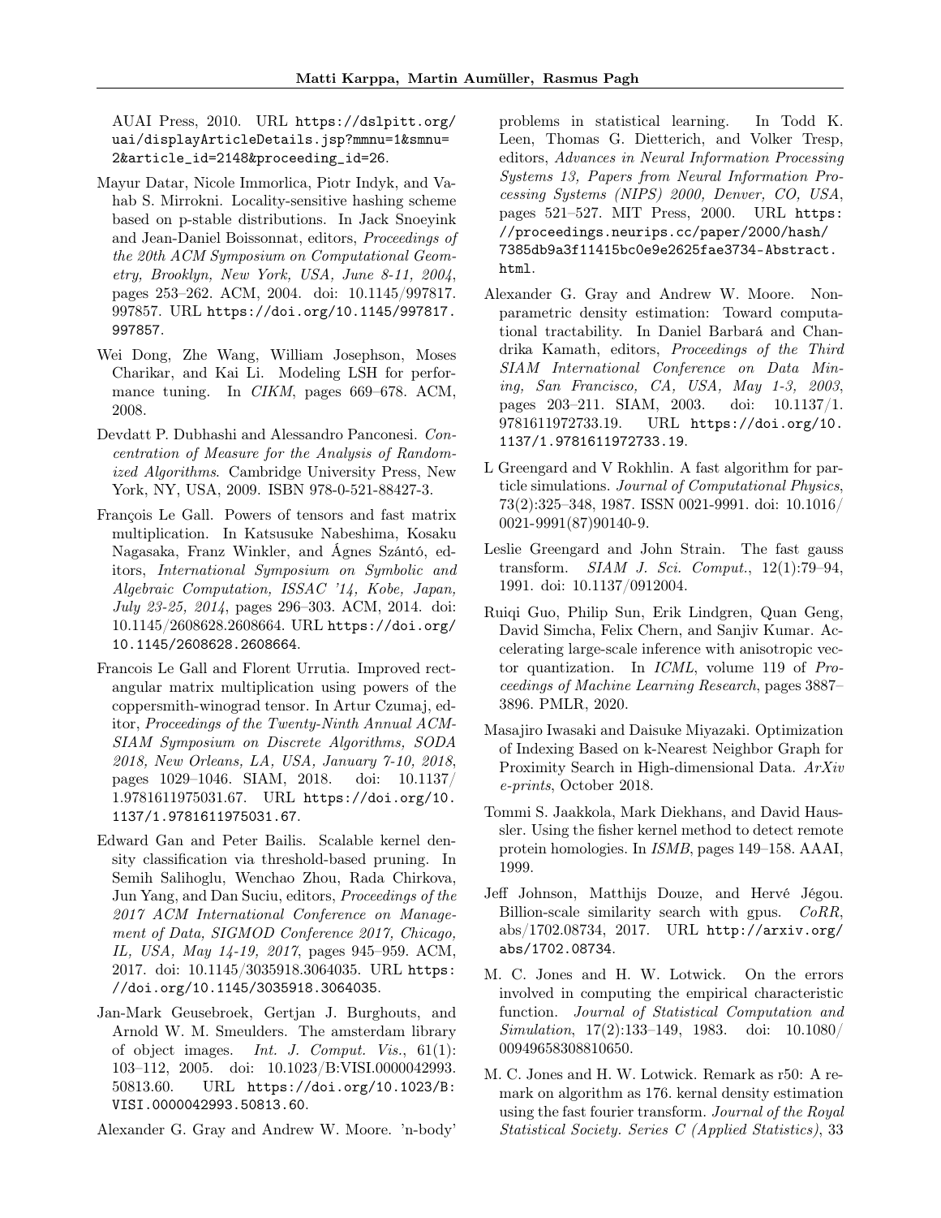AUAI Press, 2010. URL https://dslpitt.org/uai/displayArticleDetails.jsp?mmnu=1&smnu=2&article_id=2148&proceeding_id=26.

Mayur Datar, Nicole Immorlica, Piotr Indyk, and Vahab S. Mirrokni. Locality-sensitive hashing scheme based on p-stable distributions. In Jack Snoeyink and Jean-Daniel Boissonnat, editors, *Proceedings of the 20th ACM Symposium on Computational Geometry, Brooklyn, New York, USA, June 8-11, 2004*, pages 253–262. ACM, 2004. doi: 10.1145/997817.997857. URL https://doi.org/10.1145/997817.997857.

Wei Dong, Zhe Wang, William Josephson, Moses Charikar, and Kai Li. Modeling LSH for performance tuning. In *CIKM*, pages 669–678. ACM, 2008.

Devdatt P. Dubhashi and Alessandro Panconesi. *Concentration of Measure for the Analysis of Randomized Algorithms*. Cambridge University Press, New York, NY, USA, 2009. ISBN 978-0-521-88427-3.

François Le Gall. Powers of tensors and fast matrix multiplication. In Katsusuke Nabeshima, Kosaku Nagasaka, Franz Winkler, and Ágnes Szántó, editors, *International Symposium on Symbolic and Algebraic Computation, ISSAC '14, Kobe, Japan, July 23-25, 2014*, pages 296–303. ACM, 2014. doi: 10.1145/2608628.2608664. URL https://doi.org/10.1145/2608628.2608664.

Francois Le Gall and Florent Urrutia. Improved rectangular matrix multiplication using powers of the coppersmith-winograd tensor. In Artur Czumaj, editor, *Proceedings of the Twenty-Ninth Annual ACM-SIAM Symposium on Discrete Algorithms, SODA 2018, New Orleans, LA, USA, January 7-10, 2018*, pages 1029–1046. SIAM, 2018. doi: 10.1137/1.9781611975031.67. URL https://doi.org/10.1137/1.9781611975031.67.

Edward Gan and Peter Bailis. Scalable kernel density classification via threshold-based pruning. In Semih Salihoglu, Wenchao Zhou, Rada Chirkova, Jun Yang, and Dan Suciu, editors, *Proceedings of the 2017 ACM International Conference on Management of Data, SIGMOD Conference 2017, Chicago, IL, USA, May 14-19, 2017*, pages 945–959. ACM, 2017. doi: 10.1145/3035918.3064035. URL https://doi.org/10.1145/3035918.3064035.

Jan-Mark Geusebroek, Gertjan J. Burghouts, and Arnold W. M. Smeulders. The amsterdam library of object images. *Int. J. Comput. Vis.*, 61(1): 103–112, 2005. doi: 10.1023/B:VISI.0000042993.50813.60. URL https://doi.org/10.1023/B:VISI.0000042993.50813.60.

Alexander G. Gray and Andrew W. Moore. 'n-body' problems in statistical learning. In Todd K. Leen, Thomas G. Dietterich, and Volker Tresp, editors, *Advances in Neural Information Processing Systems 13, Papers from Neural Information Processing Systems (NIPS) 2000, Denver, CO, USA*, pages 521–527. MIT Press, 2000. URL https://proceedings.neurips.cc/paper/2000/hash/7385db9a3f11415bc0e9e2625fae3734-Abstract.html.

Alexander G. Gray and Andrew W. Moore. Nonparametric density estimation: Toward computational tractability. In Daniel Barbará and Chandrika Kamath, editors, *Proceedings of the Third SIAM International Conference on Data Mining, San Francisco, CA, USA, May 1-3, 2003*, pages 203–211. SIAM, 2003. doi: 10.1137/1.9781611972733.19. URL https://doi.org/10.1137/1.9781611972733.19.

L Greengard and V Rokhlin. A fast algorithm for particle simulations. *Journal of Computational Physics*, 73(2):325–348, 1987. ISSN 0021-9991. doi: 10.1016/0021-9991(87)90140-9.

Leslie Greengard and John Strain. The fast gauss transform. *SIAM J. Sci. Comput.*, 12(1):79–94, 1991. doi: 10.1137/0912004.

Ruiqi Guo, Philip Sun, Erik Lindgren, Quan Geng, David Simcha, Felix Chern, and Sanjiv Kumar. Accelerating large-scale inference with anisotropic vector quantization. In *ICML*, volume 119 of *Proceedings of Machine Learning Research*, pages 3887–3896. PMLR, 2020.

Masajiro Iwasaki and Daisuke Miyazaki. Optimization of Indexing Based on k-Nearest Neighbor Graph for Proximity Search in High-dimensional Data. *ArXiv e-prints*, October 2018.

Tommi S. Jaakkola, Mark Diekhans, and David Haussler. Using the fisher kernel method to detect remote protein homologies. In *ISMB*, pages 149–158. AAAI, 1999.

Jeff Johnson, Matthijs Douze, and Hervé Jégou. Billion-scale similarity search with gpus. *CoRR*, abs/1702.08734, 2017. URL http://arxiv.org/abs/1702.08734.

M. C. Jones and H. W. Lotwick. On the errors involved in computing the empirical characteristic function. *Journal of Statistical Computation and Simulation*, 17(2):133–149, 1983. doi: 10.1080/00949658308810650.

M. C. Jones and H. W. Lotwick. Remark as r50: A remark on algorithm as 176. kernal density estimation using the fast fourier transform. *Journal of the Royal Statistical Society. Series C (Applied Statistics)*, 33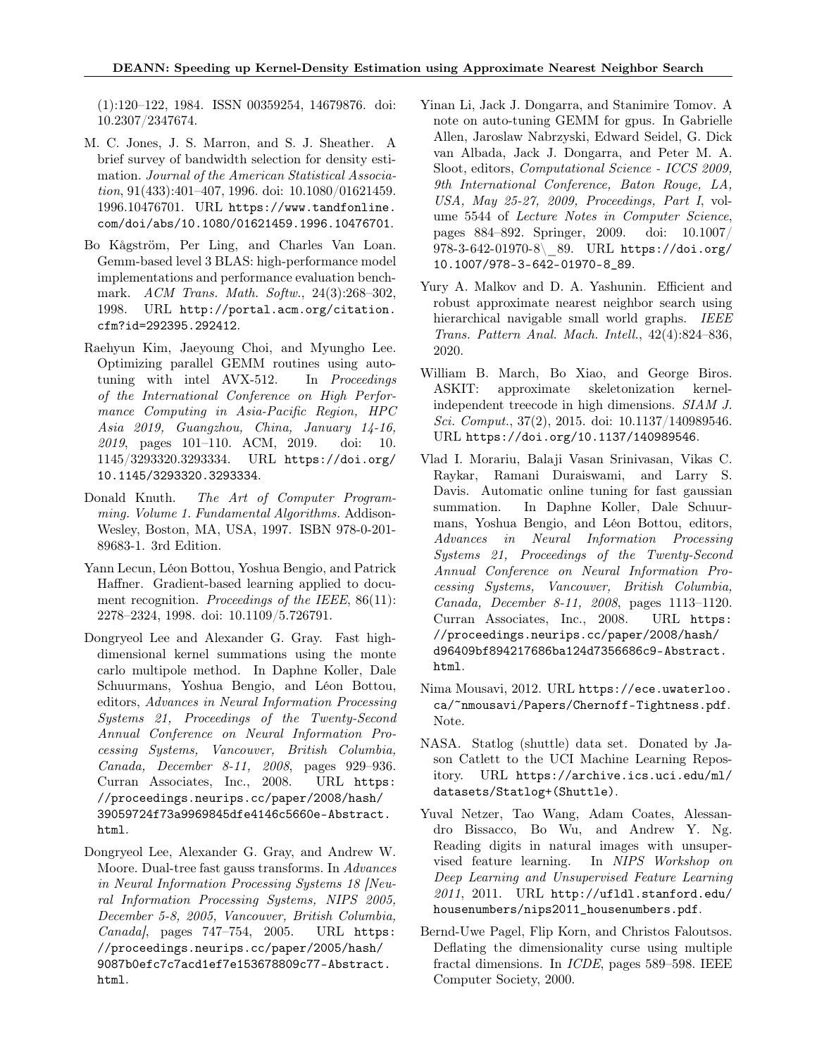(1):120–122, 1984. ISSN 00359254, 14679876. doi: 10.2307/2347674.

M. C. Jones, J. S. Marron, and S. J. Sheather. A brief survey of bandwidth selection for density estimation. *Journal of the American Statistical Association*, 91(433):401–407, 1996. doi: 10.1080/01621459.1996.10476701. URL https://www.tandfonline.com/doi/abs/10.1080/01621459.1996.10476701.

Bo Kågström, Per Ling, and Charles Van Loan. Gemm-based level 3 BLAS: high-performance model implementations and performance evaluation benchmark. *ACM Trans. Math. Softw.*, 24(3):268–302, 1998. URL http://portal.acm.org/citation.cfm?id=292395.292412.

Raehyun Kim, Jaeyoung Choi, and Myungho Lee. Optimizing parallel GEMM routines using auto-tuning with intel AVX-512. In *Proceedings of the International Conference on High Performance Computing in Asia-Pacific Region, HPC Asia 2019, Guangzhou, China, January 14-16, 2019*, pages 101–110. ACM, 2019. doi: 10.1145/3293320.3293334. URL https://doi.org/10.1145/3293320.3293334.

Donald Knuth. *The Art of Computer Programming. Volume 1. Fundamental Algorithms.* Addison-Wesley, Boston, MA, USA, 1997. ISBN 978-0-201-89683-1. 3rd Edition.

Yann Lecun, Léon Bottou, Yoshua Bengio, and Patrick Haffner. Gradient-based learning applied to document recognition. *Proceedings of the IEEE*, 86(11):2278–2324, 1998. doi: 10.1109/5.726791.

Dongryeol Lee and Alexander G. Gray. Fast high-dimensional kernel summations using the monte carlo multipole method. In Daphne Koller, Dale Schuurmans, Yoshua Bengio, and Léon Bottou, editors, *Advances in Neural Information Processing Systems 21, Proceedings of the Twenty-Second Annual Conference on Neural Information Processing Systems, Vancouver, British Columbia, Canada, December 8-11, 2008*, pages 929–936. Curran Associates, Inc., 2008. URL https://proceedings.neurips.cc/paper/2008/hash/39059724f73a9969845dfe4146c5660e-Abstract.html.

Dongryeol Lee, Alexander G. Gray, and Andrew W. Moore. Dual-tree fast gauss transforms. In *Advances in Neural Information Processing Systems 18 [Neural Information Processing Systems, NIPS 2005, December 5-8, 2005, Vancouver, British Columbia, Canada]*, pages 747–754, 2005. URL https://proceedings.neurips.cc/paper/2005/hash/9087b0efc7c7acd1ef7e153678809c77-Abstract.html.

Yinan Li, Jack J. Dongarra, and Stanimire Tomov. A note on auto-tuning GEMM for gpus. In Gabrielle Allen, Jaroslaw Nabrzyski, Edward Seidel, G. Dick van Albada, Jack J. Dongarra, and Peter M. A. Sloot, editors, *Computational Science - ICCS 2009, 9th International Conference, Baton Rouge, LA, USA, May 25-27, 2009, Proceedings, Part I*, volume 5544 of *Lecture Notes in Computer Science*, pages 884–892. Springer, 2009. doi: 10.1007/978-3-642-01970-8\_89. URL https://doi.org/10.1007/978-3-642-01970-8_89.

Yury A. Malkov and D. A. Yashunin. Efficient and robust approximate nearest neighbor search using hierarchical navigable small world graphs. *IEEE Trans. Pattern Anal. Mach. Intell.*, 42(4):824–836, 2020.

William B. March, Bo Xiao, and George Biros. ASKIT: approximate skeletonization kernel-independent treecode in high dimensions. *SIAM J. Sci. Comput.*, 37(2), 2015. doi: 10.1137/140989546. URL https://doi.org/10.1137/140989546.

Vlad I. Morariu, Balaji Vasan Srinivasan, Vikas C. Raykar, Ramani Duraiswami, and Larry S. Davis. Automatic online tuning for fast gaussian summation. In Daphne Koller, Dale Schuurmans, Yoshua Bengio, and Léon Bottou, editors, *Advances in Neural Information Processing Systems 21, Proceedings of the Twenty-Second Annual Conference on Neural Information Processing Systems, Vancouver, British Columbia, Canada, December 8-11, 2008*, pages 1113–1120. Curran Associates, Inc., 2008. URL https://proceedings.neurips.cc/paper/2008/hash/d96409bf894217686ba124d7356686c9-Abstract.html.

Nima Mousavi, 2012. URL https://ece.uwaterloo.ca/~nmousavi/Papers/Chernoff-Tightness.pdf. Note.

NASA. Statlog (shuttle) data set. Donated by Jason Catlett to the UCI Machine Learning Repository. URL https://archive.ics.uci.edu/ml/datasets/Statlog+(Shuttle).

Yuval Netzer, Tao Wang, Adam Coates, Alessandro Bissacco, Bo Wu, and Andrew Y. Ng. Reading digits in natural images with unsupervised feature learning. In *NIPS Workshop on Deep Learning and Unsupervised Feature Learning 2011*, 2011. URL http://ufldl.stanford.edu/housenumbers/nips2011_housenumbers.pdf.

Bernd-Uwe Pagel, Flip Korn, and Christos Faloutsos. Deflating the dimensionality curse using multiple fractal dimensions. In *ICDE*, pages 589–598. IEEE Computer Society, 2000.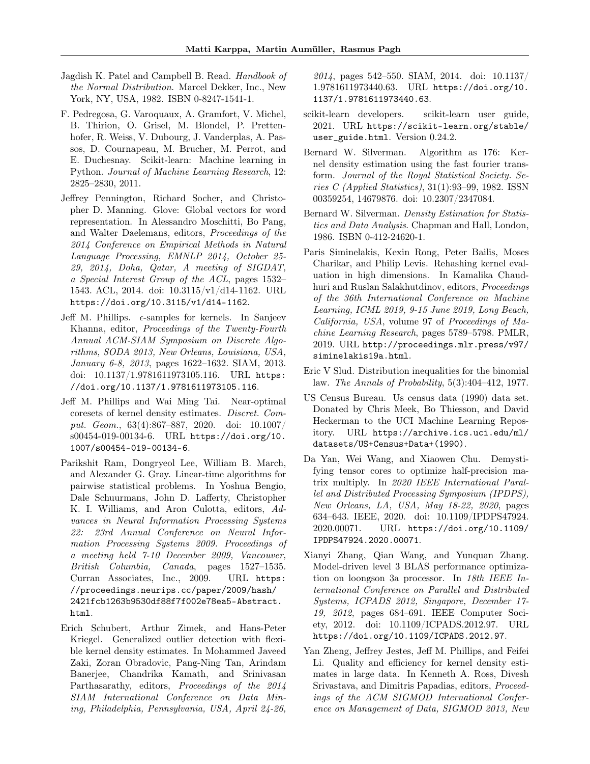Jagdish K. Patel and Campbell B. Read. *Handbook of the Normal Distribution*. Marcel Dekker, Inc., New York, NY, USA, 1982. ISBN 0-8247-1541-1.

F. Pedregosa, G. Varoquaux, A. Gramfort, V. Michel, B. Thirion, O. Grisel, M. Blondel, P. Prettenhofer, R. Weiss, V. Dubourg, J. Vanderplas, A. Passos, D. Cournapeau, M. Brucher, M. Perrot, and E. Duchesnay. Scikit-learn: Machine learning in Python. *Journal of Machine Learning Research*, 12: 2825–2830, 2011.

Jeffrey Pennington, Richard Socher, and Christopher D. Manning. Glove: Global vectors for word representation. In Alessandro Moschitti, Bo Pang, and Walter Daelemans, editors, *Proceedings of the 2014 Conference on Empirical Methods in Natural Language Processing, EMNLP 2014, October 25-29, 2014, Doha, Qatar, A meeting of SIGDAT, a Special Interest Group of the ACL*, pages 1532–1543. ACL, 2014. doi: 10.3115/v1/d14-1162. URL https://doi.org/10.3115/v1/d14-1162.

Jeff M. Phillips. $\epsilon$-samples for kernels. In Sanjeev Khanna, editor, *Proceedings of the Twenty-Fourth Annual ACM-SIAM Symposium on Discrete Algorithms, SODA 2013, New Orleans, Louisiana, USA, January 6-8, 2013*, pages 1622–1632. SIAM, 2013. doi: 10.1137/1.9781611973105.116. URL https://doi.org/10.1137/1.9781611973105.116.

Jeff M. Phillips and Wai Ming Tai. Near-optimal coresets of kernel density estimates. *Discret. Comput. Geom.*, 63(4):867–887, 2020. doi: 10.1007/s00454-019-00134-6. URL https://doi.org/10.1007/s00454-019-00134-6.

Parikshit Ram, Dongryeol Lee, William B. March, and Alexander G. Gray. Linear-time algorithms for pairwise statistical problems. In Yoshua Bengio, Dale Schuurmans, John D. Lafferty, Christopher K. I. Williams, and Aron Culotta, editors, *Advances in Neural Information Processing Systems 22: 23rd Annual Conference on Neural Information Processing Systems 2009. Proceedings of a meeting held 7-10 December 2009, Vancouver, British Columbia, Canada*, pages 1527–1535. Curran Associates, Inc., 2009. URL https://proceedings.neurips.cc/paper/2009/hash/2421fcb1263b9530df88f7f002e78ea5-Abstract.html.

Erich Schubert, Arthur Zimek, and Hans-Peter Kriegel. Generalized outlier detection with flexible kernel density estimates. In Mohammed Javeed Zaki, Zoran Obradovic, Pang-Ning Tan, Arindam Banerjee, Chandrika Kamath, and Srinivasan Parthasarathy, editors, *Proceedings of the 2014 SIAM International Conference on Data Mining, Philadelphia, Pennsylvania, USA, April 24-26, 2014*, pages 542–550. SIAM, 2014. doi: 10.1137/1.9781611973440.63. URL https://doi.org/10.1137/1.9781611973440.63.

scikit-learn developers. scikit-learn user guide, 2021. URL https://scikit-learn.org/stable/user_guide.html. Version 0.24.2.

Bernard W. Silverman. Algorithm as 176: Kernel density estimation using the fast fourier transform. *Journal of the Royal Statistical Society. Series C (Applied Statistics)*, 31(1):93–99, 1982. ISSN 00359254, 14679876. doi: 10.2307/2347084.

Bernard W. Silverman. *Density Estimation for Statistics and Data Analysis*. Chapman and Hall, London, 1986. ISBN 0-412-24620-1.

Paris Siminelakis, Kexin Rong, Peter Bailis, Moses Charikar, and Philip Levis. Rehashing kernel evaluation in high dimensions. In Kamalika Chaudhuri and Ruslan Salakhutdinov, editors, *Proceedings of the 36th International Conference on Machine Learning, ICML 2019, 9-15 June 2019, Long Beach, California, USA*, volume 97 of *Proceedings of Machine Learning Research*, pages 5789–5798. PMLR, 2019. URL http://proceedings.mlr.press/v97/siminelakis19a.html.

Eric V Slud. Distribution inequalities for the binomial law. *The Annals of Probability*, 5(3):404–412, 1977.

US Census Bureau. Us census data (1990) data set. Donated by Chris Meek, Bo Thiesson, and David Heckerman to the UCI Machine Learning Repository. URL https://archive.ics.uci.edu/ml/datasets/US+Census+Data+(1990).

Da Yan, Wei Wang, and Xiaowen Chu. Demystifying tensor cores to optimize half-precision matrix multiply. In *2020 IEEE International Parallel and Distributed Processing Symposium (IPDPS), New Orleans, LA, USA, May 18-22, 2020*, pages 634–643. IEEE, 2020. doi: 10.1109/IPDPS47924.2020.00071. URL https://doi.org/10.1109/IPDPS47924.2020.00071.

Xianyi Zhang, Qian Wang, and Yunquan Zhang. Model-driven level 3 BLAS performance optimization on loongson 3a processor. In *18th IEEE International Conference on Parallel and Distributed Systems, ICPADS 2012, Singapore, December 17-19, 2012*, pages 684–691. IEEE Computer Society, 2012. doi: 10.1109/ICPADS.2012.97. URL https://doi.org/10.1109/ICPADS.2012.97.

Yan Zheng, Jeffrey Jestes, Jeff M. Phillips, and Feifei Li. Quality and efficiency for kernel density estimates in large data. In Kenneth A. Ross, Divesh Srivastava, and Dimitris Papadias, editors, *Proceedings of the ACM SIGMOD International Conference on Management of Data, SIGMOD 2013, New*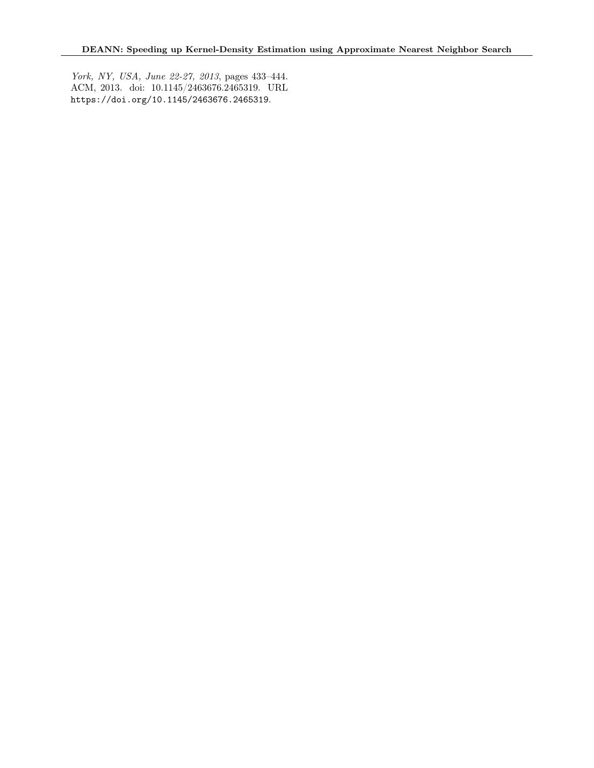*York, NY, USA, June 22-27, 2013*, pages 433–444. ACM, 2013. doi: 10.1145/2463676.2465319. URL https://doi.org/10.1145/2463676.2465319.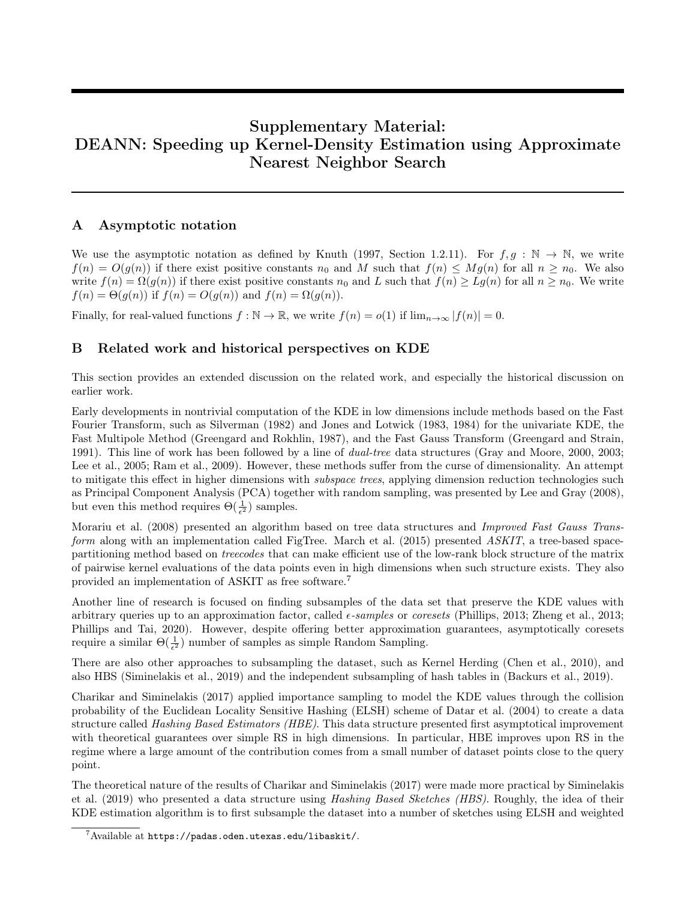# Supplementary Material:
# DEANN: Speeding up Kernel-Density Estimation using Approximate Nearest Neighbor Search

## A Asymptotic notation

We use the asymptotic notation as defined by Knuth (1997, Section 1.2.11). For $f, g : \mathbb{N} \to \mathbb{N}$, we write $f(n) = O(g(n))$ if there exist positive constants $n_0$ and $M$ such that $f(n) \leq Mg(n)$ for all $n \geq n_0$. We also write $f(n) = \Omega(g(n))$ if there exist positive constants $n_0$ and $L$ such that $f(n) \geq Lg(n)$ for all $n \geq n_0$. We write $f(n) = \Theta(g(n))$ if $f(n) = O(g(n))$ and $f(n) = \Omega(g(n))$.

Finally, for real-valued functions $f : \mathbb{N} \to \mathbb{R}$, we write $f(n) = o(1)$ if $\lim_{n\to\infty} |f(n)| = 0$.

## B Related work and historical perspectives on KDE

This section provides an extended discussion on the related work, and especially the historical discussion on earlier work.

Early developments in nontrivial computation of the KDE in low dimensions include methods based on the Fast Fourier Transform, such as Silverman (1982) and Jones and Lotwick (1983, 1984) for the univariate KDE, the Fast Multipole Method (Greengard and Rokhlin, 1987), and the Fast Gauss Transform (Greengard and Strain, 1991). This line of work has been followed by a line of *dual-tree* data structures (Gray and Moore, 2000, 2003; Lee et al., 2005; Ram et al., 2009). However, these methods suffer from the curse of dimensionality. An attempt to mitigate this effect in higher dimensions with *subspace trees*, applying dimension reduction technologies such as Principal Component Analysis (PCA) together with random sampling, was presented by Lee and Gray (2008), but even this method requires $\Theta(\frac{1}{\epsilon^2})$ samples.

Morariu et al. (2008) presented an algorithm based on tree data structures and *Improved Fast Gauss Transform* along with an implementation called FigTree. March et al. (2015) presented *ASKIT*, a tree-based space-partitioning method based on *treecodes* that can make efficient use of the low-rank block structure of the matrix of pairwise kernel evaluations of the data points even in high dimensions when such structure exists. They also provided an implementation of ASKIT as free software.[7]

Another line of research is focused on finding subsamples of the data set that preserve the KDE values with arbitrary queries up to an approximation factor, called *$\epsilon$-samples* or *coresets* (Phillips, 2013; Zheng et al., 2013; Phillips and Tai, 2020). However, despite offering better approximation guarantees, asymptotically coresets require a similar $\Theta(\frac{1}{\epsilon^2})$ number of samples as simple Random Sampling.

There are also other approaches to subsampling the dataset, such as Kernel Herding (Chen et al., 2010), and also HBS (Siminelakis et al., 2019) and the independent subsampling of hash tables in (Backurs et al., 2019).

Charikar and Siminelakis (2017) applied importance sampling to model the KDE values through the collision probability of the Euclidean Locality Sensitive Hashing (ELSH) scheme of Datar et al. (2004) to create a data structure called *Hashing Based Estimators (HBE)*. This data structure presented first asymptotical improvement with theoretical guarantees over simple RS in high dimensions. In particular, HBE improves upon RS in the regime where a large amount of the contribution comes from a small number of dataset points close to the query point.

The theoretical nature of the results of Charikar and Siminelakis (2017) were made more practical by Siminelakis et al. (2019) who presented a data structure using *Hashing Based Sketches (HBS)*. Roughly, the idea of their KDE estimation algorithm is to first subsample the dataset into a number of sketches using ELSH and weighted

[7] Available at https://padas.oden.utexas.edu/libaskit/.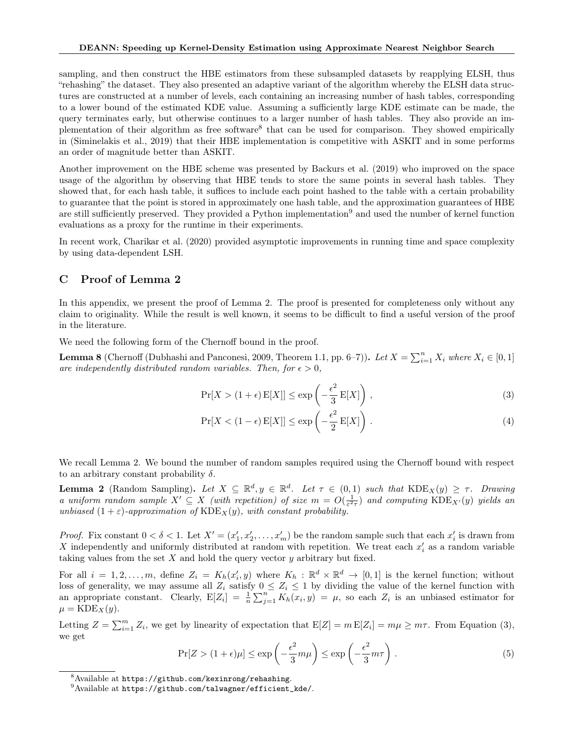sampling, and then construct the HBE estimators from these subsampled datasets by reapplying ELSH, thus "rehashing" the dataset. They also presented an adaptive variant of the algorithm whereby the ELSH data structures are constructed at a number of levels, each containing an increasing number of hash tables, corresponding to a lower bound of the estimated KDE value. Assuming a sufficiently large KDE estimate can be made, the query terminates early, but otherwise continues to a larger number of hash tables. They also provide an implementation of their algorithm as free software[8] that can be used for comparison. They showed empirically in (Siminelakis et al., 2019) that their HBE implementation is competitive with ASKIT and in some performs an order of magnitude better than ASKIT.

Another improvement on the HBE scheme was presented by Backurs et al. (2019) who improved on the space usage of the algorithm by observing that HBE tends to store the same points in several hash tables. They showed that, for each hash table, it suffices to include each point hashed to the table with a certain probability to guarantee that the point is stored in approximately one hash table, and the approximation guarantees of HBE are still sufficiently preserved. They provided a Python implementation[9] and used the number of kernel function evaluations as a proxy for the runtime in their experiments.

In recent work, Charikar et al. (2020) provided asymptotic improvements in running time and space complexity by using data-dependent LSH.

# C Proof of Lemma 2

In this appendix, we present the proof of Lemma 2. The proof is presented for completeness only without any claim to originality. While the result is well known, it seems to be difficult to find a useful version of the proof in the literature.

We need the following form of the Chernoff bound in the proof.

**Lemma 8** (Chernoff (Dubhashi and Panconesi, 2009, Theorem 1.1, pp. 6–7)). *Let $X = \sum_{i=1}^{n} X_i$ where $X_i \in [0, 1]$ are independently distributed random variables. Then, for $\epsilon > 0$,*

$$\Pr[X > (1 + \epsilon) \mathrm{E}[X]] \leq \exp\left(-\frac{\epsilon^2}{3} \mathrm{E}[X]\right) , \tag{3}$$

$$\Pr[X < (1 - \epsilon) \mathrm{E}[X]] \leq \exp\left(-\frac{\epsilon^2}{2} \mathrm{E}[X]\right) . \tag{4}$$

We recall Lemma 2. We bound the number of random samples required using the Chernoff bound with respect to an arbitrary constant probability $\delta$.

**Lemma 2** (Random Sampling). *Let $X \subseteq \mathbb{R}^d, y \in \mathbb{R}^d$. Let $\tau \in (0, 1)$ such that $\mathrm{KDE}_X(y) \geq \tau$. Drawing a uniform random sample $X' \subseteq X$ (with repetition) of size $m = O(\frac{1}{\varepsilon^2 \tau})$ and computing $\mathrm{KDE}_{X'}(y)$ yields an unbiased $(1+\varepsilon)$-approximation of $\mathrm{KDE}_X(y)$, with constant probability.*

*Proof.* Fix constant $0 < \delta < 1$. Let $X' = (x'_1, x'_2, \ldots, x'_m)$ be the random sample such that each $x'_i$ is drawn from $X$ independently and uniformly distributed at random with repetition. We treat each $x'_i$ as a random variable taking values from the set $X$ and hold the query vector $y$ arbitrary but fixed.

For all $i = 1, 2, \ldots, m$, define $Z_i = K_h(x'_i, y)$ where $K_h : \mathbb{R}^d \times \mathbb{R}^d \to [0, 1]$ is the kernel function; without loss of generality, we may assume all $Z_i$ satisfy $0 \leq Z_i \leq 1$ by dividing the value of the kernel function with an appropriate constant. Clearly, $\mathrm{E}[Z_i] = \frac{1}{n} \sum_{j=1}^{n} K_h(x_i, y) = \mu$, so each $Z_i$ is an unbiased estimator for $\mu = \mathrm{KDE}_X(y)$.

Letting $Z = \sum_{i=1}^{m} Z_i$, we get by linearity of expectation that $\mathrm{E}[Z] = m \mathrm{E}[Z_i] = m\mu \geq m\tau$. From Equation (3), we get

$$\Pr[Z > (1 + \epsilon)\mu] \leq \exp\left(-\frac{\epsilon^2}{3} m\mu\right) \leq \exp\left(-\frac{\epsilon^2}{3} m\tau\right) . \tag{5}$$

[8] Available at `https://github.com/kexinrong/rehashing`.

[9] Available at `https://github.com/talwagner/efficient_kde/`.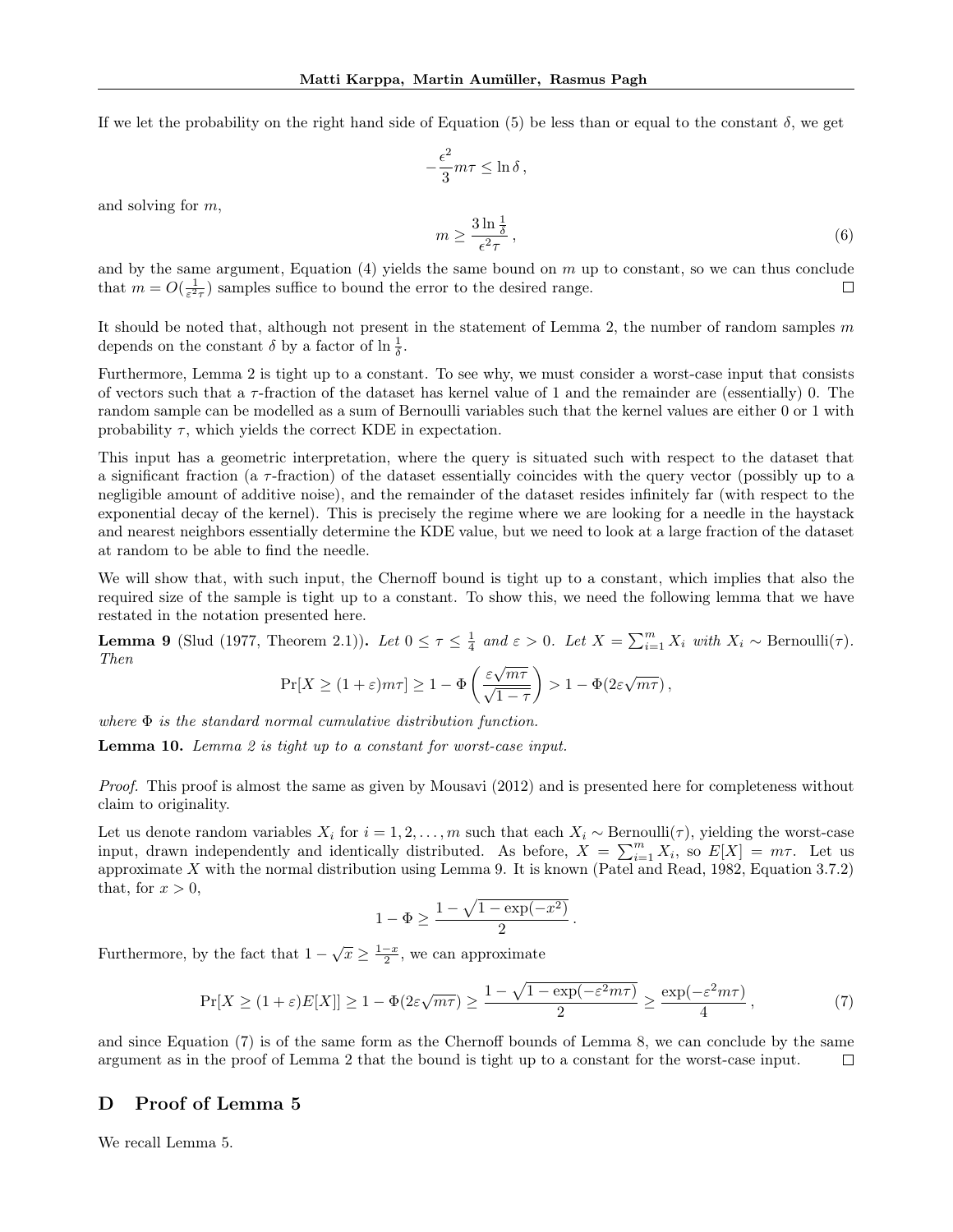If we let the probability on the right hand side of Equation (5) be less than or equal to the constant $\delta$, we get

$$-\frac{\epsilon^2}{3} m\tau \leq \ln \delta \,,$$

and solving for $m$,

$$m \geq \frac{3 \ln \frac{1}{\delta}}{\epsilon^2 \tau} \,, \tag{6}$$

and by the same argument, Equation (4) yields the same bound on $m$ up to constant, so we can thus conclude that $m = O(\frac{1}{\varepsilon^2 \tau})$ samples suffice to bound the error to the desired range. □

It should be noted that, although not present in the statement of Lemma 2, the number of random samples $m$ depends on the constant $\delta$ by a factor of $\ln \frac{1}{\delta}$.

Furthermore, Lemma 2 is tight up to a constant. To see why, we must consider a worst-case input that consists of vectors such that a $\tau$-fraction of the dataset has kernel value of 1 and the remainder are (essentially) 0. The random sample can be modelled as a sum of Bernoulli variables such that the kernel values are either 0 or 1 with probability $\tau$, which yields the correct KDE in expectation.

This input has a geometric interpretation, where the query is situated such with respect to the dataset that a significant fraction (a $\tau$-fraction) of the dataset essentially coincides with the query vector (possibly up to a negligible amount of additive noise), and the remainder of the dataset resides infinitely far (with respect to the exponential decay of the kernel). This is precisely the regime where we are looking for a needle in the haystack and nearest neighbors essentially determine the KDE value, but we need to look at a large fraction of the dataset at random to be able to find the needle.

We will show that, with such input, the Chernoff bound is tight up to a constant, which implies that also the required size of the sample is tight up to a constant. To show this, we need the following lemma that we have restated in the notation presented here.

**Lemma 9** (Slud (1977, Theorem 2.1))**.** *Let $0 \leq \tau \leq \frac{1}{4}$ and $\varepsilon > 0$. Let $X = \sum_{i=1}^{m} X_i$ with $X_i \sim \text{Bernoulli}(\tau)$. Then*

$$\Pr[X \geq (1+\varepsilon)m\tau] \geq 1 - \Phi\left(\frac{\varepsilon\sqrt{m\tau}}{\sqrt{1-\tau}}\right) > 1 - \Phi(2\varepsilon\sqrt{m\tau}) \,,$$

*where $\Phi$ is the standard normal cumulative distribution function.*

**Lemma 10.** *Lemma 2 is tight up to a constant for worst-case input.*

*Proof.* This proof is almost the same as given by Mousavi (2012) and is presented here for completeness without claim to originality.

Let us denote random variables $X_i$ for $i = 1, 2, \ldots, m$ such that each $X_i \sim \text{Bernoulli}(\tau)$, yielding the worst-case input, drawn independently and identically distributed. As before, $X = \sum_{i=1}^{m} X_i$, so $E[X] = m\tau$. Let us approximate $X$ with the normal distribution using Lemma 9. It is known (Patel and Read, 1982, Equation 3.7.2) that, for $x > 0$,

$$1 - \Phi \geq \frac{1 - \sqrt{1 - \exp(-x^2)}}{2} \,.$$

Furthermore, by the fact that $1 - \sqrt{x} \geq \frac{1-x}{2}$, we can approximate

$$\Pr[X \geq (1+\varepsilon)E[X]] \geq 1 - \Phi(2\varepsilon\sqrt{m\tau}) \geq \frac{1 - \sqrt{1 - \exp(-\varepsilon^2 m\tau)}}{2} \geq \frac{\exp(-\varepsilon^2 m\tau)}{4} \,, \tag{7}$$

and since Equation (7) is of the same form as the Chernoff bounds of Lemma 8, we can conclude by the same argument as in the proof of Lemma 2 that the bound is tight up to a constant for the worst-case input. □

# D Proof of Lemma 5

We recall Lemma 5.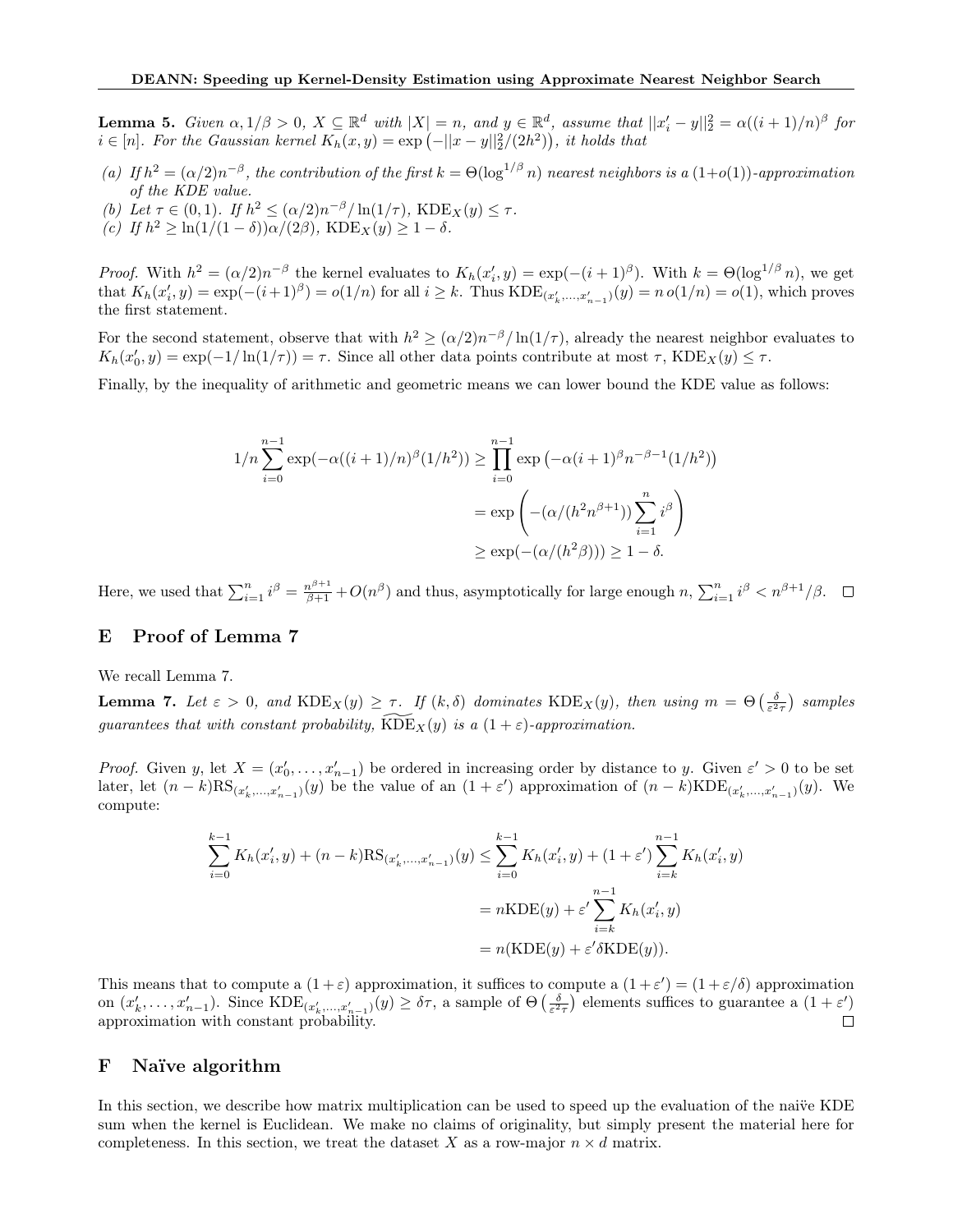**Lemma 5.** *Given $\alpha, 1/\beta > 0$, $X \subseteq \mathbb{R}^d$ with $|X| = n$, and $y \in \mathbb{R}^d$, assume that $||x'_i - y||_2^2 = \alpha((i+1)/n)^\beta$ for $i \in [n]$. For the Gaussian kernel $K_h(x, y) = \exp\left(-||x - y||_2^2/(2h^2)\right)$, it holds that*

*(a) If $h^2 = (\alpha/2)n^{-\beta}$, the contribution of the first $k = \Theta(\log^{1/\beta} n)$ nearest neighbors is a $(1+o(1))$-approximation of the KDE value.*
*(b) Let $\tau \in (0, 1)$. If $h^2 \leq (\alpha/2)n^{-\beta}/\ln(1/\tau)$, $\mathrm{KDE}_X(y) \leq \tau$.*
*(c) If $h^2 \geq \ln(1/(1-\delta))\alpha/(2\beta)$, $\mathrm{KDE}_X(y) \geq 1 - \delta$.*

*Proof.* With $h^2 = (\alpha/2)n^{-\beta}$ the kernel evaluates to $K_h(x'_i, y) = \exp(-(i+1)^\beta)$. With $k = \Theta(\log^{1/\beta} n)$, we get that $K_h(x'_i, y) = \exp(-(i+1)^\beta) = o(1/n)$ for all $i \geq k$. Thus $\mathrm{KDE}_{(x'_k,\ldots,x'_{n-1})}(y) = n\, o(1/n) = o(1)$, which proves the first statement.

For the second statement, observe that with $h^2 \geq (\alpha/2)n^{-\beta}/\ln(1/\tau)$, already the nearest neighbor evaluates to $K_h(x'_0, y) = \exp(-1/\ln(1/\tau)) = \tau$. Since all other data points contribute at most $\tau$, $\mathrm{KDE}_X(y) \leq \tau$.

Finally, by the inequality of arithmetic and geometric means we can lower bound the KDE value as follows:

$$
\begin{aligned}
1/n \sum_{i=0}^{n-1} \exp(-\alpha((i+1)/n)^\beta (1/h^2)) &\geq \prod_{i=0}^{n-1} \exp\left(-\alpha(i+1)^\beta n^{-\beta-1}(1/h^2)\right) \\
&= \exp\left(-(\alpha/(h^2 n^{\beta+1})) \sum_{i=1}^{n} i^\beta\right) \\
&\geq \exp(-(\alpha/(h^2\beta))) \geq 1 - \delta.
\end{aligned}
$$

Here, we used that $\sum_{i=1}^n i^\beta = \frac{n^{\beta+1}}{\beta+1} + O(n^\beta)$ and thus, asymptotically for large enough $n$, $\sum_{i=1}^n i^\beta < n^{\beta+1}/\beta$. $\square$

## E Proof of Lemma 7

We recall Lemma 7.

**Lemma 7.** *Let $\varepsilon > 0$, and $\mathrm{KDE}_X(y) \geq \tau$. If $(k, \delta)$ dominates $\mathrm{KDE}_X(y)$, then using $m = \Theta\left(\frac{\delta}{\varepsilon^2\tau}\right)$ samples guarantees that with constant probability, $\widetilde{\mathrm{KDE}}_X(y)$ is a $(1+\varepsilon)$-approximation.*

*Proof.* Given $y$, let $X = (x'_0, \ldots, x'_{n-1})$ be ordered in increasing order by distance to $y$. Given $\varepsilon' > 0$ to be set later, let $(n-k)\mathrm{RS}_{(x'_k,\ldots,x'_{n-1})}(y)$ be the value of an $(1+\varepsilon')$ approximation of $(n-k)\mathrm{KDE}_{(x'_k,\ldots,x'_{n-1})}(y)$. We compute:

$$
\begin{aligned}
\sum_{i=0}^{k-1} K_h(x'_i, y) + (n-k)\mathrm{RS}_{(x'_k,\ldots,x'_{n-1})}(y) &\leq \sum_{i=0}^{k-1} K_h(x'_i, y) + (1+\varepsilon') \sum_{i=k}^{n-1} K_h(x'_i, y) \\
&= n\mathrm{KDE}(y) + \varepsilon' \sum_{i=k}^{n-1} K_h(x'_i, y) \\
&= n(\mathrm{KDE}(y) + \varepsilon'\delta\mathrm{KDE}(y)).
\end{aligned}
$$

This means that to compute a $(1+\varepsilon)$ approximation, it suffices to compute a $(1+\varepsilon') = (1+\varepsilon/\delta)$ approximation on $(x'_k, \ldots, x'_{n-1})$. Since $\mathrm{KDE}_{(x'_k,\ldots,x'_{n-1})}(y) \geq \delta\tau$, a sample of $\Theta\left(\frac{\delta}{\varepsilon^2\tau}\right)$ elements suffices to guarantee a $(1+\varepsilon')$ approximation with constant probability. $\square$

## F Naïve algorithm

In this section, we describe how matrix multiplication can be used to speed up the evaluation of the naïve KDE sum when the kernel is Euclidean. We make no claims of originality, but simply present the material here for completeness. In this section, we treat the dataset $X$ as a row-major $n \times d$ matrix.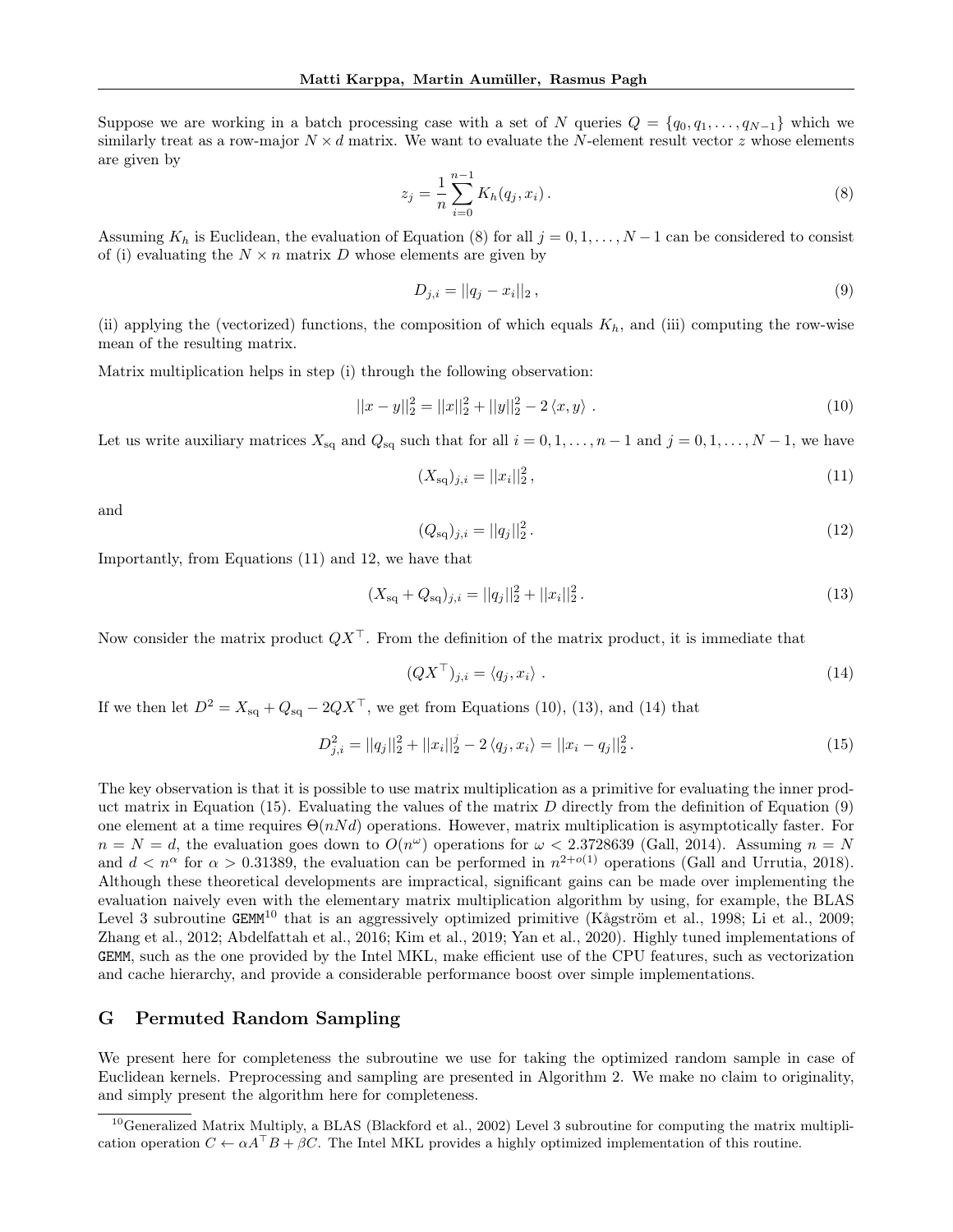Suppose we are working in a batch processing case with a set of $N$ queries $Q = \{q_0, q_1, \ldots, q_{N-1}\}$ which we similarly treat as a row-major $N \times d$ matrix. We want to evaluate the $N$-element result vector $z$ whose elements are given by

$$z_j = \frac{1}{n} \sum_{i=0}^{n-1} K_h(q_j, x_i) \,. \tag{8}$$

Assuming $K_h$ is Euclidean, the evaluation of Equation (8) for all $j = 0, 1, \ldots, N-1$ can be considered to consist of (i) evaluating the $N \times n$ matrix $D$ whose elements are given by

$$D_{j,i} = ||q_j - x_i||_2 \,, \tag{9}$$

(ii) applying the (vectorized) functions, the composition of which equals $K_h$, and (iii) computing the row-wise mean of the resulting matrix.

Matrix multiplication helps in step (i) through the following observation:

$$||x - y||_2^2 = ||x||_2^2 + ||y||_2^2 - 2 \langle x, y \rangle \,. \tag{10}$$

Let us write auxiliary matrices $X_{\text{sq}}$ and $Q_{\text{sq}}$ such that for all $i = 0, 1, \ldots, n-1$ and $j = 0, 1, \ldots, N-1$, we have

$$(X_{\text{sq}})_{j,i} = ||x_i||_2^2 \,, \tag{11}$$

and

$$(Q_{\text{sq}})_{j,i} = ||q_j||_2^2 \,. \tag{12}$$

Importantly, from Equations (11) and 12, we have that

$$(X_{\text{sq}} + Q_{\text{sq}})_{j,i} = ||q_j||_2^2 + ||x_i||_2^2 \,. \tag{13}$$

Now consider the matrix product $QX^\top$. From the definition of the matrix product, it is immediate that

$$(QX^\top)_{j,i} = \langle q_j, x_i \rangle \,. \tag{14}$$

If we then let $D^2 = X_{\text{sq}} + Q_{\text{sq}} - 2QX^\top$, we get from Equations (10), (13), and (14) that

$$D_{j,i}^2 = ||q_j||_2^2 + ||x_i||_2^j - 2 \langle q_j, x_i \rangle = ||x_i - q_j||_2^2 \,. \tag{15}$$

The key observation is that it is possible to use matrix multiplication as a primitive for evaluating the inner product matrix in Equation (15). Evaluating the values of the matrix $D$ directly from the definition of Equation (9) one element at a time requires $\Theta(nNd)$ operations. However, matrix multiplication is asymptotically faster. For $n = N = d$, the evaluation goes down to $O(n^\omega)$ operations for $\omega < 2.3728639$ (Gall, 2014). Assuming $n = N$ and $d < n^\alpha$ for $\alpha > 0.31389$, the evaluation can be performed in $n^{2+o(1)}$ operations (Gall and Urrutia, 2018). Although these theoretical developments are impractical, significant gains can be made over implementing the evaluation naively even with the elementary matrix multiplication algorithm by using, for example, the BLAS Level 3 subroutine `GEMM`[10] that is an aggressively optimized primitive (Kågström et al., 1998; Li et al., 2009; Zhang et al., 2012; Abdelfattah et al., 2016; Kim et al., 2019; Yan et al., 2020). Highly tuned implementations of `GEMM`, such as the one provided by the Intel MKL, make efficient use of the CPU features, such as vectorization and cache hierarchy, and provide a considerable performance boost over simple implementations.

## G Permuted Random Sampling

We present here for completeness the subroutine we use for taking the optimized random sample in case of Euclidean kernels. Preprocessing and sampling are presented in Algorithm 2. We make no claim to originality, and simply present the algorithm here for completeness.

---

[10] Generalized Matrix Multiply, a BLAS (Blackford et al., 2002) Level 3 subroutine for computing the matrix multiplication operation $C \leftarrow \alpha A^\top B + \beta C$. The Intel MKL provides a highly optimized implementation of this routine.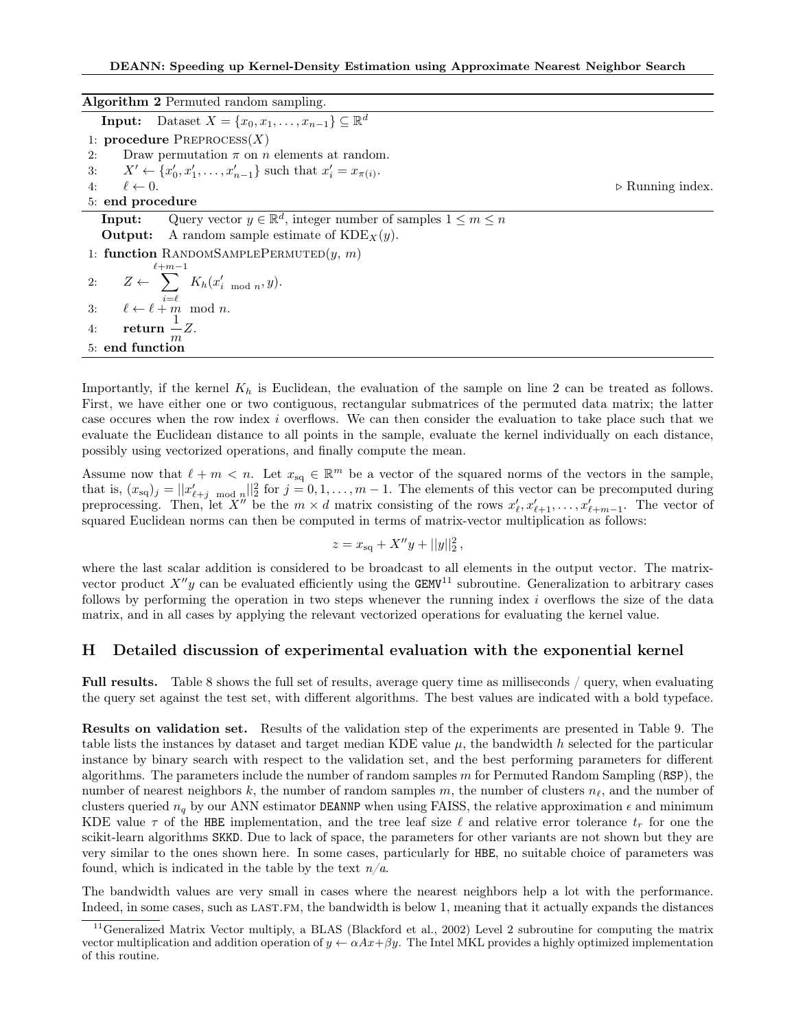**Algorithm 2** Permuted random sampling.

**Input:** Dataset $X = \{x_0, x_1, \ldots, x_{n-1}\} \subseteq \mathbb{R}^d$

```
1: procedure PREPROCESS(X)
2:     Draw permutation π on n elements at random.
3:     X' ← {x'_0, x'_1, ..., x'_{n-1}} such that x'_i = x_{π(i)}.
4:     ℓ ← 0.                                              ▷ Running index.
5: end procedure
```

**Input:** Query vector $y \in \mathbb{R}^d$, integer number of samples $1 \leq m \leq n$

**Output:** A random sample estimate of $\mathrm{KDE}_X(y)$.

```
1: function RANDOMSAMPLEPERMUTED(y, m)
2:     Z ← Σ_{i=ℓ}^{ℓ+m-1} K_h(x'_{i mod n}, y).
3:     ℓ ← ℓ + m mod n.
4:     return (1/m) Z.
5: end function
```

Importantly, if the kernel $K_h$ is Euclidean, the evaluation of the sample on line 2 can be treated as follows. First, we have either one or two contiguous, rectangular submatrices of the permuted data matrix; the latter case occures when the row index $i$ overflows. We can then consider the evaluation to take place such that we evaluate the Euclidean distance to all points in the sample, evaluate the kernel individually on each distance, possibly using vectorized operations, and finally compute the mean.

Assume now that $\ell + m < n$. Let $x_{\mathrm{sq}} \in \mathbb{R}^m$ be a vector of the squared norms of the vectors in the sample, that is, $(x_{\mathrm{sq}})_j = ||x'_{\ell+j \bmod n}||_2^2$ for $j = 0, 1, \ldots, m-1$. The elements of this vector can be precomputed during preprocessing. Then, let $X''$ be the $m \times d$ matrix consisting of the rows $x'_\ell, x'_{\ell+1}, \ldots, x'_{\ell+m-1}$. The vector of squared Euclidean norms can then be computed in terms of matrix-vector multiplication as follows:

$$z = x_{\mathrm{sq}} + X''y + ||y||_2^2 \,,$$

where the last scalar addition is considered to be broadcast to all elements in the output vector. The matrix-vector product $X''y$ can be evaluated efficiently using the `GEMV`[11] subroutine. Generalization to arbitrary cases follows by performing the operation in two steps whenever the running index $i$ overflows the size of the data matrix, and in all cases by applying the relevant vectorized operations for evaluating the kernel value.

## H Detailed discussion of experimental evaluation with the exponential kernel

**Full results.** Table 8 shows the full set of results, average query time as milliseconds / query, when evaluating the query set against the test set, with different algorithms. The best values are indicated with a bold typeface.

**Results on validation set.** Results of the validation step of the experiments are presented in Table 9. The table lists the instances by dataset and target median KDE value $\mu$, the bandwidth $h$ selected for the particular instance by binary search with respect to the validation set, and the best performing parameters for different algorithms. The parameters include the number of random samples $m$ for Permuted Random Sampling (`RSP`), the number of nearest neighbors $k$, the number of random samples $m$, the number of clusters $n_\ell$, and the number of clusters queried $n_q$ by our ANN estimator `DEANNP` when using FAISS, the relative approximation $\epsilon$ and minimum KDE value $\tau$ of the `HBE` implementation, and the tree leaf size $\ell$ and relative error tolerance $t_r$ for one the scikit-learn algorithms `SKKD`. Due to lack of space, the parameters for other variants are not shown but they are very similar to the ones shown here. In some cases, particularly for `HBE`, no suitable choice of parameters was found, which is indicated in the table by the text *n/a*.

The bandwidth values are very small in cases where the nearest neighbors help a lot with the performance. Indeed, in some cases, such as LAST.FM, the bandwidth is below 1, meaning that it actually expands the distances

[11] Generalized Matrix Vector multiply, a BLAS (Blackford et al., 2002) Level 2 subroutine for computing the matrix vector multiplication and addition operation of $y \leftarrow \alpha Ax + \beta y$. The Intel MKL provides a highly optimized implementation of this routine.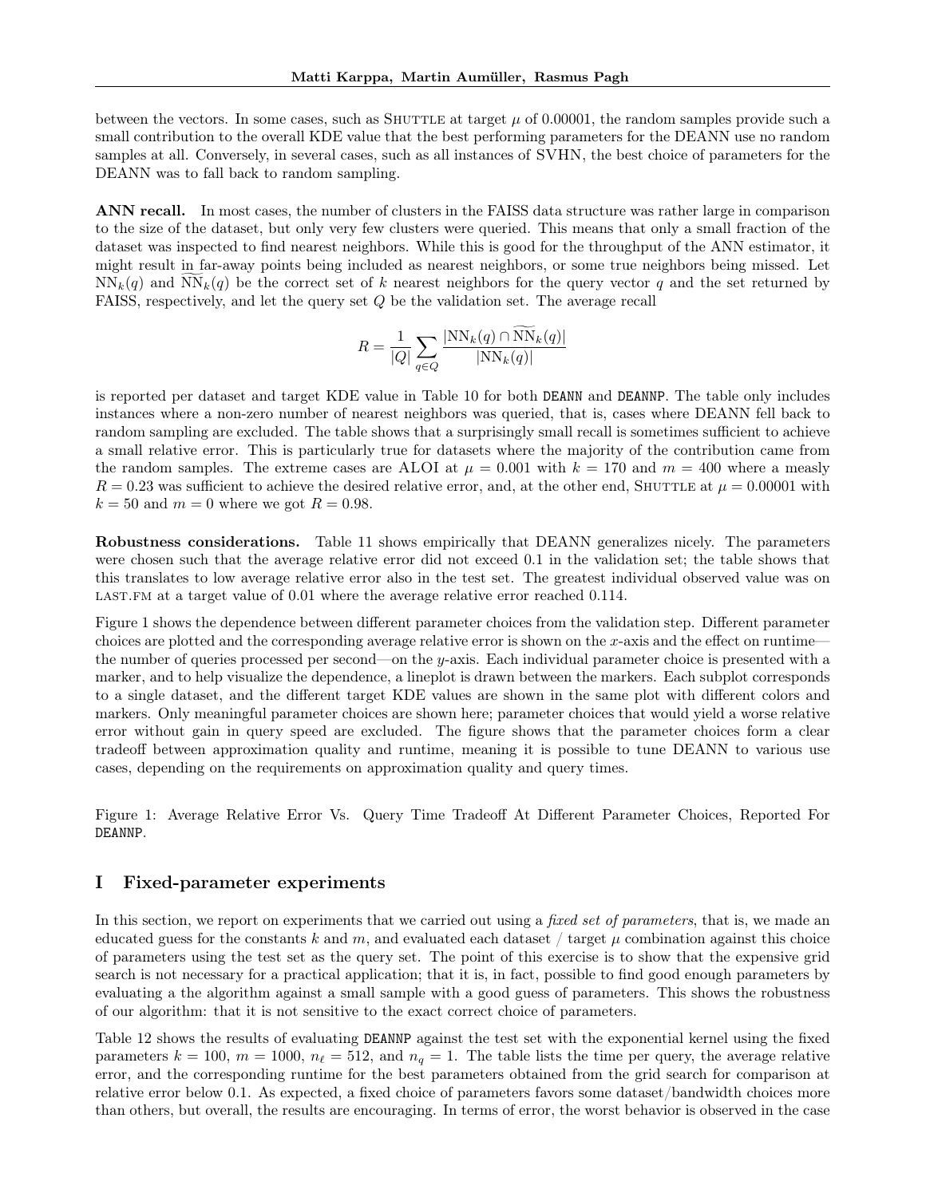between the vectors. In some cases, such as SHUTTLE at target $\mu$ of 0.00001, the random samples provide such a small contribution to the overall KDE value that the best performing parameters for the DEANN use no random samples at all. Conversely, in several cases, such as all instances of SVHN, the best choice of parameters for the DEANN was to fall back to random sampling.

**ANN recall.** In most cases, the number of clusters in the FAISS data structure was rather large in comparison to the size of the dataset, but only very few clusters were queried. This means that only a small fraction of the dataset was inspected to find nearest neighbors. While this is good for the throughput of the ANN estimator, it might result in far-away points being included as nearest neighbors, or some true neighbors being missed. Let $\mathrm{NN}_k(q)$ and $\widetilde{\mathrm{NN}}_k(q)$ be the correct set of $k$ nearest neighbors for the query vector $q$ and the set returned by FAISS, respectively, and let the query set $Q$ be the validation set. The average recall

$$R = \frac{1}{|Q|} \sum_{q \in Q} \frac{|\mathrm{NN}_k(q) \cap \widetilde{\mathrm{NN}}_k(q)|}{|\mathrm{NN}_k(q)|}$$

is reported per dataset and target KDE value in Table 10 for both `DEANN` and `DEANNP`. The table only includes instances where a non-zero number of nearest neighbors was queried, that is, cases where DEANN fell back to random sampling are excluded. The table shows that a surprisingly small recall is sometimes sufficient to achieve a small relative error. This is particularly true for datasets where the majority of the contribution came from the random samples. The extreme cases are ALOI at $\mu = 0.001$ with $k = 170$ and $m = 400$ where a measly $R = 0.23$ was sufficient to achieve the desired relative error, and, at the other end, SHUTTLE at $\mu = 0.00001$ with $k = 50$ and $m = 0$ where we got $R = 0.98$.

**Robustness considerations.** Table 11 shows empirically that DEANN generalizes nicely. The parameters were chosen such that the average relative error did not exceed 0.1 in the validation set; the table shows that this translates to low average relative error also in the test set. The greatest individual observed value was on LAST.FM at a target value of 0.01 where the average relative error reached 0.114.

Figure 1 shows the dependence between different parameter choices from the validation step. Different parameter choices are plotted and the corresponding average relative error is shown on the $x$-axis and the effect on runtime—the number of queries processed per second—on the $y$-axis. Each individual parameter choice is presented with a marker, and to help visualize the dependence, a lineplot is drawn between the markers. Each subplot corresponds to a single dataset, and the different target KDE values are shown in the same plot with different colors and markers. Only meaningful parameter choices are shown here; parameter choices that would yield a worse relative error without gain in query speed are excluded. The figure shows that the parameter choices form a clear tradeoff between approximation quality and runtime, meaning it is possible to tune DEANN to various use cases, depending on the requirements on approximation quality and query times.

Figure 1: Average Relative Error Vs. Query Time Tradeoff At Different Parameter Choices, Reported For `DEANNP`.

## I Fixed-parameter experiments

In this section, we report on experiments that we carried out using a *fixed set of parameters*, that is, we made an educated guess for the constants $k$ and $m$, and evaluated each dataset / target $\mu$ combination against this choice of parameters using the test set as the query set. The point of this exercise is to show that the expensive grid search is not necessary for a practical application; that it is, in fact, possible to find good enough parameters by evaluating a the algorithm against a small sample with a good guess of parameters. This shows the robustness of our algorithm: that it is not sensitive to the exact correct choice of parameters.

Table 12 shows the results of evaluating `DEANNP` against the test set with the exponential kernel using the fixed parameters $k = 100$, $m = 1000$, $n_\ell = 512$, and $n_q = 1$. The table lists the time per query, the average relative error, and the corresponding runtime for the best parameters obtained from the grid search for comparison at relative error below 0.1. As expected, a fixed choice of parameters favors some dataset/bandwidth choices more than others, but overall, the results are encouraging. In terms of error, the worst behavior is observed in the case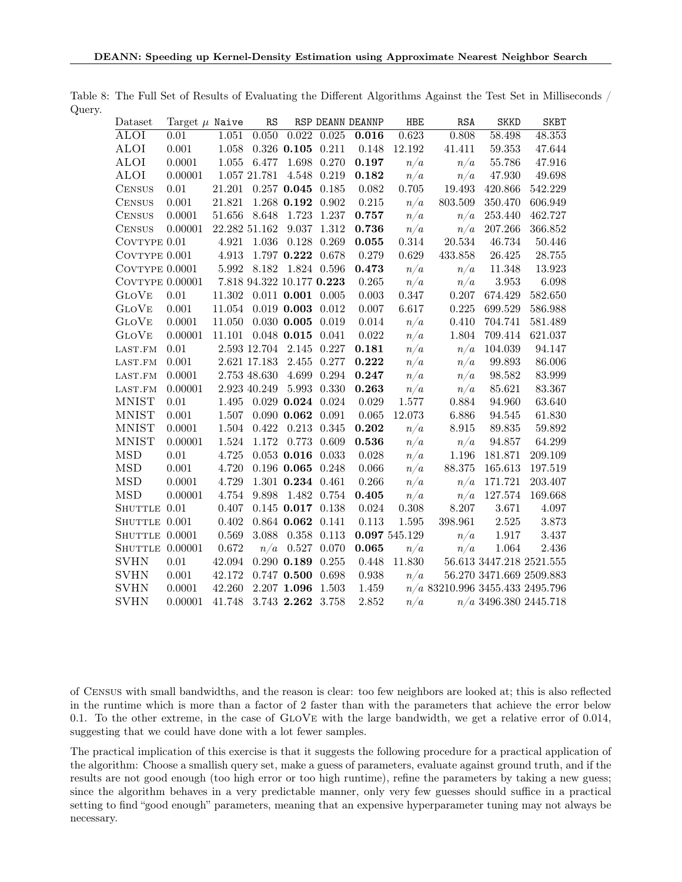Table 8: The Full Set of Results of Evaluating the Different Algorithms Against the Test Set in Milliseconds / Query.

| Dataset | Target $\mu$ | Naive | RS | RSP | DEANN | DEANNP | HBE | RSA | SKKD | SKBT |
|---|---|---|---|---|---|---|---|---|---|---|
| ALOI | 0.01 | 1.051 | 0.050 | 0.022 | 0.025 | **0.016** | 0.623 | 0.808 | 58.498 | 48.353 |
| ALOI | 0.001 | 1.058 | 0.326 | **0.105** | 0.211 | 0.148 | 12.192 | 41.411 | 59.353 | 47.644 |
| ALOI | 0.0001 | 1.055 | 6.477 | 1.698 | 0.270 | **0.197** | $n/a$ | $n/a$ | 55.786 | 47.916 |
| ALOI | 0.00001 | 1.057 | 21.781 | 4.548 | 0.219 | **0.182** | $n/a$ | $n/a$ | 47.930 | 49.698 |
| Census | 0.01 | 21.201 | 0.257 | **0.045** | 0.185 | 0.082 | 0.705 | 19.493 | 420.866 | 542.229 |
| Census | 0.001 | 21.821 | 1.268 | **0.192** | 0.902 | 0.215 | $n/a$ | 803.509 | 350.470 | 606.949 |
| Census | 0.0001 | 51.656 | 8.648 | 1.723 | 1.237 | **0.757** | $n/a$ | $n/a$ | 253.440 | 462.727 |
| Census | 0.00001 | 22.282 | 51.162 | 9.037 | 1.312 | **0.736** | $n/a$ | $n/a$ | 207.266 | 366.852 |
| Covtype | 0.01 | 4.921 | 1.036 | 0.128 | 0.269 | **0.055** | 0.314 | 20.534 | 46.734 | 50.446 |
| Covtype | 0.001 | 4.913 | 1.797 | **0.222** | 0.678 | 0.279 | 0.629 | 433.858 | 26.425 | 28.755 |
| Covtype | 0.0001 | 5.992 | 8.182 | 1.824 | 0.596 | **0.473** | $n/a$ | $n/a$ | 11.348 | 13.923 |
| Covtype | 0.00001 | 7.818 | 94.322 | 10.177 | **0.223** | 0.265 | $n/a$ | $n/a$ | 3.953 | 6.098 |
| GloVe | 0.01 | 11.302 | 0.011 | **0.001** | 0.005 | 0.003 | 0.347 | 0.207 | 674.429 | 582.650 |
| GloVe | 0.001 | 11.054 | 0.019 | **0.003** | 0.012 | 0.007 | 6.617 | 0.225 | 699.529 | 586.988 |
| GloVe | 0.0001 | 11.050 | 0.030 | **0.005** | 0.019 | 0.014 | $n/a$ | 0.410 | 704.741 | 581.489 |
| GloVe | 0.00001 | 11.101 | 0.048 | **0.015** | 0.041 | 0.022 | $n/a$ | 1.804 | 709.414 | 621.037 |
| last.fm | 0.01 | 2.593 | 12.704 | 2.145 | 0.227 | **0.181** | $n/a$ | $n/a$ | 104.039 | 94.147 |
| last.fm | 0.001 | 2.621 | 17.183 | 2.455 | 0.277 | **0.222** | $n/a$ | $n/a$ | 99.893 | 86.006 |
| last.fm | 0.0001 | 2.753 | 48.630 | 4.699 | 0.294 | **0.247** | $n/a$ | $n/a$ | 98.582 | 83.999 |
| last.fm | 0.00001 | 2.923 | 40.249 | 5.993 | 0.330 | **0.263** | $n/a$ | $n/a$ | 85.621 | 83.367 |
| MNIST | 0.01 | 1.495 | 0.029 | **0.024** | 0.024 | 0.029 | 1.577 | 0.884 | 94.960 | 63.640 |
| MNIST | 0.001 | 1.507 | 0.090 | **0.062** | 0.091 | 0.065 | 12.073 | 6.886 | 94.545 | 61.830 |
| MNIST | 0.0001 | 1.504 | 0.422 | 0.213 | 0.345 | **0.202** | $n/a$ | 8.915 | 89.835 | 59.892 |
| MNIST | 0.00001 | 1.524 | 1.172 | 0.773 | 0.609 | **0.536** | $n/a$ | $n/a$ | 94.857 | 64.299 |
| MSD | 0.01 | 4.725 | 0.053 | **0.016** | 0.033 | 0.028 | $n/a$ | 1.196 | 181.871 | 209.109 |
| MSD | 0.001 | 4.720 | 0.196 | **0.065** | 0.248 | 0.066 | $n/a$ | 88.375 | 165.613 | 197.519 |
| MSD | 0.0001 | 4.729 | 1.301 | **0.234** | 0.461 | 0.266 | $n/a$ | $n/a$ | 171.721 | 203.407 |
| MSD | 0.00001 | 4.754 | 9.898 | 1.482 | 0.754 | **0.405** | $n/a$ | $n/a$ | 127.574 | 169.668 |
| Shuttle | 0.01 | 0.407 | 0.145 | **0.017** | 0.138 | 0.024 | 0.308 | 8.207 | 3.671 | 4.097 |
| Shuttle | 0.001 | 0.402 | 0.864 | **0.062** | 0.141 | 0.113 | 1.595 | 398.961 | 2.525 | 3.873 |
| Shuttle | 0.0001 | 0.569 | 3.088 | 0.358 | 0.113 | **0.097** | 545.129 | $n/a$ | 1.917 | 3.437 |
| Shuttle | 0.00001 | 0.672 | $n/a$ | 0.527 | 0.070 | **0.065** | $n/a$ | $n/a$ | 1.064 | 2.436 |
| SVHN | 0.01 | 42.094 | 0.290 | **0.189** | 0.255 | 0.448 | 11.830 | 56.613 | 3447.218 | 2521.555 |
| SVHN | 0.001 | 42.172 | 0.747 | **0.500** | 0.698 | 0.938 | $n/a$ | 56.270 | 3471.669 | 2509.883 |
| SVHN | 0.0001 | 42.260 | 2.207 | **1.096** | 1.503 | 1.459 | $n/a$ | 83210.996 | 3455.433 | 2495.796 |
| SVHN | 0.00001 | 41.748 | 3.743 | **2.262** | 3.758 | 2.852 | $n/a$ | $n/a$ | 3496.380 | 2445.718 |

of Census with small bandwidths, and the reason is clear: too few neighbors are looked at; this is also reflected in the runtime which is more than a factor of 2 faster than with the parameters that achieve the error below 0.1. To the other extreme, in the case of GloVe with the large bandwidth, we get a relative error of 0.014, suggesting that we could have done with a lot fewer samples.

The practical implication of this exercise is that it suggests the following procedure for a practical application of the algorithm: Choose a smallish query set, make a guess of parameters, evaluate against ground truth, and if the results are not good enough (too high error or too high runtime), refine the parameters by taking a new guess; since the algorithm behaves in a very predictable manner, only very few guesses should suffice in a practical setting to find "good enough" parameters, meaning that an expensive hyperparameter tuning may not always be necessary.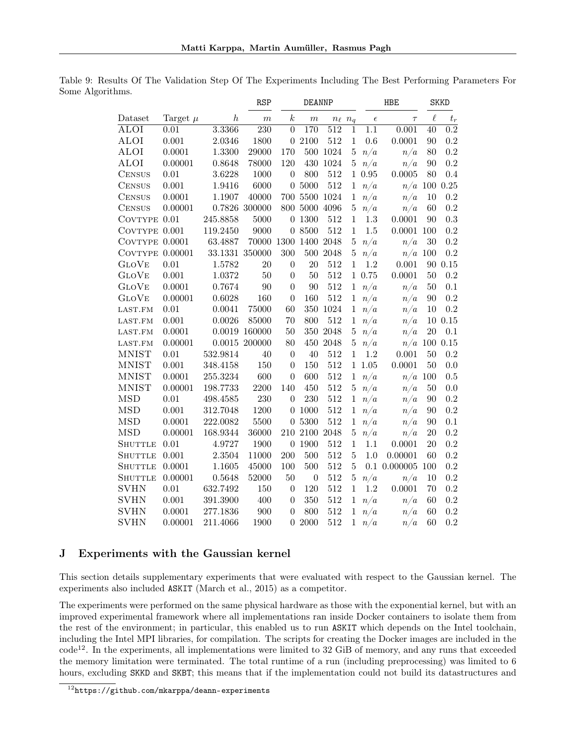Table 9: Results Of The Validation Step Of The Experiments Including The Best Performing Parameters For Some Algorithms.

| | | | RSP | DEANNP | | | | HBE | | SKKD | |
|---|---|---|---|---|---|---|---|---|---|---|---|
| Dataset | Target $\mu$ | $h$ | $m$ | $k$ | $m$ | $n_\ell$ | $n_q$ | $\epsilon$ | $\tau$ | $\ell$ | $t_r$ |
| ALOI | 0.01 | 3.3366 | 230 | 0 | 170 | 512 | 1 | 1.1 | 0.001 | 40 | 0.2 |
| ALOI | 0.001 | 2.0346 | 1800 | 0 | 2100 | 512 | 1 | 0.6 | 0.0001 | 90 | 0.2 |
| ALOI | 0.0001 | 1.3300 | 29000 | 170 | 500 | 1024 | 5 | $n/a$ | $n/a$ | 80 | 0.2 |
| ALOI | 0.00001 | 0.8648 | 78000 | 120 | 430 | 1024 | 5 | $n/a$ | $n/a$ | 90 | 0.2 |
| Census | 0.01 | 3.6228 | 1000 | 0 | 800 | 512 | 1 | 0.95 | 0.0005 | 80 | 0.4 |
| Census | 0.001 | 1.9416 | 6000 | 0 | 5000 | 512 | 1 | $n/a$ | $n/a$ | 100 | 0.25 |
| Census | 0.0001 | 1.1907 | 40000 | 700 | 5500 | 1024 | 1 | $n/a$ | $n/a$ | 10 | 0.2 |
| Census | 0.00001 | 0.7826 | 300000 | 800 | 5000 | 4096 | 5 | $n/a$ | $n/a$ | 60 | 0.2 |
| Covtype | 0.01 | 245.8858 | 5000 | 0 | 1300 | 512 | 1 | 1.3 | 0.0001 | 90 | 0.3 |
| Covtype | 0.001 | 119.2450 | 9000 | 0 | 8500 | 512 | 1 | 1.5 | 0.0001 | 100 | 0.2 |
| Covtype | 0.0001 | 63.4887 | 70000 | 1300 | 1400 | 2048 | 5 | $n/a$ | $n/a$ | 30 | 0.2 |
| Covtype | 0.00001 | 33.1331 | 350000 | 300 | 500 | 2048 | 5 | $n/a$ | $n/a$ | 100 | 0.2 |
| GloVe | 0.01 | 1.5782 | 20 | 0 | 20 | 512 | 1 | 1.2 | 0.001 | 90 | 0.15 |
| GloVe | 0.001 | 1.0372 | 50 | 0 | 50 | 512 | 1 | 0.75 | 0.0001 | 50 | 0.2 |
| GloVe | 0.0001 | 0.7674 | 90 | 0 | 90 | 512 | 1 | $n/a$ | $n/a$ | 50 | 0.1 |
| GloVe | 0.00001 | 0.6028 | 160 | 0 | 160 | 512 | 1 | $n/a$ | $n/a$ | 90 | 0.2 |
| last.fm | 0.01 | 0.0041 | 75000 | 60 | 350 | 1024 | 1 | $n/a$ | $n/a$ | 10 | 0.2 |
| last.fm | 0.001 | 0.0026 | 85000 | 70 | 800 | 512 | 1 | $n/a$ | $n/a$ | 10 | 0.15 |
| last.fm | 0.0001 | 0.0019 | 160000 | 50 | 350 | 2048 | 5 | $n/a$ | $n/a$ | 20 | 0.1 |
| last.fm | 0.00001 | 0.0015 | 200000 | 80 | 450 | 2048 | 5 | $n/a$ | $n/a$ | 100 | 0.15 |
| MNIST | 0.01 | 532.9814 | 40 | 0 | 40 | 512 | 1 | 1.2 | 0.001 | 50 | 0.2 |
| MNIST | 0.001 | 348.4158 | 150 | 0 | 150 | 512 | 1 | 1.05 | 0.0001 | 50 | 0.0 |
| MNIST | 0.0001 | 255.3234 | 600 | 0 | 600 | 512 | 1 | $n/a$ | $n/a$ | 100 | 0.5 |
| MNIST | 0.00001 | 198.7733 | 2200 | 140 | 450 | 512 | 5 | $n/a$ | $n/a$ | 50 | 0.0 |
| MSD | 0.01 | 498.4585 | 230 | 0 | 230 | 512 | 1 | $n/a$ | $n/a$ | 90 | 0.2 |
| MSD | 0.001 | 312.7048 | 1200 | 0 | 1000 | 512 | 1 | $n/a$ | $n/a$ | 90 | 0.2 |
| MSD | 0.0001 | 222.0082 | 5500 | 0 | 5300 | 512 | 1 | $n/a$ | $n/a$ | 90 | 0.1 |
| MSD | 0.00001 | 168.9344 | 36000 | 210 | 2100 | 2048 | 5 | $n/a$ | $n/a$ | 20 | 0.2 |
| Shuttle | 0.01 | 4.9727 | 1900 | 0 | 1900 | 512 | 1 | 1.1 | 0.0001 | 20 | 0.2 |
| Shuttle | 0.001 | 2.3504 | 11000 | 200 | 500 | 512 | 5 | 1.0 | 0.00001 | 60 | 0.2 |
| Shuttle | 0.0001 | 1.1605 | 45000 | 100 | 500 | 512 | 5 | 0.1 | 0.000005 | 100 | 0.2 |
| Shuttle | 0.00001 | 0.5648 | 52000 | 50 | 0 | 512 | 5 | $n/a$ | $n/a$ | 10 | 0.2 |
| SVHN | 0.01 | 632.7492 | 150 | 0 | 120 | 512 | 1 | 1.2 | 0.0001 | 70 | 0.2 |
| SVHN | 0.001 | 391.3900 | 400 | 0 | 350 | 512 | 1 | $n/a$ | $n/a$ | 60 | 0.2 |
| SVHN | 0.0001 | 277.1836 | 900 | 0 | 800 | 512 | 1 | $n/a$ | $n/a$ | 60 | 0.2 |
| SVHN | 0.00001 | 211.4066 | 1900 | 0 | 2000 | 512 | 1 | $n/a$ | $n/a$ | 60 | 0.2 |

## J Experiments with the Gaussian kernel

This section details supplementary experiments that were evaluated with respect to the Gaussian kernel. The experiments also included ASKIT (March et al., 2015) as a competitor.

The experiments were performed on the same physical hardware as those with the exponential kernel, but with an improved experimental framework where all implementations ran inside Docker containers to isolate them from the rest of the environment; in particular, this enabled us to run ASKIT which depends on the Intel toolchain, including the Intel MPI libraries, for compilation. The scripts for creating the Docker images are included in the code[12]. In the experiments, all implementations were limited to 32 GiB of memory, and any runs that exceeded the memory limitation were terminated. The total runtime of a run (including preprocessing) was limited to 6 hours, excluding SKKD and SKBT; this means that if the implementation could not build its datastructures and

[12] https://github.com/mkarppa/deann-experiments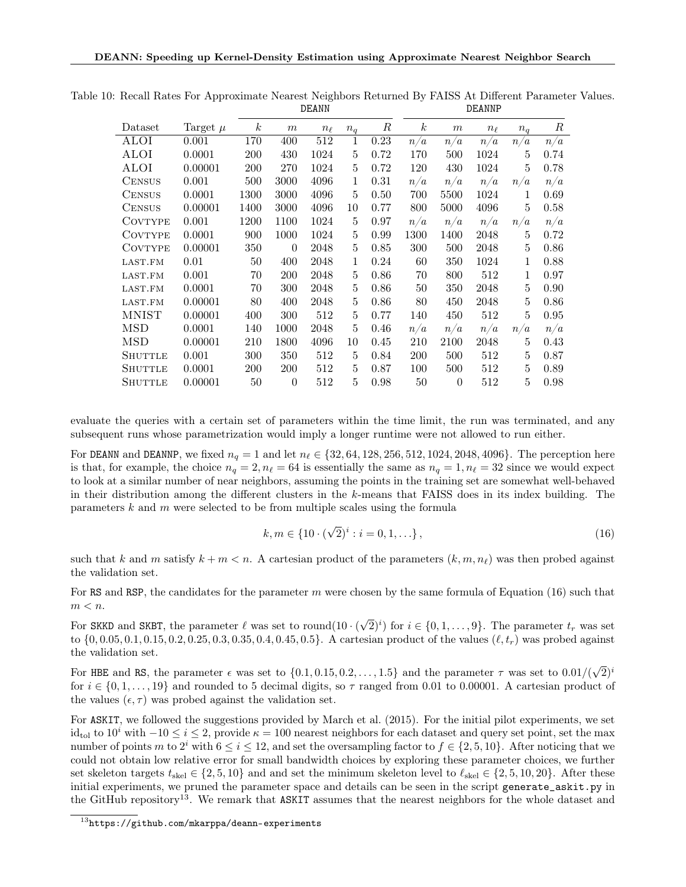Table 10: Recall Rates For Approximate Nearest Neighbors Returned By FAISS At Different Parameter Values.

| | | DEANN | | | | | DEANNP | | | | |
|---|---|---|---|---|---|---|---|---|---|---|---|
| Dataset | Target $\mu$ | $k$ | $m$ | $n_\ell$ | $n_q$ | $R$ | $k$ | $m$ | $n_\ell$ | $n_q$ | $R$ |
| ALOI | 0.001 | 170 | 400 | 512 | 1 | 0.23 | $n/a$ | $n/a$ | $n/a$ | $n/a$ | $n/a$ |
| ALOI | 0.0001 | 200 | 430 | 1024 | 5 | 0.72 | 170 | 500 | 1024 | 5 | 0.74 |
| ALOI | 0.00001 | 200 | 270 | 1024 | 5 | 0.72 | 120 | 430 | 1024 | 5 | 0.78 |
| Census | 0.001 | 500 | 3000 | 4096 | 1 | 0.31 | $n/a$ | $n/a$ | $n/a$ | $n/a$ | $n/a$ |
| Census | 0.0001 | 1300 | 3000 | 4096 | 5 | 0.50 | 700 | 5500 | 1024 | 1 | 0.69 |
| Census | 0.00001 | 1400 | 3000 | 4096 | 10 | 0.77 | 800 | 5000 | 4096 | 5 | 0.58 |
| Covtype | 0.001 | 1200 | 1100 | 1024 | 5 | 0.97 | $n/a$ | $n/a$ | $n/a$ | $n/a$ | $n/a$ |
| Covtype | 0.0001 | 900 | 1000 | 1024 | 5 | 0.99 | 1300 | 1400 | 2048 | 5 | 0.72 |
| Covtype | 0.00001 | 350 | 0 | 2048 | 5 | 0.85 | 300 | 500 | 2048 | 5 | 0.86 |
| last.fm | 0.01 | 50 | 400 | 2048 | 1 | 0.24 | 60 | 350 | 1024 | 1 | 0.88 |
| last.fm | 0.001 | 70 | 200 | 2048 | 5 | 0.86 | 70 | 800 | 512 | 1 | 0.97 |
| last.fm | 0.0001 | 70 | 300 | 2048 | 5 | 0.86 | 50 | 350 | 2048 | 5 | 0.90 |
| last.fm | 0.00001 | 80 | 400 | 2048 | 5 | 0.86 | 80 | 450 | 2048 | 5 | 0.86 |
| MNIST | 0.00001 | 400 | 300 | 512 | 5 | 0.77 | 140 | 450 | 512 | 5 | 0.95 |
| MSD | 0.0001 | 140 | 1000 | 2048 | 5 | 0.46 | $n/a$ | $n/a$ | $n/a$ | $n/a$ | $n/a$ |
| MSD | 0.00001 | 210 | 1800 | 4096 | 10 | 0.45 | 210 | 2100 | 2048 | 5 | 0.43 |
| Shuttle | 0.001 | 300 | 350 | 512 | 5 | 0.84 | 200 | 500 | 512 | 5 | 0.87 |
| Shuttle | 0.0001 | 200 | 200 | 512 | 5 | 0.87 | 100 | 500 | 512 | 5 | 0.89 |
| Shuttle | 0.00001 | 50 | 0 | 512 | 5 | 0.98 | 50 | 0 | 512 | 5 | 0.98 |

evaluate the queries with a certain set of parameters within the time limit, the run was terminated, and any subsequent runs whose parametrization would imply a longer runtime were not allowed to run either.

For DEANN and DEANNP, we fixed $n_q = 1$ and let $n_\ell \in \{32, 64, 128, 256, 512, 1024, 2048, 4096\}$. The perception here is that, for example, the choice $n_q = 2, n_\ell = 64$ is essentially the same as $n_q = 1, n_\ell = 32$ since we would expect to look at a similar number of near neighbors, assuming the points in the training set are somewhat well-behaved in their distribution among the different clusters in the $k$-means that FAISS does in its index building. The parameters $k$ and $m$ were selected to be from multiple scales using the formula

$$k, m \in \{10 \cdot (\sqrt{2})^i : i = 0, 1, \ldots\}, \tag{16}$$

such that $k$ and $m$ satisfy $k + m < n$. A cartesian product of the parameters $(k, m, n_\ell)$ was then probed against the validation set.

For RS and RSP, the candidates for the parameter $m$ were chosen by the same formula of Equation (16) such that $m < n$.

For SKKD and SKBT, the parameter $\ell$ was set to $\text{round}(10 \cdot (\sqrt{2})^i)$ for $i \in \{0, 1, \ldots, 9\}$. The parameter $t_r$ was set to $\{0, 0.05, 0.1, 0.15, 0.2, 0.25, 0.3, 0.35, 0.4, 0.45, 0.5\}$. A cartesian product of the values $(\ell, t_r)$ was probed against the validation set.

For HBE and RS, the parameter $\epsilon$ was set to $\{0.1, 0.15, 0.2, \ldots, 1.5\}$ and the parameter $\tau$ was set to $0.01/(\sqrt{2})^i$ for $i \in \{0, 1, \ldots, 19\}$ and rounded to 5 decimal digits, so $\tau$ ranged from 0.01 to 0.00001. A cartesian product of the values $(\epsilon, \tau)$ was probed against the validation set.

For ASKIT, we followed the suggestions provided by March et al. (2015). For the initial pilot experiments, we set $\text{id}_{\text{tol}}$ to $10^i$ with $-10 \leq i \leq 2$, provide $\kappa = 100$ nearest neighbors for each dataset and query set point, set the max number of points $m$ to $2^i$ with $6 \leq i \leq 12$, and set the oversampling factor to $f \in \{2, 5, 10\}$. After noticing that we could not obtain low relative error for small bandwidth choices by exploring these parameter choices, we further set skeleton targets $t_{\text{skel}} \in \{2, 5, 10\}$ and and set the minimum skeleton level to $\ell_{\text{skel}} \in \{2, 5, 10, 20\}$. After these initial experiments, we pruned the parameter space and details can be seen in the script `generate_askit.py` in the GitHub repository[13]. We remark that ASKIT assumes that the nearest neighbors for the whole dataset and

[13] https://github.com/mkarppa/deann-experiments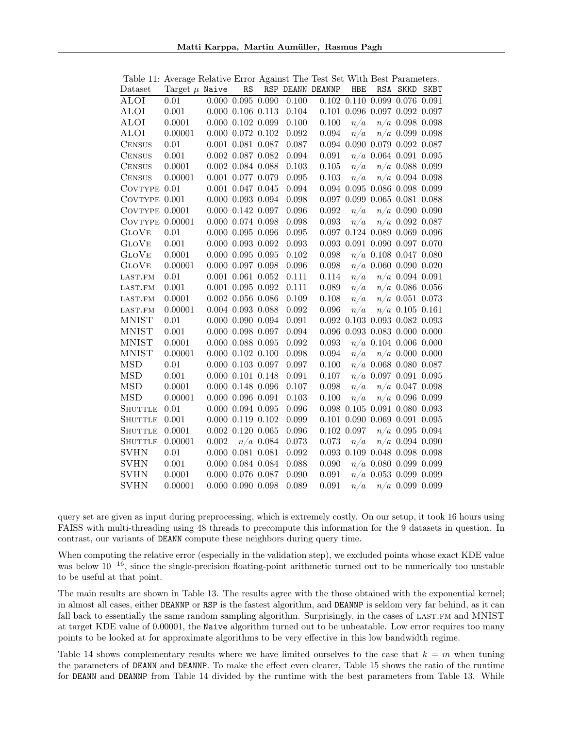Table 11: Average Relative Error Against The Test Set With Best Parameters.

| Dataset | Target $\mu$ | Naive | RS | RSP | DEANN | DEANNP | HBE | RSA | SKKD | SKBT |
|---|---|---|---|---|---|---|---|---|---|---|
| ALOI | 0.01 | 0.000 | 0.095 | 0.090 | 0.100 | 0.102 | 0.110 | 0.099 | 0.076 | 0.091 |
| ALOI | 0.001 | 0.000 | 0.106 | 0.113 | 0.104 | 0.101 | 0.096 | 0.097 | 0.092 | 0.097 |
| ALOI | 0.0001 | 0.000 | 0.102 | 0.099 | 0.100 | 0.100 | $n/a$ | $n/a$ | 0.098 | 0.098 |
| ALOI | 0.00001 | 0.000 | 0.072 | 0.102 | 0.092 | 0.094 | $n/a$ | $n/a$ | 0.099 | 0.098 |
| CENSUS | 0.01 | 0.001 | 0.081 | 0.087 | 0.087 | 0.094 | 0.090 | 0.079 | 0.092 | 0.087 |
| CENSUS | 0.001 | 0.002 | 0.087 | 0.082 | 0.094 | 0.091 | $n/a$ | 0.064 | 0.091 | 0.095 |
| CENSUS | 0.0001 | 0.002 | 0.084 | 0.088 | 0.103 | 0.105 | $n/a$ | $n/a$ | 0.088 | 0.099 |
| CENSUS | 0.00001 | 0.001 | 0.077 | 0.079 | 0.095 | 0.103 | $n/a$ | $n/a$ | 0.094 | 0.098 |
| COVTYPE | 0.01 | 0.001 | 0.047 | 0.045 | 0.094 | 0.094 | 0.095 | 0.086 | 0.098 | 0.099 |
| COVTYPE | 0.001 | 0.000 | 0.093 | 0.094 | 0.098 | 0.097 | 0.099 | 0.065 | 0.081 | 0.088 |
| COVTYPE | 0.0001 | 0.000 | 0.142 | 0.097 | 0.096 | 0.092 | $n/a$ | $n/a$ | 0.090 | 0.090 |
| COVTYPE | 0.00001 | 0.000 | 0.074 | 0.098 | 0.098 | 0.093 | $n/a$ | $n/a$ | 0.092 | 0.087 |
| GLOVE | 0.01 | 0.000 | 0.095 | 0.096 | 0.095 | 0.097 | 0.124 | 0.089 | 0.069 | 0.096 |
| GLOVE | 0.001 | 0.000 | 0.093 | 0.092 | 0.093 | 0.093 | 0.091 | 0.090 | 0.097 | 0.070 |
| GLOVE | 0.0001 | 0.000 | 0.095 | 0.095 | 0.102 | 0.098 | $n/a$ | 0.108 | 0.047 | 0.080 |
| GLOVE | 0.00001 | 0.000 | 0.097 | 0.098 | 0.096 | 0.098 | $n/a$ | 0.060 | 0.090 | 0.020 |
| LAST.FM | 0.01 | 0.001 | 0.061 | 0.052 | 0.111 | 0.114 | $n/a$ | $n/a$ | 0.094 | 0.091 |
| LAST.FM | 0.001 | 0.001 | 0.095 | 0.092 | 0.111 | 0.089 | $n/a$ | $n/a$ | 0.086 | 0.056 |
| LAST.FM | 0.0001 | 0.002 | 0.056 | 0.086 | 0.109 | 0.108 | $n/a$ | $n/a$ | 0.051 | 0.073 |
| LAST.FM | 0.00001 | 0.004 | 0.093 | 0.088 | 0.092 | 0.096 | $n/a$ | $n/a$ | 0.105 | 0.161 |
| MNIST | 0.01 | 0.000 | 0.090 | 0.094 | 0.091 | 0.092 | 0.103 | 0.093 | 0.082 | 0.093 |
| MNIST | 0.001 | 0.000 | 0.098 | 0.097 | 0.094 | 0.096 | 0.093 | 0.083 | 0.000 | 0.000 |
| MNIST | 0.0001 | 0.000 | 0.088 | 0.095 | 0.092 | 0.093 | $n/a$ | 0.104 | 0.006 | 0.000 |
| MNIST | 0.00001 | 0.000 | 0.102 | 0.100 | 0.098 | 0.094 | $n/a$ | $n/a$ | 0.000 | 0.000 |
| MSD | 0.01 | 0.000 | 0.103 | 0.097 | 0.097 | 0.100 | $n/a$ | 0.068 | 0.080 | 0.087 |
| MSD | 0.001 | 0.000 | 0.101 | 0.148 | 0.091 | 0.107 | $n/a$ | 0.097 | 0.091 | 0.095 |
| MSD | 0.0001 | 0.000 | 0.148 | 0.096 | 0.107 | 0.098 | $n/a$ | $n/a$ | 0.047 | 0.098 |
| MSD | 0.00001 | 0.000 | 0.096 | 0.091 | 0.103 | 0.100 | $n/a$ | $n/a$ | 0.096 | 0.099 |
| SHUTTLE | 0.01 | 0.000 | 0.094 | 0.095 | 0.096 | 0.098 | 0.105 | 0.091 | 0.080 | 0.093 |
| SHUTTLE | 0.001 | 0.000 | 0.119 | 0.102 | 0.099 | 0.101 | 0.090 | 0.069 | 0.091 | 0.095 |
| SHUTTLE | 0.0001 | 0.002 | 0.120 | 0.065 | 0.096 | 0.102 | 0.097 | $n/a$ | 0.095 | 0.094 |
| SHUTTLE | 0.00001 | 0.002 | $n/a$ | 0.084 | 0.073 | 0.073 | $n/a$ | $n/a$ | 0.094 | 0.090 |
| SVHN | 0.01 | 0.000 | 0.081 | 0.081 | 0.092 | 0.093 | 0.109 | 0.048 | 0.098 | 0.098 |
| SVHN | 0.001 | 0.000 | 0.084 | 0.084 | 0.088 | 0.090 | $n/a$ | 0.080 | 0.099 | 0.099 |
| SVHN | 0.0001 | 0.000 | 0.076 | 0.087 | 0.090 | 0.091 | $n/a$ | 0.053 | 0.099 | 0.099 |
| SVHN | 0.00001 | 0.000 | 0.090 | 0.098 | 0.089 | 0.091 | $n/a$ | $n/a$ | 0.099 | 0.099 |

query set are given as input during preprocessing, which is extremely costly. On our setup, it took 16 hours using FAISS with multi-threading using 48 threads to precompute this information for the 9 datasets in question. In contrast, our variants of DEANN compute these neighbors during query time.

When computing the relative error (especially in the validation step), we excluded points whose exact KDE value was below $10^{-16}$, since the single-precision floating-point arithmetic turned out to be numerically too unstable to be useful at that point.

The main results are shown in Table 13. The results agree with the those obtained with the exponential kernel; in almost all cases, either DEANNP or RSP is the fastest algorithm, and DEANNP is seldom very far behind, as it can fall back to essentially the same random sampling algorithm. Surprisingly, in the cases of LAST.FM and MNIST at target KDE value of 0.00001, the Naive algorithm turned out to be unbeatable. Low error requires too many points to be looked at for approximate algorithms to be very effective in this low bandwidth regime.

Table 14 shows complementary results where we have limited ourselves to the case that $k = m$ when tuning the parameters of DEANN and DEANNP. To make the effect even clearer, Table 15 shows the ratio of the runtime for DEANN and DEANNP from Table 14 divided by the runtime with the best parameters from Table 13. While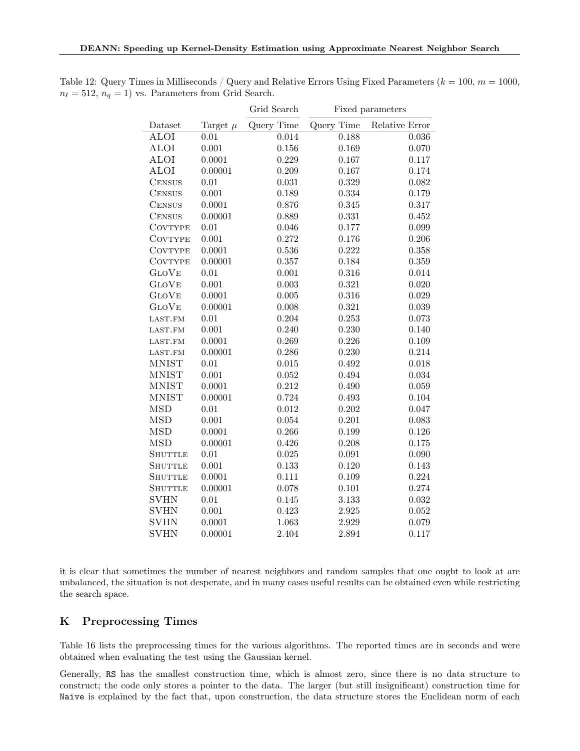Table 12: Query Times in Milliseconds / Query and Relative Errors Using Fixed Parameters ($k = 100$, $m = 1000$, $n_\ell = 512$, $n_q = 1$) vs. Parameters from Grid Search.

| | | Grid Search | Fixed parameters | |
|---|---|---|---|---|
| Dataset | Target $\mu$ | Query Time | Query Time | Relative Error |
| ALOI | 0.01 | 0.014 | 0.188 | 0.036 |
| ALOI | 0.001 | 0.156 | 0.169 | 0.070 |
| ALOI | 0.0001 | 0.229 | 0.167 | 0.117 |
| ALOI | 0.00001 | 0.209 | 0.167 | 0.174 |
| CENSUS | 0.01 | 0.031 | 0.329 | 0.082 |
| CENSUS | 0.001 | 0.189 | 0.334 | 0.179 |
| CENSUS | 0.0001 | 0.876 | 0.345 | 0.317 |
| CENSUS | 0.00001 | 0.889 | 0.331 | 0.452 |
| COVTYPE | 0.01 | 0.046 | 0.177 | 0.099 |
| COVTYPE | 0.001 | 0.272 | 0.176 | 0.206 |
| COVTYPE | 0.0001 | 0.536 | 0.222 | 0.358 |
| COVTYPE | 0.00001 | 0.357 | 0.184 | 0.359 |
| GLOVE | 0.01 | 0.001 | 0.316 | 0.014 |
| GLOVE | 0.001 | 0.003 | 0.321 | 0.020 |
| GLOVE | 0.0001 | 0.005 | 0.316 | 0.029 |
| GLOVE | 0.00001 | 0.008 | 0.321 | 0.039 |
| LAST.FM | 0.01 | 0.204 | 0.253 | 0.073 |
| LAST.FM | 0.001 | 0.240 | 0.230 | 0.140 |
| LAST.FM | 0.0001 | 0.269 | 0.226 | 0.109 |
| LAST.FM | 0.00001 | 0.286 | 0.230 | 0.214 |
| MNIST | 0.01 | 0.015 | 0.492 | 0.018 |
| MNIST | 0.001 | 0.052 | 0.494 | 0.034 |
| MNIST | 0.0001 | 0.212 | 0.490 | 0.059 |
| MNIST | 0.00001 | 0.724 | 0.493 | 0.104 |
| MSD | 0.01 | 0.012 | 0.202 | 0.047 |
| MSD | 0.001 | 0.054 | 0.201 | 0.083 |
| MSD | 0.0001 | 0.266 | 0.199 | 0.126 |
| MSD | 0.00001 | 0.426 | 0.208 | 0.175 |
| SHUTTLE | 0.01 | 0.025 | 0.091 | 0.090 |
| SHUTTLE | 0.001 | 0.133 | 0.120 | 0.143 |
| SHUTTLE | 0.0001 | 0.111 | 0.109 | 0.224 |
| SHUTTLE | 0.00001 | 0.078 | 0.101 | 0.274 |
| SVHN | 0.01 | 0.145 | 3.133 | 0.032 |
| SVHN | 0.001 | 0.423 | 2.925 | 0.052 |
| SVHN | 0.0001 | 1.063 | 2.929 | 0.079 |
| SVHN | 0.00001 | 2.404 | 2.894 | 0.117 |

it is clear that sometimes the number of nearest neighbors and random samples that one ought to look at are unbalanced, the situation is not desperate, and in many cases useful results can be obtained even while restricting the search space.

## K Preprocessing Times

Table 16 lists the preprocessing times for the various algorithms. The reported times are in seconds and were obtained when evaluating the test using the Gaussian kernel.

Generally, `RS` has the smallest construction time, which is almost zero, since there is no data structure to construct; the code only stores a pointer to the data. The larger (but still insignificant) construction time for `Naive` is explained by the fact that, upon construction, the data structure stores the Euclidean norm of each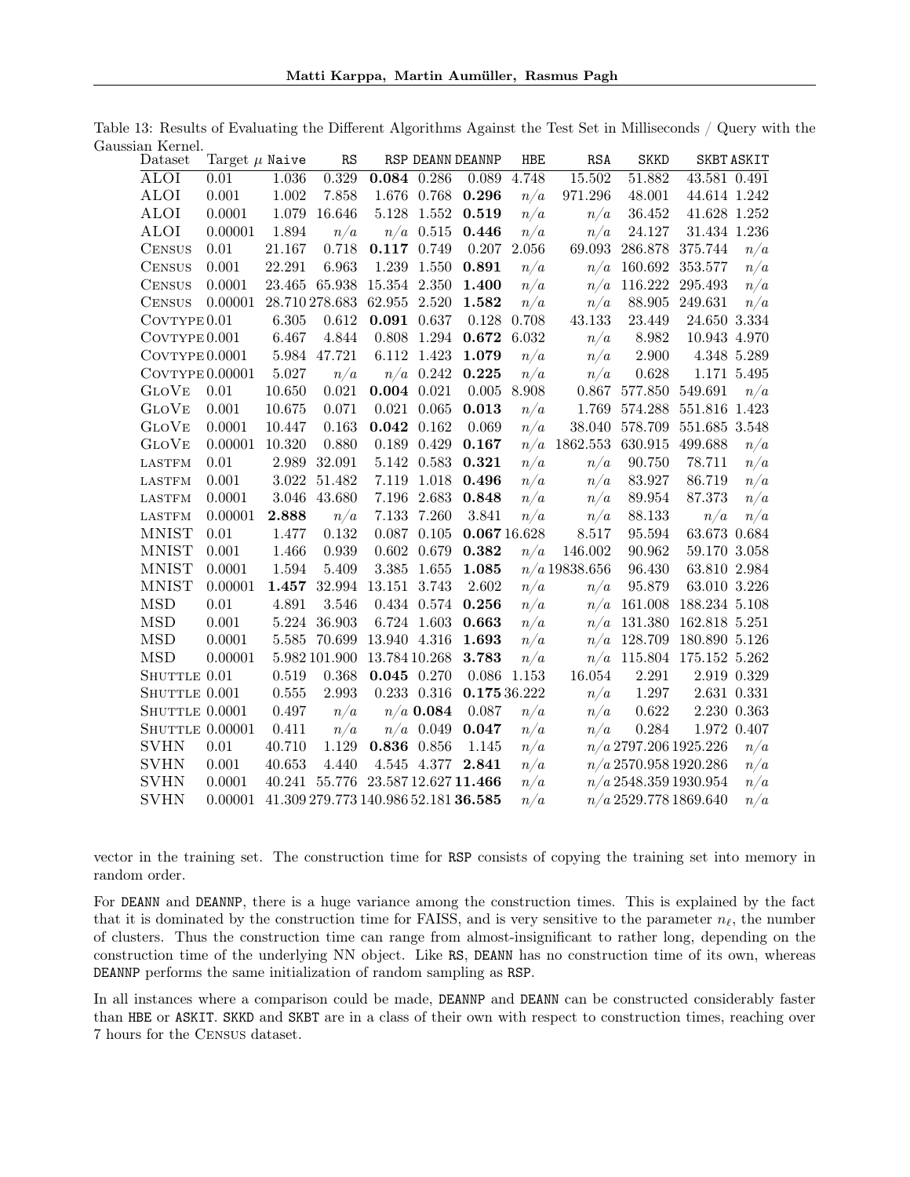Table 13: Results of Evaluating the Different Algorithms Against the Test Set in Milliseconds / Query with the Gaussian Kernel.

| Dataset | Target $\mu$ | Naive | RS | RSP | DEANN | DEANNP | HBE | RSA | SKKD | SKBT | ASKIT |
|---|---|---|---|---|---|---|---|---|---|---|---|
| ALOI | 0.01 | 1.036 | 0.329 | **0.084** | 0.286 | 0.089 | 4.748 | 15.502 | 51.882 | 43.581 | 0.491 |
| ALOI | 0.001 | 1.002 | 7.858 | 1.676 | 0.768 | **0.296** | *n/a* | 971.296 | 48.001 | 44.614 | 1.242 |
| ALOI | 0.0001 | 1.079 | 16.646 | 5.128 | 1.552 | **0.519** | *n/a* | *n/a* | 36.452 | 41.628 | 1.252 |
| ALOI | 0.00001 | 1.894 | *n/a* | *n/a* | 0.515 | **0.446** | *n/a* | *n/a* | 24.127 | 31.434 | 1.236 |
| Census | 0.01 | 21.167 | 0.718 | **0.117** | 0.749 | 0.207 | 2.056 | 69.093 | 286.878 | 375.744 | *n/a* |
| Census | 0.001 | 22.291 | 6.963 | 1.239 | 1.550 | **0.891** | *n/a* | *n/a* | 160.692 | 353.577 | *n/a* |
| Census | 0.0001 | 23.465 | 65.938 | 15.354 | 2.350 | **1.400** | *n/a* | *n/a* | 116.222 | 295.493 | *n/a* |
| Census | 0.00001 | 28.710 | 278.683 | 62.955 | 2.520 | **1.582** | *n/a* | *n/a* | 88.905 | 249.631 | *n/a* |
| Covtype | 0.01 | 6.305 | 0.612 | **0.091** | 0.637 | 0.128 | 0.708 | 43.133 | 23.449 | 24.650 | 3.334 |
| Covtype | 0.001 | 6.467 | 4.844 | 0.808 | 1.294 | **0.672** | 6.032 | *n/a* | 8.982 | 10.943 | 4.970 |
| Covtype | 0.0001 | 5.984 | 47.721 | 6.112 | 1.423 | **1.079** | *n/a* | *n/a* | 2.900 | 4.348 | 5.289 |
| Covtype | 0.00001 | 5.027 | *n/a* | *n/a* | 0.242 | **0.225** | *n/a* | *n/a* | 0.628 | 1.171 | 5.495 |
| GloVe | 0.01 | 10.650 | 0.021 | **0.004** | 0.021 | 0.005 | 8.908 | 0.867 | 577.850 | 549.691 | *n/a* |
| GloVe | 0.001 | 10.675 | 0.071 | 0.021 | 0.065 | **0.013** | *n/a* | 1.769 | 574.288 | 551.816 | 1.423 |
| GloVe | 0.0001 | 10.447 | 0.163 | **0.042** | 0.162 | 0.069 | *n/a* | 38.040 | 578.709 | 551.685 | 3.548 |
| GloVe | 0.00001 | 10.320 | 0.880 | 0.189 | 0.429 | **0.167** | *n/a* | 1862.553 | 630.915 | 499.688 | *n/a* |
| lastfm | 0.01 | 2.989 | 32.091 | 5.142 | 0.583 | **0.321** | *n/a* | *n/a* | 90.750 | 78.711 | *n/a* |
| lastfm | 0.001 | 3.022 | 51.482 | 7.119 | 1.018 | **0.496** | *n/a* | *n/a* | 83.927 | 86.719 | *n/a* |
| lastfm | 0.0001 | 3.046 | 43.680 | 7.196 | 2.683 | **0.848** | *n/a* | *n/a* | 89.954 | 87.373 | *n/a* |
| lastfm | 0.00001 | **2.888** | *n/a* | 7.133 | 7.260 | 3.841 | *n/a* | *n/a* | 88.133 | *n/a* | *n/a* |
| MNIST | 0.01 | 1.477 | 0.132 | 0.087 | 0.105 | **0.067** | 16.628 | 8.517 | 95.594 | 63.673 | 0.684 |
| MNIST | 0.001 | 1.466 | 0.939 | 0.602 | 0.679 | **0.382** | *n/a* | 146.002 | 90.962 | 59.170 | 3.058 |
| MNIST | 0.0001 | 1.594 | 5.409 | 3.385 | 1.655 | **1.085** | *n/a* | 19838.656 | 96.430 | 63.810 | 2.984 |
| MNIST | 0.00001 | **1.457** | 32.994 | 13.151 | 3.743 | 2.602 | *n/a* | *n/a* | 95.879 | 63.010 | 3.226 |
| MSD | 0.01 | 4.891 | 3.546 | 0.434 | 0.574 | **0.256** | *n/a* | *n/a* | 161.008 | 188.234 | 5.108 |
| MSD | 0.001 | 5.224 | 36.903 | 6.724 | 1.603 | **0.663** | *n/a* | *n/a* | 131.380 | 162.818 | 5.251 |
| MSD | 0.0001 | 5.585 | 70.699 | 13.940 | 4.316 | **1.693** | *n/a* | *n/a* | 128.709 | 180.890 | 5.126 |
| MSD | 0.00001 | 5.982 | 101.900 | 13.784 | 10.268 | **3.783** | *n/a* | *n/a* | 115.804 | 175.152 | 5.262 |
| Shuttle | 0.01 | 0.519 | 0.368 | **0.045** | 0.270 | 0.086 | 1.153 | 16.054 | 2.291 | 2.919 | 0.329 |
| Shuttle | 0.001 | 0.555 | 2.993 | 0.233 | 0.316 | **0.175** | 36.222 | *n/a* | 1.297 | 2.631 | 0.331 |
| Shuttle | 0.0001 | 0.497 | *n/a* | *n/a* | **0.084** | 0.087 | *n/a* | *n/a* | 0.622 | 2.230 | 0.363 |
| Shuttle | 0.00001 | 0.411 | *n/a* | *n/a* | 0.049 | **0.047** | *n/a* | *n/a* | 0.284 | 1.972 | 0.407 |
| SVHN | 0.01 | 40.710 | 1.129 | **0.836** | 0.856 | 1.145 | *n/a* | *n/a* | 2797.206 | 1925.226 | *n/a* |
| SVHN | 0.001 | 40.653 | 4.440 | 4.545 | 4.377 | **2.841** | *n/a* | *n/a* | 2570.958 | 1920.286 | *n/a* |
| SVHN | 0.0001 | 40.241 | 55.776 | 23.587 | 12.627 | **11.466** | *n/a* | *n/a* | 2548.359 | 1930.954 | *n/a* |
| SVHN | 0.00001 | 41.309 | 279.773 | 140.986 | 52.181 | **36.585** | *n/a* | *n/a* | 2529.778 | 1869.640 | *n/a* |

vector in the training set. The construction time for RSP consists of copying the training set into memory in random order.

For DEANN and DEANNP, there is a huge variance among the construction times. This is explained by the fact that it is dominated by the construction time for FAISS, and is very sensitive to the parameter $n_\ell$, the number of clusters. Thus the construction time can range from almost-insignificant to rather long, depending on the construction time of the underlying NN object. Like RS, DEANN has no construction time of its own, whereas DEANNP performs the same initialization of random sampling as RSP.

In all instances where a comparison could be made, DEANNP and DEANN can be constructed considerably faster than HBE or ASKIT. SKKD and SKBT are in a class of their own with respect to construction times, reaching over 7 hours for the Census dataset.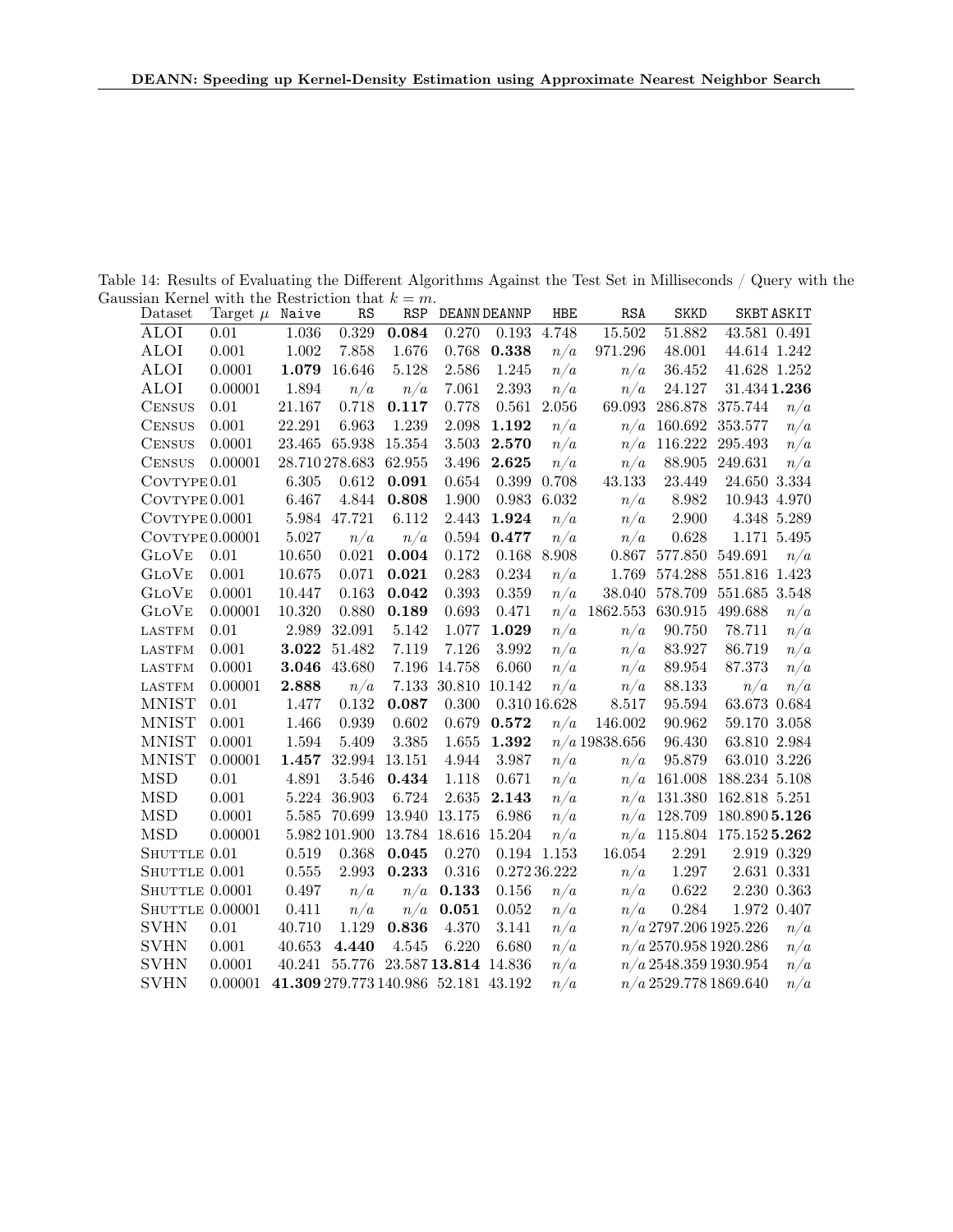Table 14: Results of Evaluating the Different Algorithms Against the Test Set in Milliseconds / Query with the Gaussian Kernel with the Restriction that $k = m$.

| Dataset | Target $\mu$ | Naive | RS | RSP | DEANN | DEANNP | HBE | RSA | SKKD | SKBT | ASKIT |
|---|---|---|---|---|---|---|---|---|---|---|---|
| ALOI | 0.01 | 1.036 | 0.329 | **0.084** | 0.270 | 0.193 | 4.748 | 15.502 | 51.882 | 43.581 | 0.491 |
| ALOI | 0.001 | 1.002 | 7.858 | 1.676 | 0.768 | **0.338** | $n/a$ | 971.296 | 48.001 | 44.614 | 1.242 |
| ALOI | 0.0001 | **1.079** | 16.646 | 5.128 | 2.586 | 1.245 | $n/a$ | $n/a$ | 36.452 | 41.628 | 1.252 |
| ALOI | 0.00001 | 1.894 | $n/a$ | $n/a$ | 7.061 | 2.393 | $n/a$ | $n/a$ | 24.127 | 31.434 | **1.236** |
| Census | 0.01 | 21.167 | 0.718 | **0.117** | 0.778 | 0.561 | 2.056 | 69.093 | 286.878 | 375.744 | $n/a$ |
| Census | 0.001 | 22.291 | 6.963 | 1.239 | 2.098 | **1.192** | $n/a$ | $n/a$ | 160.692 | 353.577 | $n/a$ |
| Census | 0.0001 | 23.465 | 65.938 | 15.354 | 3.503 | **2.570** | $n/a$ | $n/a$ | 116.222 | 295.493 | $n/a$ |
| Census | 0.00001 | 28.710 | 278.683 | 62.955 | 3.496 | **2.625** | $n/a$ | $n/a$ | 88.905 | 249.631 | $n/a$ |
| Covtype | 0.01 | 6.305 | 0.612 | **0.091** | 0.654 | 0.399 | 0.708 | 43.133 | 23.449 | 24.650 | 3.334 |
| Covtype | 0.001 | 6.467 | 4.844 | **0.808** | 1.900 | 0.983 | 6.032 | $n/a$ | 8.982 | 10.943 | 4.970 |
| Covtype | 0.0001 | 5.984 | 47.721 | 6.112 | 2.443 | **1.924** | $n/a$ | $n/a$ | 2.900 | 4.348 | 5.289 |
| Covtype | 0.00001 | 5.027 | $n/a$ | $n/a$ | 0.594 | **0.477** | $n/a$ | $n/a$ | 0.628 | 1.171 | 5.495 |
| GloVe | 0.01 | 10.650 | 0.021 | **0.004** | 0.172 | 0.168 | 8.908 | 0.867 | 577.850 | 549.691 | $n/a$ |
| GloVe | 0.001 | 10.675 | 0.071 | **0.021** | 0.283 | 0.234 | $n/a$ | 1.769 | 574.288 | 551.816 | 1.423 |
| GloVe | 0.0001 | 10.447 | 0.163 | **0.042** | 0.393 | 0.359 | $n/a$ | 38.040 | 578.709 | 551.685 | 3.548 |
| GloVe | 0.00001 | 10.320 | 0.880 | **0.189** | 0.693 | 0.471 | $n/a$ | 1862.553 | 630.915 | 499.688 | $n/a$ |
| lastfm | 0.01 | 2.989 | 32.091 | 5.142 | 1.077 | **1.029** | $n/a$ | $n/a$ | 90.750 | 78.711 | $n/a$ |
| lastfm | 0.001 | **3.022** | 51.482 | 7.119 | 7.126 | 3.992 | $n/a$ | $n/a$ | 83.927 | 86.719 | $n/a$ |
| lastfm | 0.0001 | **3.046** | 43.680 | 7.196 | 14.758 | 6.060 | $n/a$ | $n/a$ | 89.954 | 87.373 | $n/a$ |
| lastfm | 0.00001 | **2.888** | $n/a$ | 7.133 | 30.810 | 10.142 | $n/a$ | $n/a$ | 88.133 | $n/a$ | $n/a$ |
| MNIST | 0.01 | 1.477 | 0.132 | **0.087** | 0.300 | 0.310 | 16.628 | 8.517 | 95.594 | 63.673 | 0.684 |
| MNIST | 0.001 | 1.466 | 0.939 | 0.602 | 0.679 | **0.572** | $n/a$ | 146.002 | 90.962 | 59.170 | 3.058 |
| MNIST | 0.0001 | 1.594 | 5.409 | 3.385 | 1.655 | **1.392** | $n/a$ | 19838.656 | 96.430 | 63.810 | 2.984 |
| MNIST | 0.00001 | **1.457** | 32.994 | 13.151 | 4.944 | 3.987 | $n/a$ | $n/a$ | 95.879 | 63.010 | 3.226 |
| MSD | 0.01 | 4.891 | 3.546 | **0.434** | 1.118 | 0.671 | $n/a$ | $n/a$ | 161.008 | 188.234 | 5.108 |
| MSD | 0.001 | 5.224 | 36.903 | 6.724 | 2.635 | **2.143** | $n/a$ | $n/a$ | 131.380 | 162.818 | 5.251 |
| MSD | 0.0001 | 5.585 | 70.699 | 13.940 | 13.175 | 6.986 | $n/a$ | $n/a$ | 128.709 | 180.890 | **5.126** |
| MSD | 0.00001 | 5.982 | 101.900 | 13.784 | 18.616 | 15.204 | $n/a$ | $n/a$ | 115.804 | 175.152 | **5.262** |
| Shuttle | 0.01 | 0.519 | 0.368 | **0.045** | 0.270 | 0.194 | 1.153 | 16.054 | 2.291 | 2.919 | 0.329 |
| Shuttle | 0.001 | 0.555 | 2.993 | **0.233** | 0.316 | 0.272 | 36.222 | $n/a$ | 1.297 | 2.631 | 0.331 |
| Shuttle | 0.0001 | 0.497 | $n/a$ | $n/a$ | **0.133** | 0.156 | $n/a$ | $n/a$ | 0.622 | 2.230 | 0.363 |
| Shuttle | 0.00001 | 0.411 | $n/a$ | $n/a$ | **0.051** | 0.052 | $n/a$ | $n/a$ | 0.284 | 1.972 | 0.407 |
| SVHN | 0.01 | 40.710 | 1.129 | **0.836** | 4.370 | 3.141 | $n/a$ | $n/a$ | 2797.206 | 1925.226 | $n/a$ |
| SVHN | 0.001 | 40.653 | **4.440** | 4.545 | 6.220 | 6.680 | $n/a$ | $n/a$ | 2570.958 | 1920.286 | $n/a$ |
| SVHN | 0.0001 | 40.241 | 55.776 | 23.587 | **13.814** | 14.836 | $n/a$ | $n/a$ | 2548.359 | 1930.954 | $n/a$ |
| SVHN | 0.00001 | **41.309** | 279.773 | 140.986 | 52.181 | 43.192 | $n/a$ | $n/a$ | 2529.778 | 1869.640 | $n/a$ |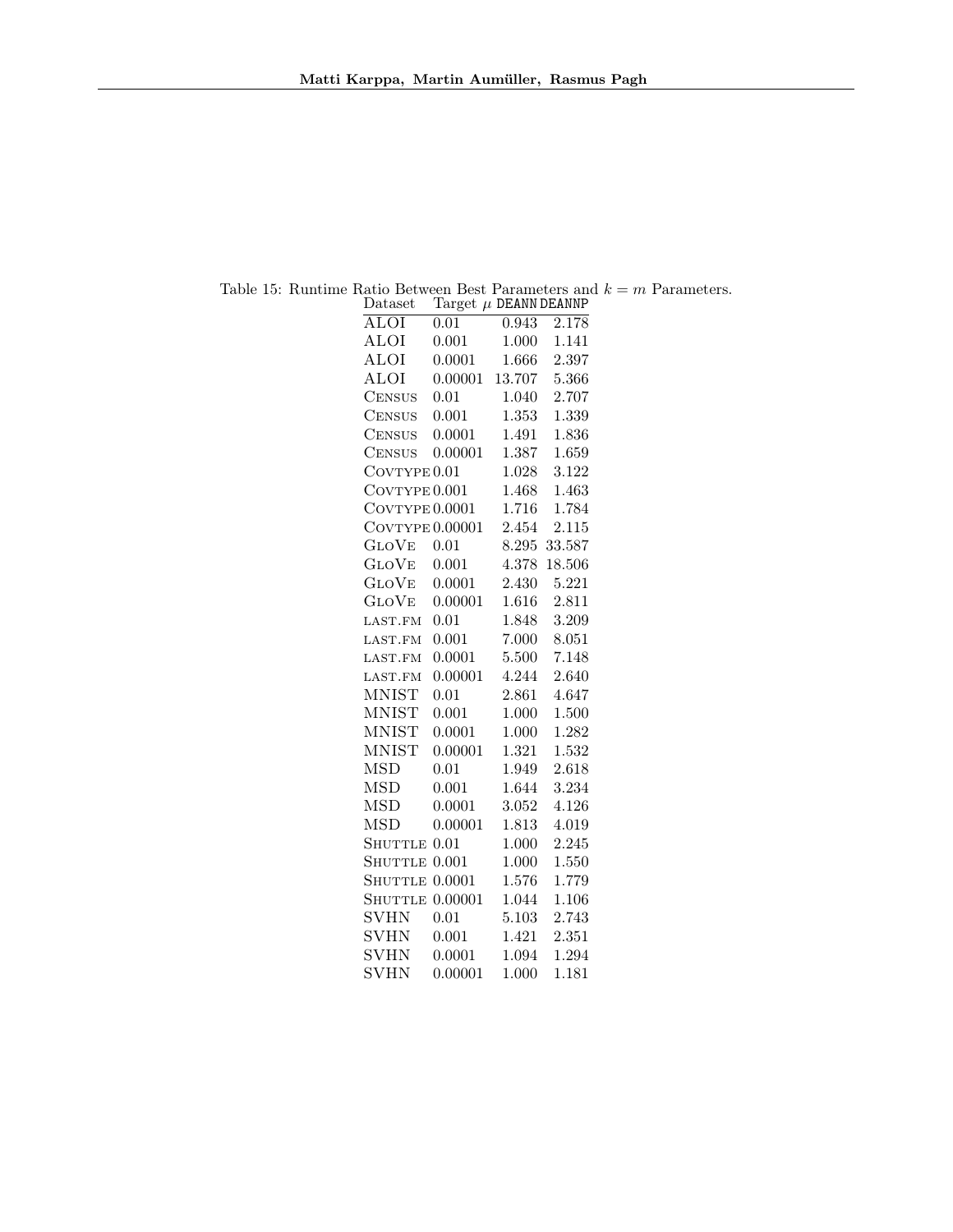Table 15: Runtime Ratio Between Best Parameters and $k = m$ Parameters.

| Dataset | Target $\mu$ | DEANN | DEANNP |
|---|---|---|---|
| ALOI | 0.01 | 0.943 | 2.178 |
| ALOI | 0.001 | 1.000 | 1.141 |
| ALOI | 0.0001 | 1.666 | 2.397 |
| ALOI | 0.00001 | 13.707 | 5.366 |
| CENSUS | 0.01 | 1.040 | 2.707 |
| CENSUS | 0.001 | 1.353 | 1.339 |
| CENSUS | 0.0001 | 1.491 | 1.836 |
| CENSUS | 0.00001 | 1.387 | 1.659 |
| COVTYPE | 0.01 | 1.028 | 3.122 |
| COVTYPE | 0.001 | 1.468 | 1.463 |
| COVTYPE | 0.0001 | 1.716 | 1.784 |
| COVTYPE | 0.00001 | 2.454 | 2.115 |
| GLOVE | 0.01 | 8.295 | 33.587 |
| GLOVE | 0.001 | 4.378 | 18.506 |
| GLOVE | 0.0001 | 2.430 | 5.221 |
| GLOVE | 0.00001 | 1.616 | 2.811 |
| LAST.FM | 0.01 | 1.848 | 3.209 |
| LAST.FM | 0.001 | 7.000 | 8.051 |
| LAST.FM | 0.0001 | 5.500 | 7.148 |
| LAST.FM | 0.00001 | 4.244 | 2.640 |
| MNIST | 0.01 | 2.861 | 4.647 |
| MNIST | 0.001 | 1.000 | 1.500 |
| MNIST | 0.0001 | 1.000 | 1.282 |
| MNIST | 0.00001 | 1.321 | 1.532 |
| MSD | 0.01 | 1.949 | 2.618 |
| MSD | 0.001 | 1.644 | 3.234 |
| MSD | 0.0001 | 3.052 | 4.126 |
| MSD | 0.00001 | 1.813 | 4.019 |
| SHUTTLE | 0.01 | 1.000 | 2.245 |
| SHUTTLE | 0.001 | 1.000 | 1.550 |
| SHUTTLE | 0.0001 | 1.576 | 1.779 |
| SHUTTLE | 0.00001 | 1.044 | 1.106 |
| SVHN | 0.01 | 5.103 | 2.743 |
| SVHN | 0.001 | 1.421 | 2.351 |
| SVHN | 0.0001 | 1.094 | 1.294 |
| SVHN | 0.00001 | 1.000 | 1.181 |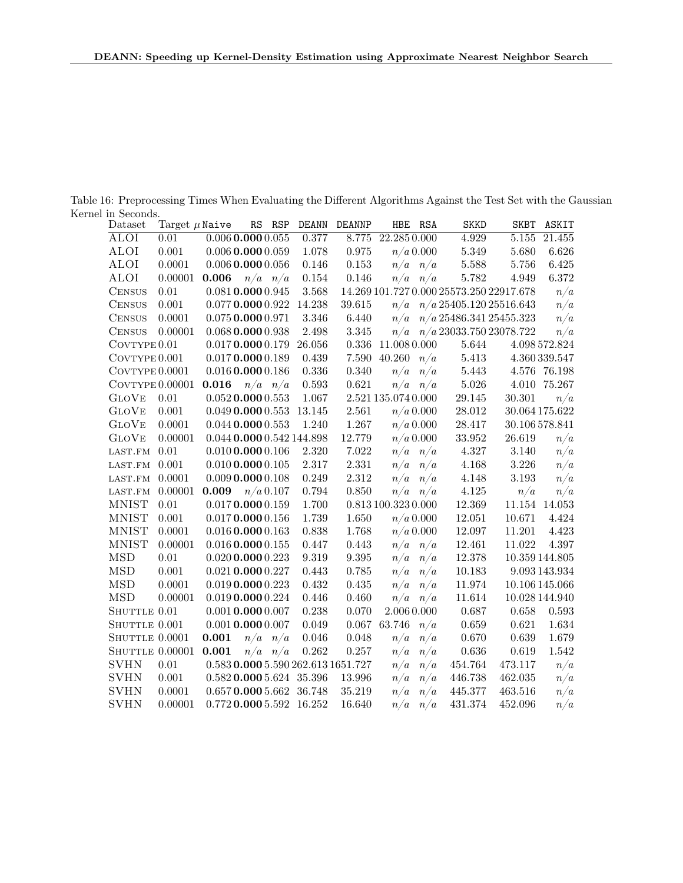Table 16: Preprocessing Times When Evaluating the Different Algorithms Against the Test Set with the Gaussian Kernel in Seconds.

| Dataset | Target $\mu$ | Naive | RS | RSP | DEANN | DEANNP | HBE | RSA | SKKD | SKBT | ASKIT |
|---|---|---|---|---|---|---|---|---|---|---|---|
| ALOI | 0.01 | 0.006 | **0.000** | 0.055 | 0.377 | 8.775 | 22.285 | 0.000 | 4.929 | 5.155 | 21.455 |
| ALOI | 0.001 | 0.006 | **0.000** | 0.059 | 1.078 | 0.975 | $n/a$ | 0.000 | 5.349 | 5.680 | 6.626 |
| ALOI | 0.0001 | 0.006 | **0.000** | 0.056 | 0.146 | 0.153 | $n/a$ | $n/a$ | 5.588 | 5.756 | 6.425 |
| ALOI | 0.00001 | **0.006** | $n/a$ | $n/a$ | 0.154 | 0.146 | $n/a$ | $n/a$ | 5.782 | 4.949 | 6.372 |
| Census | 0.01 | 0.081 | **0.000** | 0.945 | 3.568 | 14.269 | 101.727 | 0.000 | 25573.250 | 22917.678 | $n/a$ |
| Census | 0.001 | 0.077 | **0.000** | 0.922 | 14.238 | 39.615 | $n/a$ | $n/a$ | 25405.120 | 25516.643 | $n/a$ |
| Census | 0.0001 | 0.075 | **0.000** | 0.971 | 3.346 | 6.440 | $n/a$ | $n/a$ | 25486.341 | 25455.323 | $n/a$ |
| Census | 0.00001 | 0.068 | **0.000** | 0.938 | 2.498 | 3.345 | $n/a$ | $n/a$ | 23033.750 | 23078.722 | $n/a$ |
| Covtype | 0.01 | 0.017 | **0.000** | 0.179 | 26.056 | 0.336 | 11.008 | 0.000 | 5.644 | 4.098 | 572.824 |
| Covtype | 0.001 | 0.017 | **0.000** | 0.189 | 0.439 | 7.590 | 40.260 | $n/a$ | 5.413 | 4.360 | 339.547 |
| Covtype | 0.0001 | 0.016 | **0.000** | 0.186 | 0.336 | 0.340 | $n/a$ | $n/a$ | 5.443 | 4.576 | 76.198 |
| Covtype | 0.00001 | **0.016** | $n/a$ | $n/a$ | 0.593 | 0.621 | $n/a$ | $n/a$ | 5.026 | 4.010 | 75.267 |
| GloVe | 0.01 | 0.052 | **0.000** | 0.553 | 1.067 | 2.521 | 135.074 | 0.000 | 29.145 | 30.301 | $n/a$ |
| GloVe | 0.001 | 0.049 | **0.000** | 0.553 | 13.145 | 2.561 | $n/a$ | 0.000 | 28.012 | 30.064 | 175.622 |
| GloVe | 0.0001 | 0.044 | **0.000** | 0.553 | 1.240 | 1.267 | $n/a$ | 0.000 | 28.417 | 30.106 | 578.841 |
| GloVe | 0.00001 | 0.044 | **0.000** | 0.542 | 144.898 | 12.779 | $n/a$ | 0.000 | 33.952 | 26.619 | $n/a$ |
| last.fm | 0.01 | 0.010 | **0.000** | 0.106 | 2.320 | 7.022 | $n/a$ | $n/a$ | 4.327 | 3.140 | $n/a$ |
| last.fm | 0.001 | 0.010 | **0.000** | 0.105 | 2.317 | 2.331 | $n/a$ | $n/a$ | 4.168 | 3.226 | $n/a$ |
| last.fm | 0.0001 | 0.009 | **0.000** | 0.108 | 0.249 | 2.312 | $n/a$ | $n/a$ | 4.148 | 3.193 | $n/a$ |
| last.fm | 0.00001 | **0.009** | $n/a$ | 0.107 | 0.794 | 0.850 | $n/a$ | $n/a$ | 4.125 | $n/a$ | $n/a$ |
| MNIST | 0.01 | 0.017 | **0.000** | 0.159 | 1.700 | 0.813 | 100.323 | 0.000 | 12.369 | 11.154 | 14.053 |
| MNIST | 0.001 | 0.017 | **0.000** | 0.156 | 1.739 | 1.650 | $n/a$ | 0.000 | 12.051 | 10.671 | 4.424 |
| MNIST | 0.0001 | 0.016 | **0.000** | 0.163 | 0.838 | 1.768 | $n/a$ | 0.000 | 12.097 | 11.201 | 4.423 |
| MNIST | 0.00001 | 0.016 | **0.000** | 0.155 | 0.447 | 0.443 | $n/a$ | $n/a$ | 12.461 | 11.022 | 4.397 |
| MSD | 0.01 | 0.020 | **0.000** | 0.223 | 9.319 | 9.395 | $n/a$ | $n/a$ | 12.378 | 10.359 | 144.805 |
| MSD | 0.001 | 0.021 | **0.000** | 0.227 | 0.443 | 0.785 | $n/a$ | $n/a$ | 10.183 | 9.093 | 143.934 |
| MSD | 0.0001 | 0.019 | **0.000** | 0.223 | 0.432 | 0.435 | $n/a$ | $n/a$ | 11.974 | 10.106 | 145.066 |
| MSD | 0.00001 | 0.019 | **0.000** | 0.224 | 0.446 | 0.460 | $n/a$ | $n/a$ | 11.614 | 10.028 | 144.940 |
| Shuttle | 0.01 | 0.001 | **0.000** | 0.007 | 0.238 | 0.070 | 2.006 | 0.000 | 0.687 | 0.658 | 0.593 |
| Shuttle | 0.001 | 0.001 | **0.000** | 0.007 | 0.049 | 0.067 | 63.746 | $n/a$ | 0.659 | 0.621 | 1.634 |
| Shuttle | 0.0001 | **0.001** | $n/a$ | $n/a$ | 0.046 | 0.048 | $n/a$ | $n/a$ | 0.670 | 0.639 | 1.679 |
| Shuttle | 0.00001 | **0.001** | $n/a$ | $n/a$ | 0.262 | 0.257 | $n/a$ | $n/a$ | 0.636 | 0.619 | 1.542 |
| SVHN | 0.01 | 0.583 | **0.000** | 5.590 | 262.613 | 1651.727 | $n/a$ | $n/a$ | 454.764 | 473.117 | $n/a$ |
| SVHN | 0.001 | 0.582 | **0.000** | 5.624 | 35.396 | 13.996 | $n/a$ | $n/a$ | 446.738 | 462.035 | $n/a$ |
| SVHN | 0.0001 | 0.657 | **0.000** | 5.662 | 36.748 | 35.219 | $n/a$ | $n/a$ | 445.377 | 463.516 | $n/a$ |
| SVHN | 0.00001 | 0.772 | **0.000** | 5.592 | 16.252 | 16.640 | $n/a$ | $n/a$ | 431.374 | 452.096 | $n/a$ |